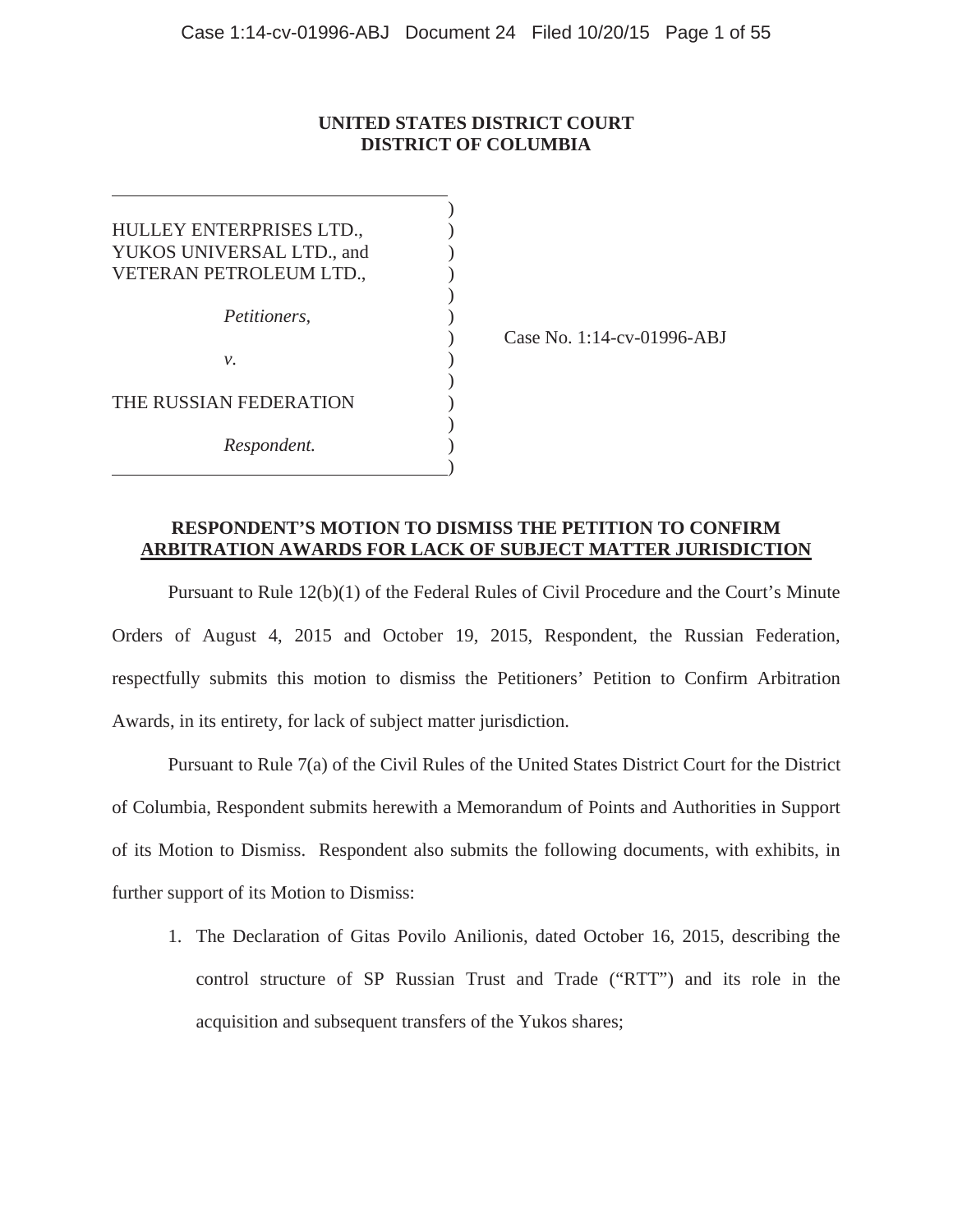**UNITED STATES DISTRICT COURT**
**DISTRICT OF COLUMBIA**

| | |
|---|---|
| HULLEY ENTERPRISES LTD., YUKOS UNIVERSAL LTD., and VETERAN PETROLEUM LTD., | |
| *Petitioners,* | Case No. 1:14-cv-01996-ABJ |
| *v.* | |
| THE RUSSIAN FEDERATION | |
| *Respondent.* | |

## RESPONDENT'S MOTION TO DISMISS THE PETITION TO CONFIRM ARBITRATION AWARDS FOR LACK OF SUBJECT MATTER JURISDICTION

Pursuant to Rule 12(b)(1) of the Federal Rules of Civil Procedure and the Court's Minute Orders of August 4, 2015 and October 19, 2015, Respondent, the Russian Federation, respectfully submits this motion to dismiss the Petitioners' Petition to Confirm Arbitration Awards, in its entirety, for lack of subject matter jurisdiction.

Pursuant to Rule 7(a) of the Civil Rules of the United States District Court for the District of Columbia, Respondent submits herewith a Memorandum of Points and Authorities in Support of its Motion to Dismiss. Respondent also submits the following documents, with exhibits, in further support of its Motion to Dismiss:

1. The Declaration of Gitas Povilo Anilionis, dated October 16, 2015, describing the control structure of SP Russian Trust and Trade ("RTT") and its role in the acquisition and subsequent transfers of the Yukos shares;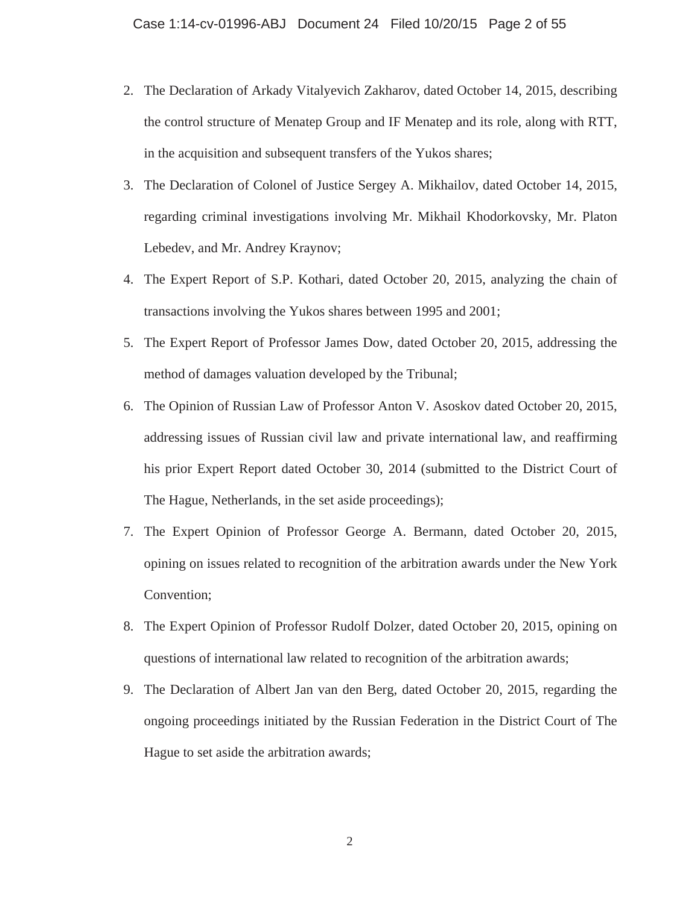2. The Declaration of Arkady Vitalyevich Zakharov, dated October 14, 2015, describing the control structure of Menatep Group and IF Menatep and its role, along with RTT, in the acquisition and subsequent transfers of the Yukos shares;
3. The Declaration of Colonel of Justice Sergey A. Mikhailov, dated October 14, 2015, regarding criminal investigations involving Mr. Mikhail Khodorkovsky, Mr. Platon Lebedev, and Mr. Andrey Kraynov;
4. The Expert Report of S.P. Kothari, dated October 20, 2015, analyzing the chain of transactions involving the Yukos shares between 1995 and 2001;
5. The Expert Report of Professor James Dow, dated October 20, 2015, addressing the method of damages valuation developed by the Tribunal;
6. The Opinion of Russian Law of Professor Anton V. Asoskov dated October 20, 2015, addressing issues of Russian civil law and private international law, and reaffirming his prior Expert Report dated October 30, 2014 (submitted to the District Court of The Hague, Netherlands, in the set aside proceedings);
7. The Expert Opinion of Professor George A. Bermann, dated October 20, 2015, opining on issues related to recognition of the arbitration awards under the New York Convention;
8. The Expert Opinion of Professor Rudolf Dolzer, dated October 20, 2015, opining on questions of international law related to recognition of the arbitration awards;
9. The Declaration of Albert Jan van den Berg, dated October 20, 2015, regarding the ongoing proceedings initiated by the Russian Federation in the District Court of The Hague to set aside the arbitration awards;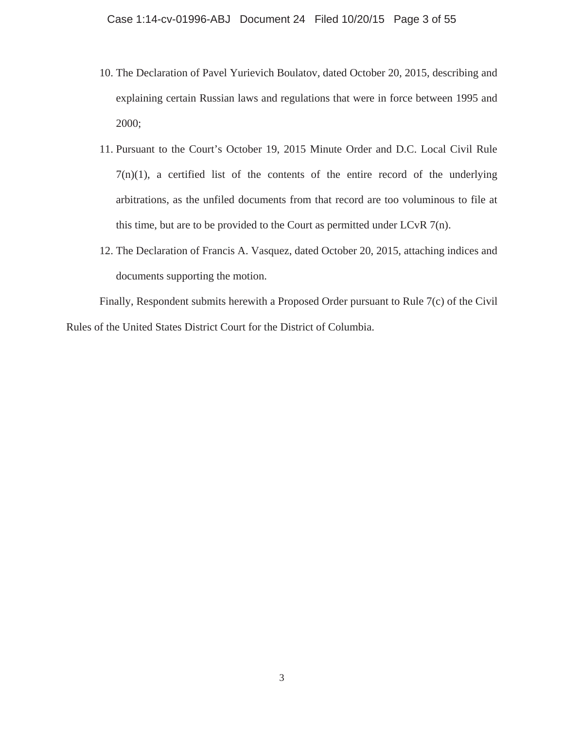10. The Declaration of Pavel Yurievich Boulatov, dated October 20, 2015, describing and explaining certain Russian laws and regulations that were in force between 1995 and 2000;
11. Pursuant to the Court's October 19, 2015 Minute Order and D.C. Local Civil Rule 7(n)(1), a certified list of the contents of the entire record of the underlying arbitrations, as the unfiled documents from that record are too voluminous to file at this time, but are to be provided to the Court as permitted under LCvR 7(n).
12. The Declaration of Francis A. Vasquez, dated October 20, 2015, attaching indices and documents supporting the motion.

Finally, Respondent submits herewith a Proposed Order pursuant to Rule 7(c) of the Civil Rules of the United States District Court for the District of Columbia.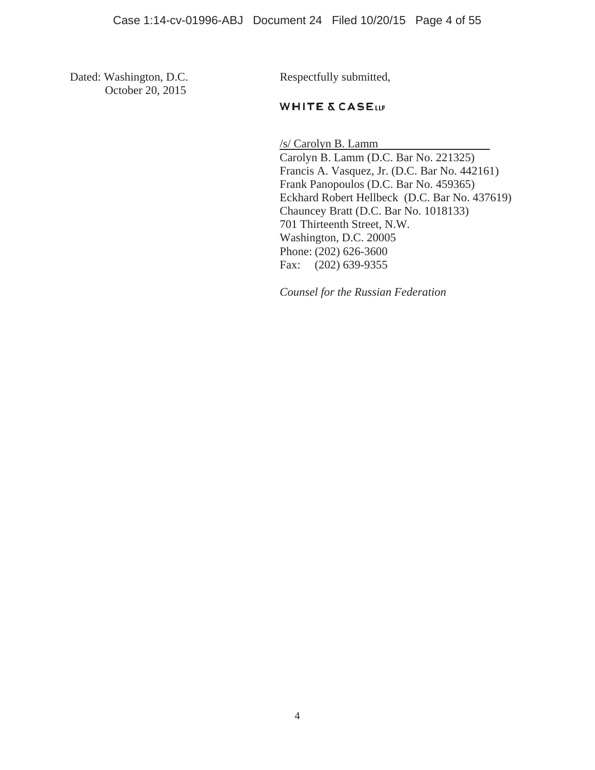Dated: Washington, D.C.
October 20, 2015

Respectfully submitted,

WHITE & CASE LLP

/s/ Carolyn B. Lamm
Carolyn B. Lamm (D.C. Bar No. 221325)
Francis A. Vasquez, Jr. (D.C. Bar No. 442161)
Frank Panopoulos (D.C. Bar No. 459365)
Eckhard Robert Hellbeck (D.C. Bar No. 437619)
Chauncey Bratt (D.C. Bar No. 1018133)
701 Thirteenth Street, N.W.
Washington, D.C. 20005
Phone: (202) 626-3600
Fax: (202) 639-9355

*Counsel for the Russian Federation*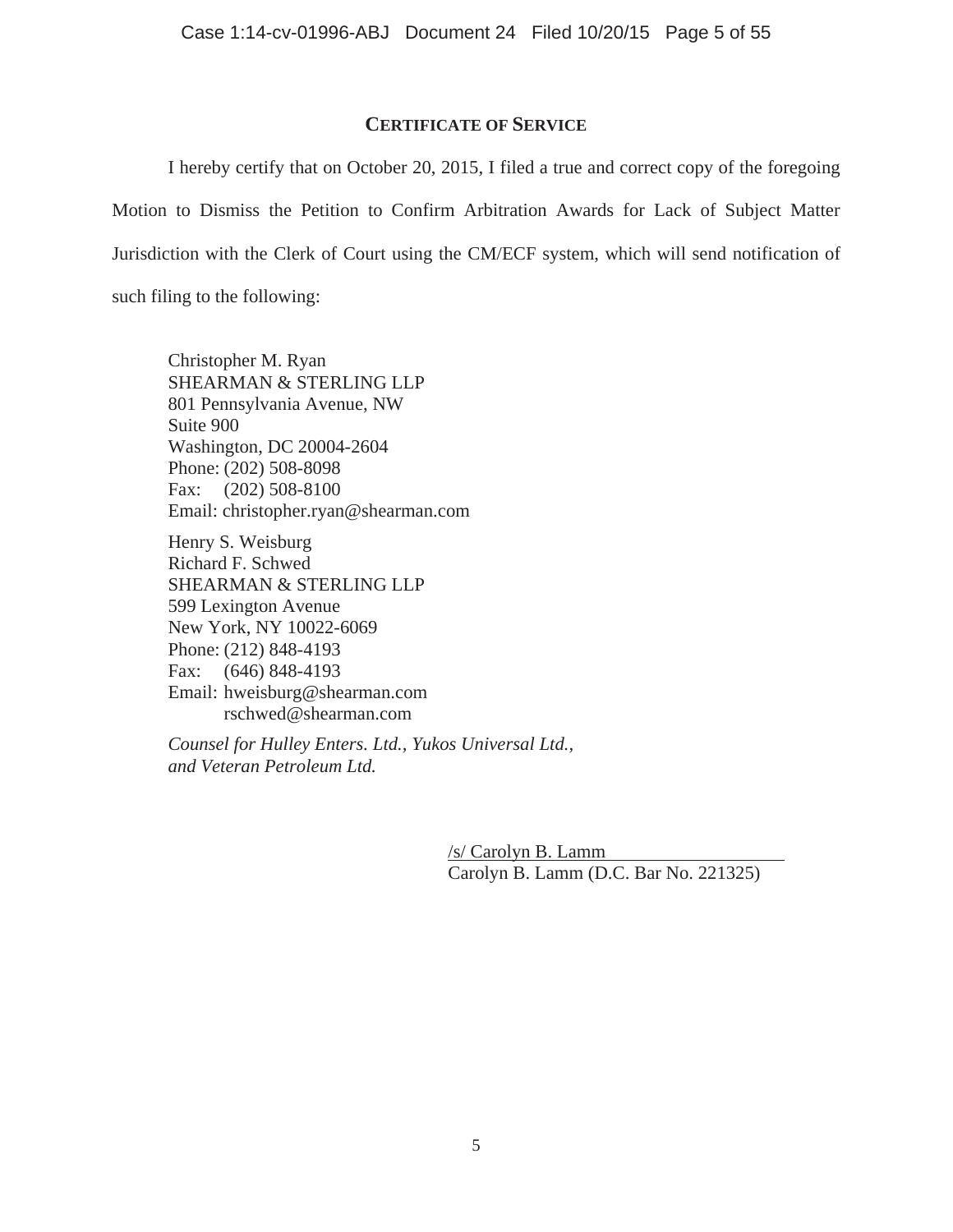## CERTIFICATE OF SERVICE

I hereby certify that on October 20, 2015, I filed a true and correct copy of the foregoing Motion to Dismiss the Petition to Confirm Arbitration Awards for Lack of Subject Matter Jurisdiction with the Clerk of Court using the CM/ECF system, which will send notification of such filing to the following:

Christopher M. Ryan
SHEARMAN & STERLING LLP
801 Pennsylvania Avenue, NW
Suite 900
Washington, DC 20004-2604
Phone: (202) 508-8098
Fax: (202) 508-8100
Email: christopher.ryan@shearman.com

Henry S. Weisburg
Richard F. Schwed
SHEARMAN & STERLING LLP
599 Lexington Avenue
New York, NY 10022-6069
Phone: (212) 848-4193
Fax: (646) 848-4193
Email: hweisburg@shearman.com
rschwed@shearman.com

*Counsel for Hulley Enters. Ltd., Yukos Universal Ltd., and Veteran Petroleum Ltd.*

/s/ Carolyn B. Lamm
Carolyn B. Lamm (D.C. Bar No. 221325)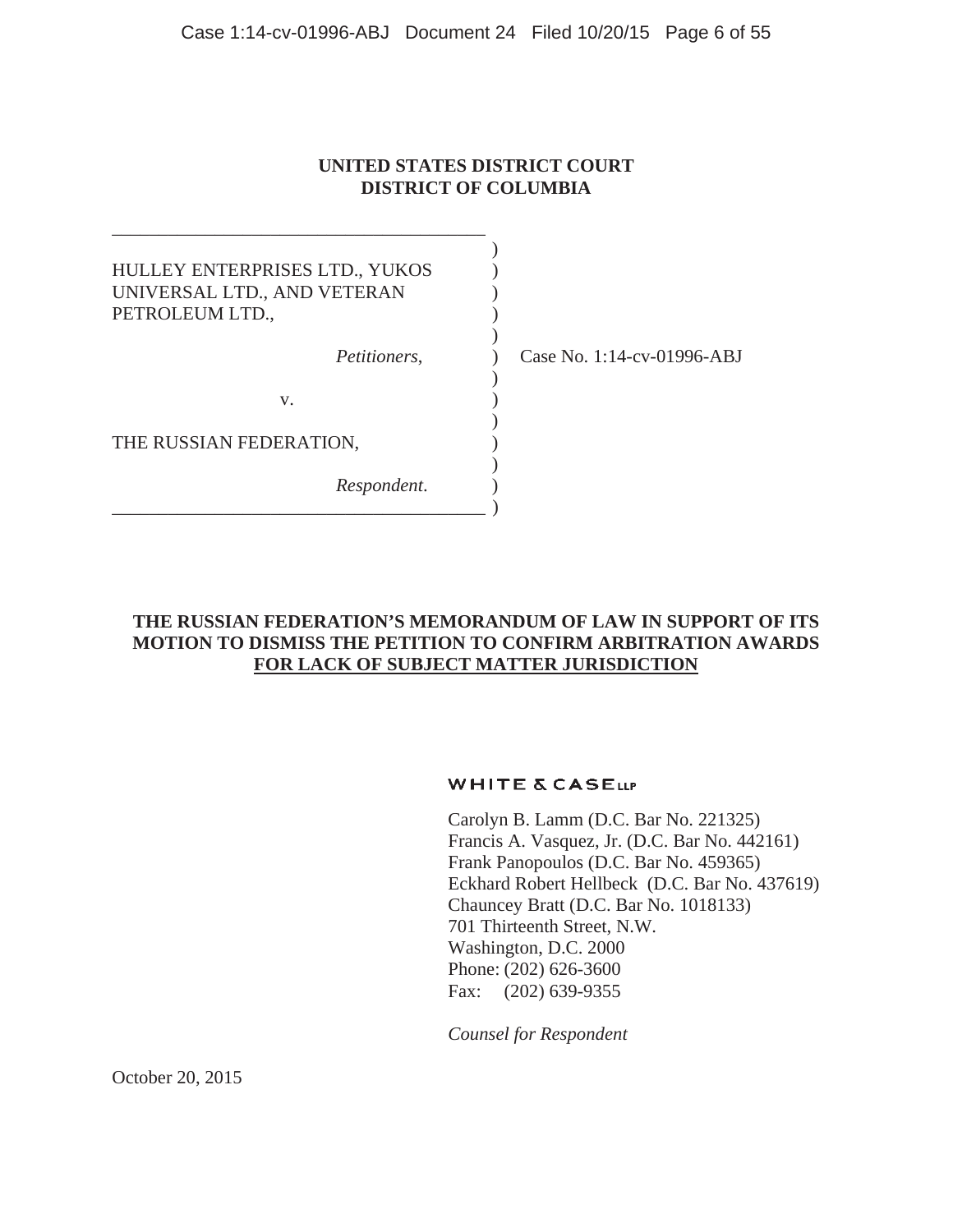**UNITED STATES DISTRICT COURT**
**DISTRICT OF COLUMBIA**

HULLEY ENTERPRISES LTD., YUKOS UNIVERSAL LTD., AND VETERAN PETROLEUM LTD.,

*Petitioners*,

v.

THE RUSSIAN FEDERATION,

*Respondent*.

Case No. 1:14-cv-01996-ABJ

**THE RUSSIAN FEDERATION'S MEMORANDUM OF LAW IN SUPPORT OF ITS MOTION TO DISMISS THE PETITION TO CONFIRM ARBITRATION AWARDS FOR LACK OF SUBJECT MATTER JURISDICTION**

WHITE & CASE LLP

Carolyn B. Lamm (D.C. Bar No. 221325)
Francis A. Vasquez, Jr. (D.C. Bar No. 442161)
Frank Panopoulos (D.C. Bar No. 459365)
Eckhard Robert Hellbeck (D.C. Bar No. 437619)
Chauncey Bratt (D.C. Bar No. 1018133)
701 Thirteenth Street, N.W.
Washington, D.C. 2000
Phone: (202) 626-3600
Fax: (202) 639-9355

*Counsel for Respondent*

October 20, 2015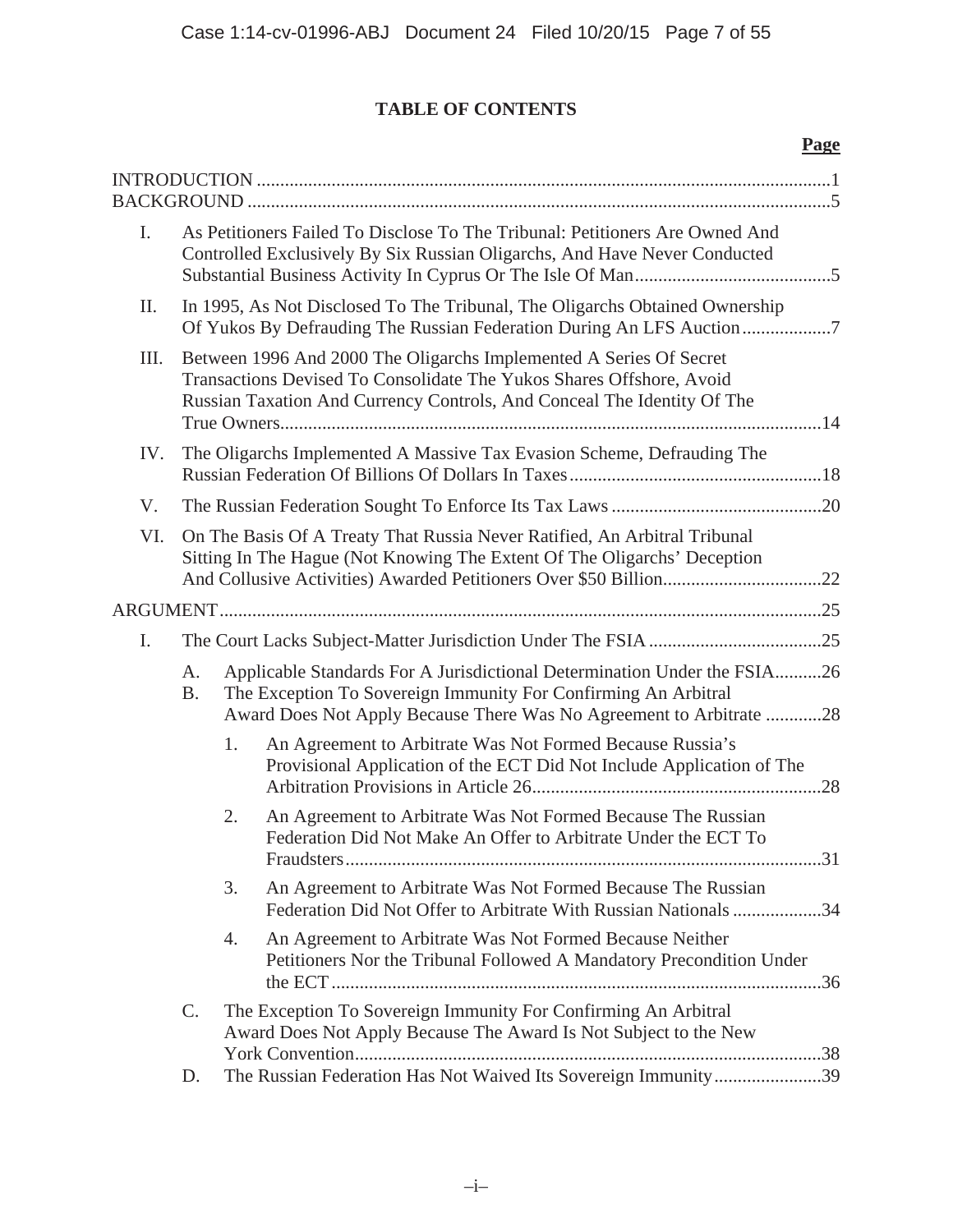## TABLE OF CONTENTS

| | Page |
|---|---|
| INTRODUCTION | 1 |
| BACKGROUND | 5 |
| I. As Petitioners Failed To Disclose To The Tribunal: Petitioners Are Owned And Controlled Exclusively By Six Russian Oligarchs, And Have Never Conducted Substantial Business Activity In Cyprus Or The Isle Of Man | 5 |
| II. In 1995, As Not Disclosed To The Tribunal, The Oligarchs Obtained Ownership Of Yukos By Defrauding The Russian Federation During An LFS Auction | 7 |
| III. Between 1996 And 2000 The Oligarchs Implemented A Series Of Secret Transactions Devised To Consolidate The Yukos Shares Offshore, Avoid Russian Taxation And Currency Controls, And Conceal The Identity Of The True Owners | 14 |
| IV. The Oligarchs Implemented A Massive Tax Evasion Scheme, Defrauding The Russian Federation Of Billions Of Dollars In Taxes | 18 |
| V. The Russian Federation Sought To Enforce Its Tax Laws | 20 |
| VI. On The Basis Of A Treaty That Russia Never Ratified, An Arbitral Tribunal Sitting In The Hague (Not Knowing The Extent Of The Oligarchs' Deception And Collusive Activities) Awarded Petitioners Over $50 Billion | 22 |
| ARGUMENT | 25 |
| I. The Court Lacks Subject-Matter Jurisdiction Under The FSIA | 25 |
| A. Applicable Standards For A Jurisdictional Determination Under the FSIA | 26 |
| B. The Exception To Sovereign Immunity For Confirming An Arbitral Award Does Not Apply Because There Was No Agreement to Arbitrate | 28 |
| 1. An Agreement to Arbitrate Was Not Formed Because Russia's Provisional Application of the ECT Did Not Include Application of The Arbitration Provisions in Article 26 | 28 |
| 2. An Agreement to Arbitrate Was Not Formed Because The Russian Federation Did Not Make An Offer to Arbitrate Under the ECT To Fraudsters | 31 |
| 3. An Agreement to Arbitrate Was Not Formed Because The Russian Federation Did Not Offer to Arbitrate With Russian Nationals | 34 |
| 4. An Agreement to Arbitrate Was Not Formed Because Neither Petitioners Nor the Tribunal Followed A Mandatory Precondition Under the ECT | 36 |
| C. The Exception To Sovereign Immunity For Confirming An Arbitral Award Does Not Apply Because The Award Is Not Subject to the New York Convention | 38 |
| D. The Russian Federation Has Not Waived Its Sovereign Immunity | 39 |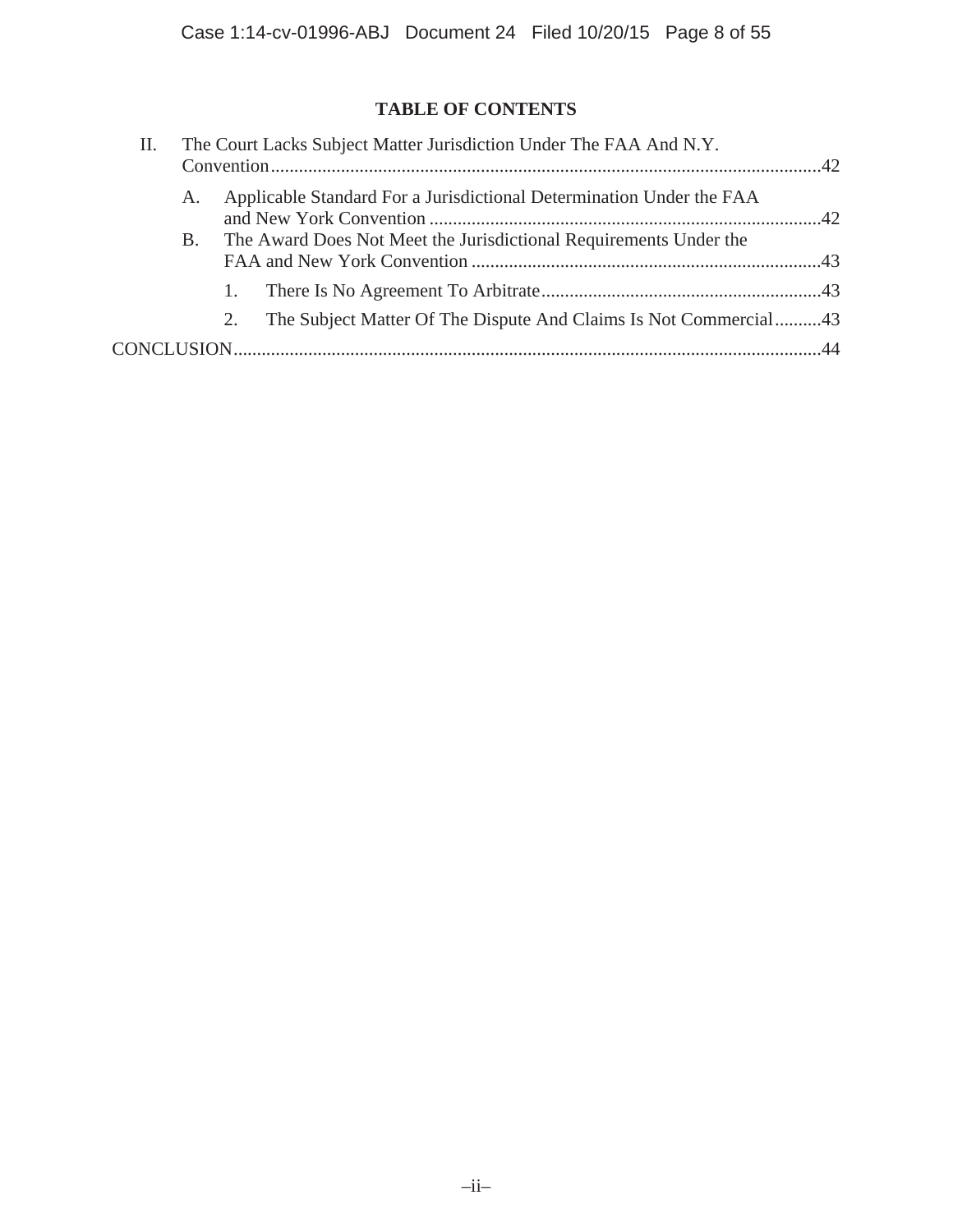**TABLE OF CONTENTS**

II. The Court Lacks Subject Matter Jurisdiction Under The FAA And N.Y. Convention....................................................................................................................42

 A. Applicable Standard For a Jurisdictional Determination Under the FAA and New York Convention ....................................................................................42

 B. The Award Does Not Meet the Jurisdictional Requirements Under the FAA and New York Convention ..........................................................................43

  1. There Is No Agreement To Arbitrate............................................................43

  2. The Subject Matter Of The Dispute And Claims Is Not Commercial..........43

CONCLUSION.............................................................................................................................44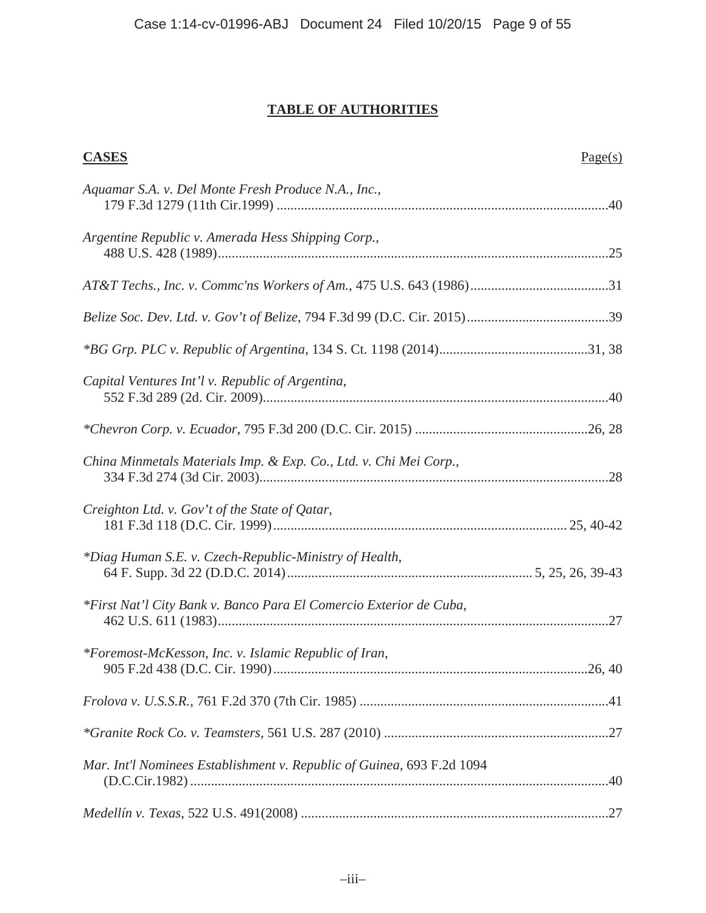# TABLE OF AUTHORITIES

**CASES** Page(s)

*Aquamar S.A. v. Del Monte Fresh Produce N.A., Inc.*,
179 F.3d 1279 (11th Cir.1999) ....................................................................................................40

*Argentine Republic v. Amerada Hess Shipping Corp.*,
488 U.S. 428 (1989)....................................................................................................................25

*AT&T Techs., Inc. v. Commc'ns Workers of Am.*, 475 U.S. 643 (1986)........................................31

*Belize Soc. Dev. Ltd. v. Gov't of Belize*, 794 F.3d 99 (D.C. Cir. 2015).........................................39

**BG Grp. PLC v. Republic of Argentina*, 134 S. Ct. 1198 (2014)...........................................31, 38

*Capital Ventures Int'l v. Republic of Argentina*,
552 F.3d 289 (2d. Cir. 2009)........................................................................................................40

**Chevron Corp. v. Ecuador*, 795 F.3d 200 (D.C. Cir. 2015) ..................................................26, 28

*China Minmetals Materials Imp. & Exp. Co., Ltd. v. Chi Mei Corp.*,
334 F.3d 274 (3d Cir. 2003).........................................................................................................28

*Creighton Ltd. v. Gov't of the State of Qatar*,
181 F.3d 118 (D.C. Cir. 1999).................................................................................... 25, 40-42

**Diag Human S.E. v. Czech-Republic-Ministry of Health*,
64 F. Supp. 3d 22 (D.D.C. 2014)...................................................................... 5, 25, 26, 39-43

**First Nat'l City Bank v. Banco Para El Comercio Exterior de Cuba*,
462 U.S. 611 (1983)....................................................................................................................27

**Foremost-McKesson, Inc. v. Islamic Republic of Iran*,
905 F.2d 438 (D.C. Cir. 1990)..............................................................................................26, 40

*Frolova v. U.S.S.R.*, 761 F.2d 370 (7th Cir. 1985) ........................................................................41

**Granite Rock Co. v. Teamsters*, 561 U.S. 287 (2010) .................................................................27

*Mar. Int'l Nominees Establishment v. Republic of Guinea*, 693 F.2d 1094
(D.C.Cir.1982) ............................................................................................................................40

*Medellín v. Texas*, 522 U.S. 491(2008) .........................................................................................27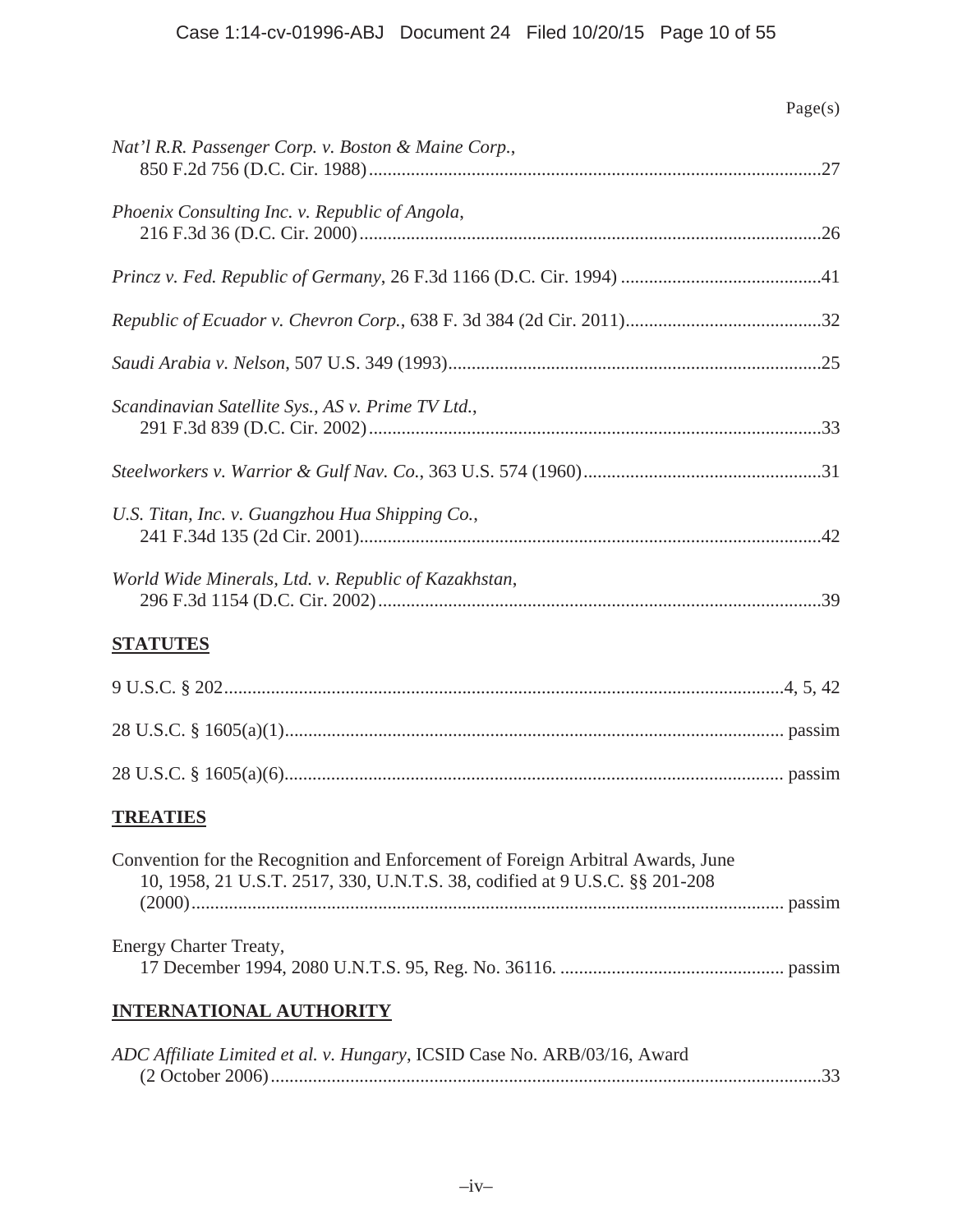Page(s)

*Nat'l R.R. Passenger Corp. v. Boston & Maine Corp.*,
850 F.2d 756 (D.C. Cir. 1988) ............................................................................................27

*Phoenix Consulting Inc. v. Republic of Angola*,
216 F.3d 36 (D.C. Cir. 2000) ..............................................................................................26

*Princz v. Fed. Republic of Germany*, 26 F.3d 1166 (D.C. Cir. 1994) ...........................................41

*Republic of Ecuador v. Chevron Corp.*, 638 F. 3d 384 (2d Cir. 2011)..........................................32

*Saudi Arabia v. Nelson*, 507 U.S. 349 (1993)...............................................................................25

*Scandinavian Satellite Sys., AS v. Prime TV Ltd.*,
291 F.3d 839 (D.C. Cir. 2002) ............................................................................................33

*Steelworkers v. Warrior & Gulf Nav. Co.*, 363 U.S. 574 (1960)..................................................31

*U.S. Titan, Inc. v. Guangzhou Hua Shipping Co.*,
241 F.34d 135 (2d Cir. 2001)..............................................................................................42

*World Wide Minerals, Ltd. v. Republic of Kazakhstan*,
296 F.3d 1154 (D.C. Cir. 2002) ..........................................................................................39

## STATUTES

9 U.S.C. § 202.......................................................................................................................4, 5, 42

28 U.S.C. § 1605(a)(1).......................................................................................................... passim

28 U.S.C. § 1605(a)(6).......................................................................................................... passim

## TREATIES

Convention for the Recognition and Enforcement of Foreign Arbitral Awards, June 10, 1958, 21 U.S.T. 2517, 330, U.N.T.S. 38, codified at 9 U.S.C. §§ 201-208 (2000)................................................................................................................................ passim

Energy Charter Treaty,
17 December 1994, 2080 U.N.T.S. 95, Reg. No. 36116. ............................................... passim

## INTERNATIONAL AUTHORITY

*ADC Affiliate Limited et al. v. Hungary*, ICSID Case No. ARB/03/16, Award
(2 October 2006).....................................................................................................................33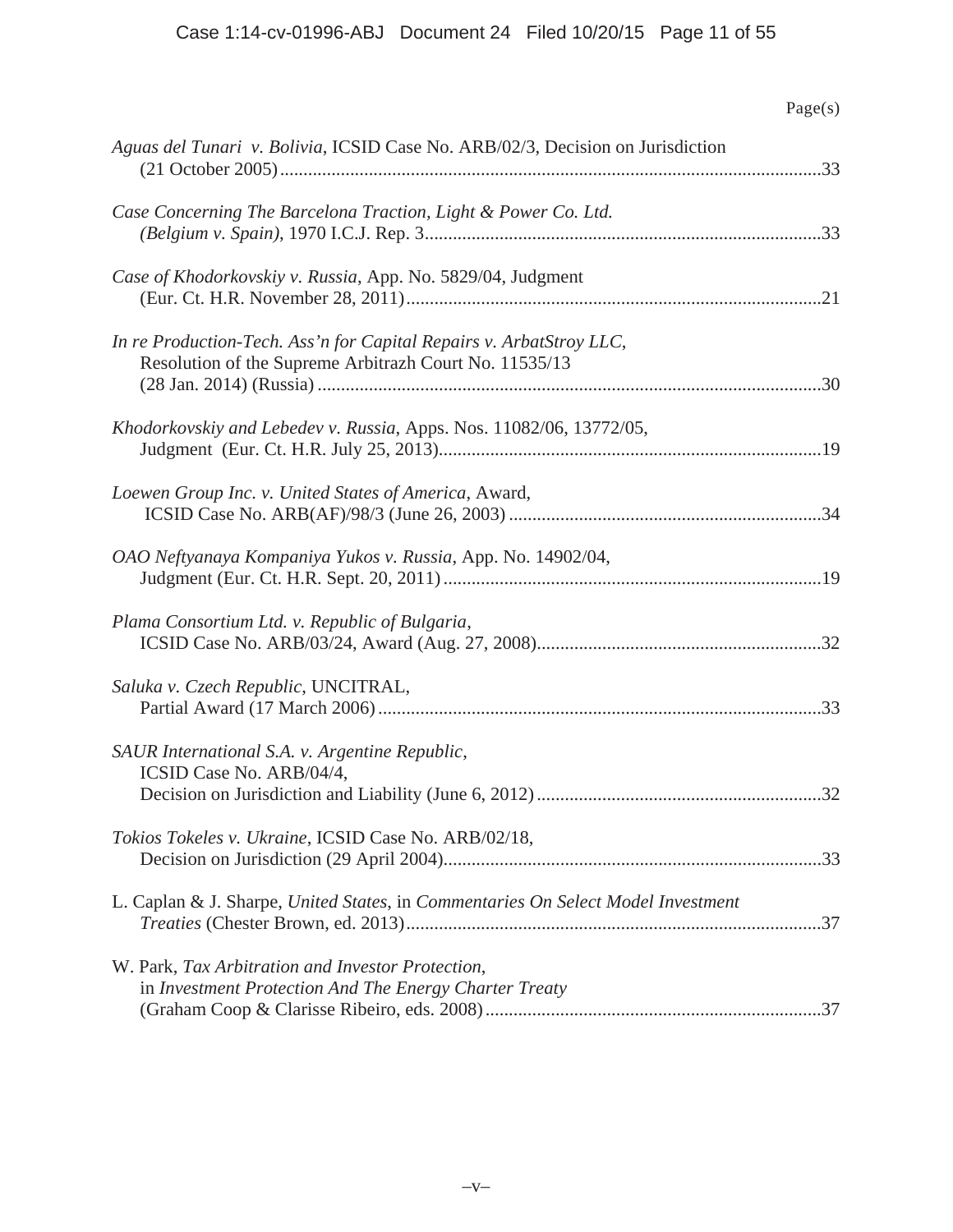Page(s)

*Aguas del Tunari v. Bolivia*, ICSID Case No. ARB/02/3, Decision on Jurisdiction (21 October 2005) ....................................................................................................................33

*Case Concerning The Barcelona Traction, Light & Power Co. Ltd. (Belgium v. Spain)*, 1970 I.C.J. Rep. 3....................................................................................33

*Case of Khodorkovskiy v. Russia*, App. No. 5829/04, Judgment (Eur. Ct. H.R. November 28, 2011).........................................................................................21

*In re Production-Tech. Ass'n for Capital Repairs v. ArbatStroy LLC*, Resolution of the Supreme Arbitrazh Court No. 11535/13 (28 Jan. 2014) (Russia) ............................................................................................................30

*Khodorkovskiy and Lebedev v. Russia*, Apps. Nos. 11082/06, 13772/05, Judgment (Eur. Ct. H.R. July 25, 2013)..................................................................................19

*Loewen Group Inc. v. United States of America*, Award, ICSID Case No. ARB(AF)/98/3 (June 26, 2003) ...................................................................34

*OAO Neftyanaya Kompaniya Yukos v. Russia*, App. No. 14902/04, Judgment (Eur. Ct. H.R. Sept. 20, 2011) .................................................................................19

*Plama Consortium Ltd. v. Republic of Bulgaria*, ICSID Case No. ARB/03/24, Award (Aug. 27, 2008).............................................................32

*Saluka v. Czech Republic*, UNCITRAL, Partial Award (17 March 2006) ...............................................................................................33

*SAUR International S.A. v. Argentine Republic*, ICSID Case No. ARB/04/4, Decision on Jurisdiction and Liability (June 6, 2012) .............................................................32

*Tokios Tokeles v. Ukraine*, ICSID Case No. ARB/02/18, Decision on Jurisdiction (29 April 2004).................................................................................33

L. Caplan & J. Sharpe, *United States*, in *Commentaries On Select Model Investment Treaties* (Chester Brown, ed. 2013).........................................................................................37

W. Park, *Tax Arbitration and Investor Protection*, in *Investment Protection And The Energy Charter Treaty* (Graham Coop & Clarisse Ribeiro, eds. 2008).........................................................................37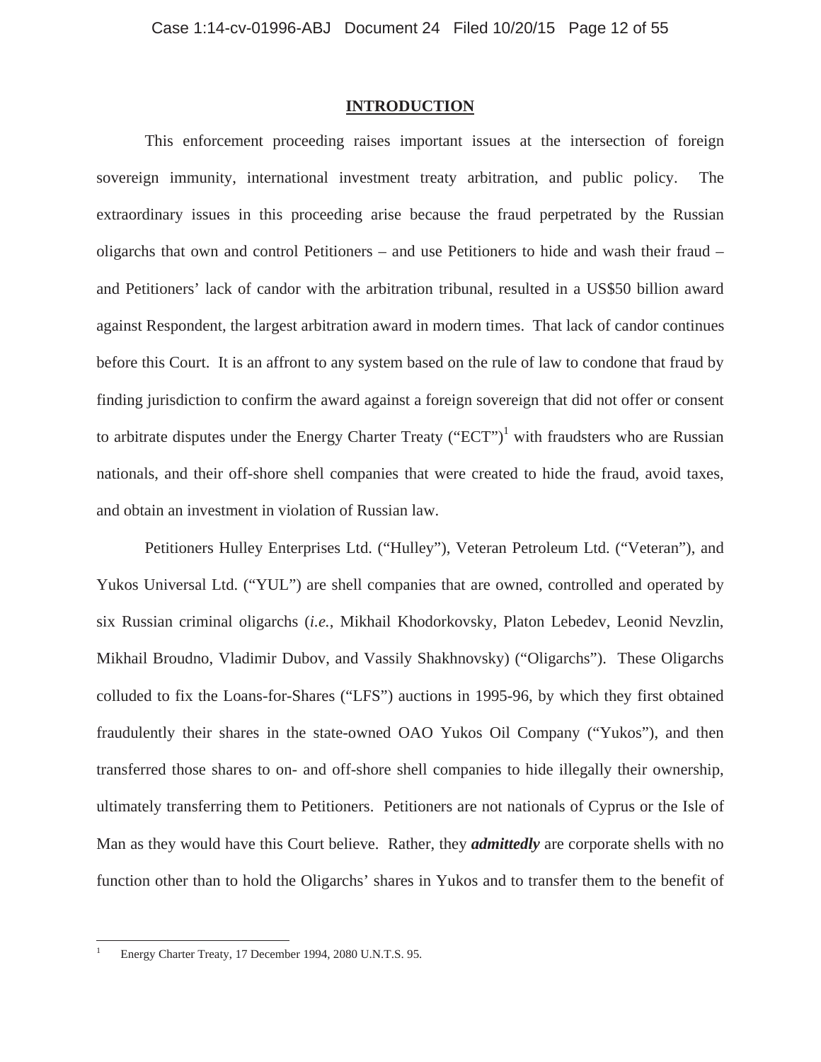## INTRODUCTION

This enforcement proceeding raises important issues at the intersection of foreign sovereign immunity, international investment treaty arbitration, and public policy. The extraordinary issues in this proceeding arise because the fraud perpetrated by the Russian oligarchs that own and control Petitioners – and use Petitioners to hide and wash their fraud – and Petitioners' lack of candor with the arbitration tribunal, resulted in a US$50 billion award against Respondent, the largest arbitration award in modern times. That lack of candor continues before this Court. It is an affront to any system based on the rule of law to condone that fraud by finding jurisdiction to confirm the award against a foreign sovereign that did not offer or consent to arbitrate disputes under the Energy Charter Treaty ("ECT")[1] with fraudsters who are Russian nationals, and their off-shore shell companies that were created to hide the fraud, avoid taxes, and obtain an investment in violation of Russian law.

Petitioners Hulley Enterprises Ltd. ("Hulley"), Veteran Petroleum Ltd. ("Veteran"), and Yukos Universal Ltd. ("YUL") are shell companies that are owned, controlled and operated by six Russian criminal oligarchs (*i.e.*, Mikhail Khodorkovsky, Platon Lebedev, Leonid Nevzlin, Mikhail Broudno, Vladimir Dubov, and Vassily Shakhnovsky) ("Oligarchs"). These Oligarchs colluded to fix the Loans-for-Shares ("LFS") auctions in 1995-96, by which they first obtained fraudulently their shares in the state-owned OAO Yukos Oil Company ("Yukos"), and then transferred those shares to on- and off-shore shell companies to hide illegally their ownership, ultimately transferring them to Petitioners. Petitioners are not nationals of Cyprus or the Isle of Man as they would have this Court believe. Rather, they ***admittedly*** are corporate shells with no function other than to hold the Oligarchs' shares in Yukos and to transfer them to the benefit of

---

[1] Energy Charter Treaty, 17 December 1994, 2080 U.N.T.S. 95.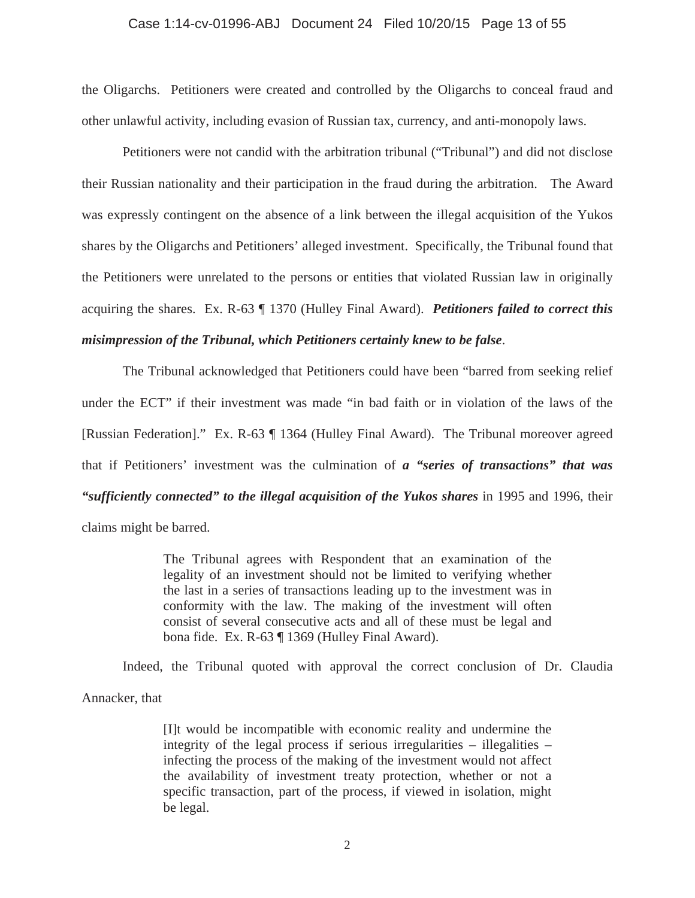the Oligarchs. Petitioners were created and controlled by the Oligarchs to conceal fraud and other unlawful activity, including evasion of Russian tax, currency, and anti-monopoly laws.

Petitioners were not candid with the arbitration tribunal ("Tribunal") and did not disclose their Russian nationality and their participation in the fraud during the arbitration. The Award was expressly contingent on the absence of a link between the illegal acquisition of the Yukos shares by the Oligarchs and Petitioners' alleged investment. Specifically, the Tribunal found that the Petitioners were unrelated to the persons or entities that violated Russian law in originally acquiring the shares. Ex. R-63 ¶ 1370 (Hulley Final Award). ***Petitioners failed to correct this misimpression of the Tribunal, which Petitioners certainly knew to be false***.

The Tribunal acknowledged that Petitioners could have been "barred from seeking relief under the ECT" if their investment was made "in bad faith or in violation of the laws of the [Russian Federation]." Ex. R-63 ¶ 1364 (Hulley Final Award). The Tribunal moreover agreed that if Petitioners' investment was the culmination of ***a "series of transactions" that was "sufficiently connected" to the illegal acquisition of the Yukos shares*** in 1995 and 1996, their claims might be barred.

> The Tribunal agrees with Respondent that an examination of the legality of an investment should not be limited to verifying whether the last in a series of transactions leading up to the investment was in conformity with the law. The making of the investment will often consist of several consecutive acts and all of these must be legal and bona fide. Ex. R-63 ¶ 1369 (Hulley Final Award).

Indeed, the Tribunal quoted with approval the correct conclusion of Dr. Claudia Annacker, that

> [I]t would be incompatible with economic reality and undermine the integrity of the legal process if serious irregularities – illegalities – infecting the process of the making of the investment would not affect the availability of investment treaty protection, whether or not a specific transaction, part of the process, if viewed in isolation, might be legal.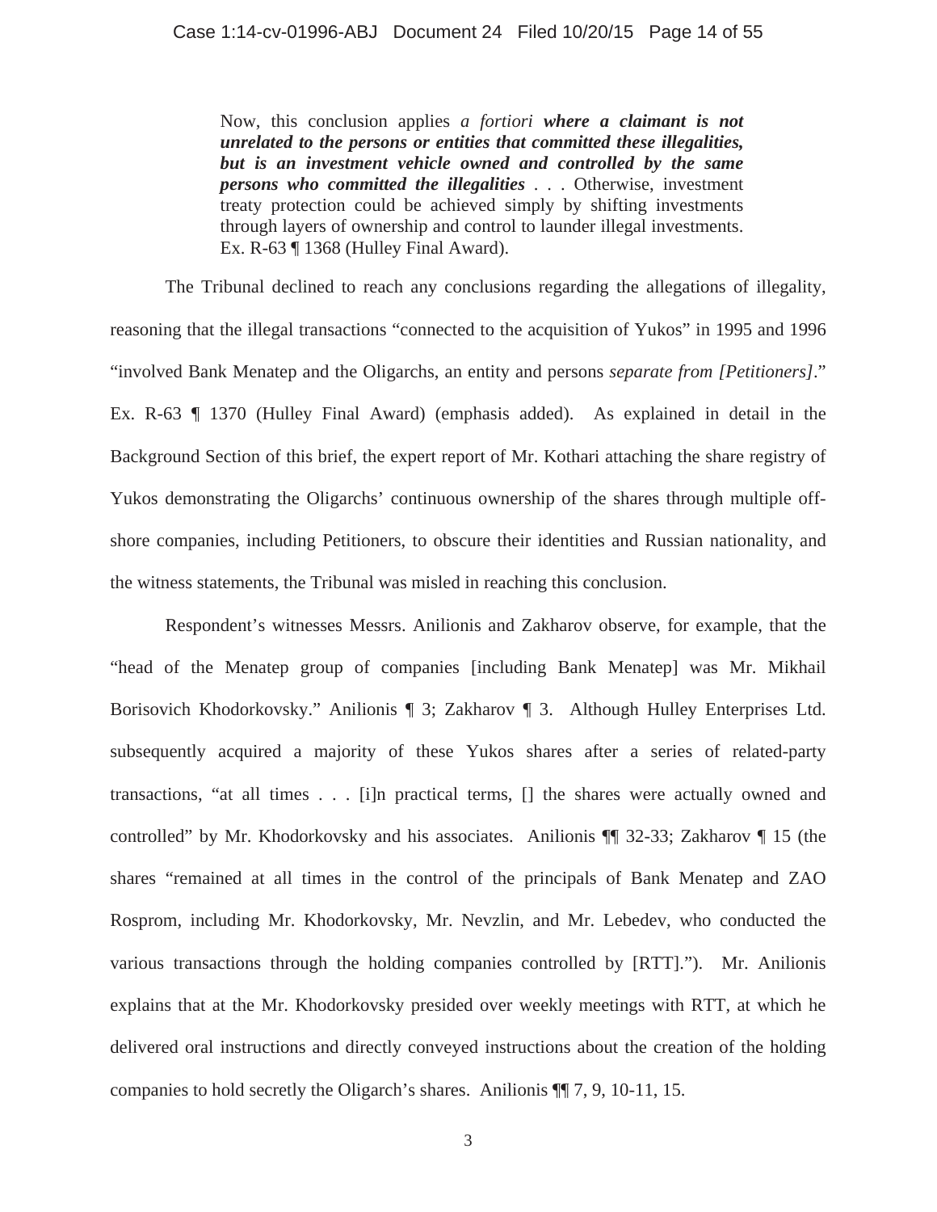> Now, this conclusion applies *a fortiori* ***where a claimant is not unrelated to the persons or entities that committed these illegalities, but is an investment vehicle owned and controlled by the same persons who committed the illegalities*** . . . Otherwise, investment treaty protection could be achieved simply by shifting investments through layers of ownership and control to launder illegal investments. Ex. R-63 ¶ 1368 (Hulley Final Award).

The Tribunal declined to reach any conclusions regarding the allegations of illegality, reasoning that the illegal transactions "connected to the acquisition of Yukos" in 1995 and 1996 "involved Bank Menatep and the Oligarchs, an entity and persons *separate from [Petitioners]*." Ex. R-63 ¶ 1370 (Hulley Final Award) (emphasis added). As explained in detail in the Background Section of this brief, the expert report of Mr. Kothari attaching the share registry of Yukos demonstrating the Oligarchs' continuous ownership of the shares through multiple off-shore companies, including Petitioners, to obscure their identities and Russian nationality, and the witness statements, the Tribunal was misled in reaching this conclusion.

Respondent's witnesses Messrs. Anilionis and Zakharov observe, for example, that the "head of the Menatep group of companies [including Bank Menatep] was Mr. Mikhail Borisovich Khodorkovsky." Anilionis ¶ 3; Zakharov ¶ 3. Although Hulley Enterprises Ltd. subsequently acquired a majority of these Yukos shares after a series of related-party transactions, "at all times . . . [i]n practical terms, [] the shares were actually owned and controlled" by Mr. Khodorkovsky and his associates. Anilionis ¶¶ 32-33; Zakharov ¶ 15 (the shares "remained at all times in the control of the principals of Bank Menatep and ZAO Rosprom, including Mr. Khodorkovsky, Mr. Nevzlin, and Mr. Lebedev, who conducted the various transactions through the holding companies controlled by [RTT]."). Mr. Anilionis explains that at the Mr. Khodorkovsky presided over weekly meetings with RTT, at which he delivered oral instructions and directly conveyed instructions about the creation of the holding companies to hold secretly the Oligarch's shares. Anilionis ¶¶ 7, 9, 10-11, 15.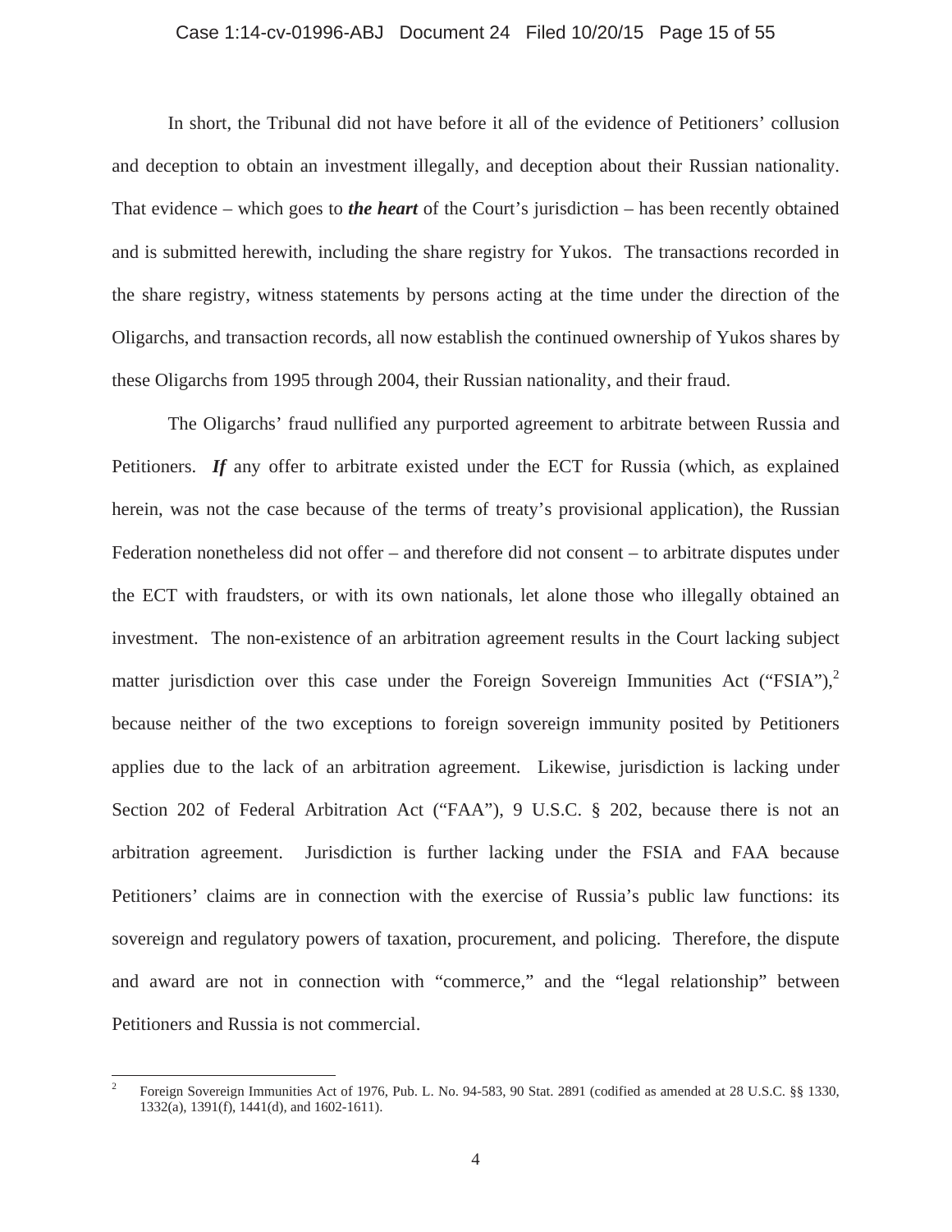In short, the Tribunal did not have before it all of the evidence of Petitioners' collusion and deception to obtain an investment illegally, and deception about their Russian nationality. That evidence – which goes to ***the heart*** of the Court's jurisdiction – has been recently obtained and is submitted herewith, including the share registry for Yukos. The transactions recorded in the share registry, witness statements by persons acting at the time under the direction of the Oligarchs, and transaction records, all now establish the continued ownership of Yukos shares by these Oligarchs from 1995 through 2004, their Russian nationality, and their fraud.

The Oligarchs' fraud nullified any purported agreement to arbitrate between Russia and Petitioners. ***If*** any offer to arbitrate existed under the ECT for Russia (which, as explained herein, was not the case because of the terms of treaty's provisional application), the Russian Federation nonetheless did not offer – and therefore did not consent – to arbitrate disputes under the ECT with fraudsters, or with its own nationals, let alone those who illegally obtained an investment. The non-existence of an arbitration agreement results in the Court lacking subject matter jurisdiction over this case under the Foreign Sovereign Immunities Act ("FSIA"),[2] because neither of the two exceptions to foreign sovereign immunity posited by Petitioners applies due to the lack of an arbitration agreement. Likewise, jurisdiction is lacking under Section 202 of Federal Arbitration Act ("FAA"), 9 U.S.C. § 202, because there is not an arbitration agreement. Jurisdiction is further lacking under the FSIA and FAA because Petitioners' claims are in connection with the exercise of Russia's public law functions: its sovereign and regulatory powers of taxation, procurement, and policing. Therefore, the dispute and award are not in connection with "commerce," and the "legal relationship" between Petitioners and Russia is not commercial.

---

[2] Foreign Sovereign Immunities Act of 1976, Pub. L. No. 94-583, 90 Stat. 2891 (codified as amended at 28 U.S.C. §§ 1330, 1332(a), 1391(f), 1441(d), and 1602-1611).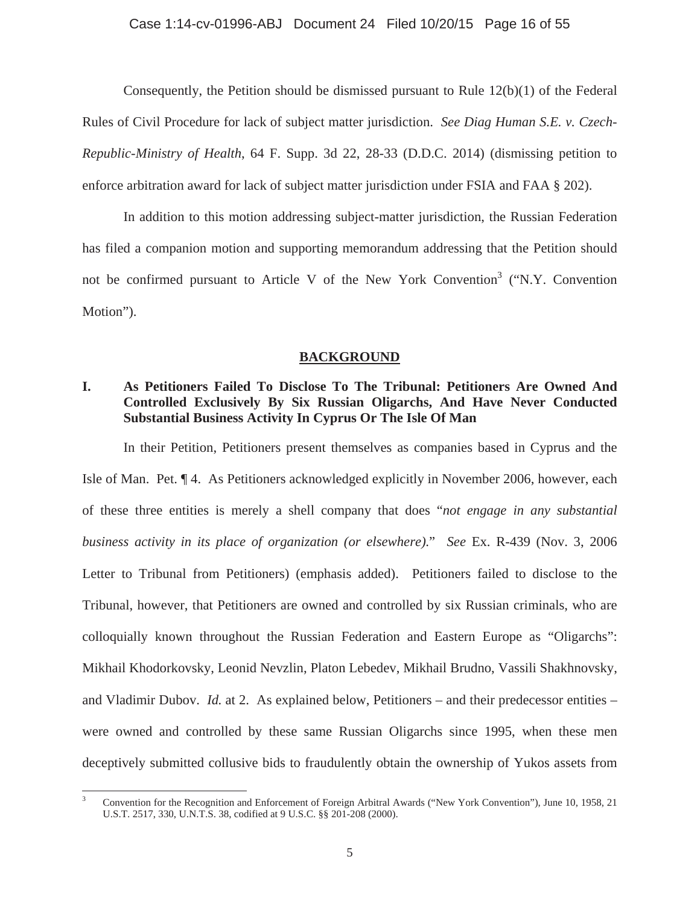Consequently, the Petition should be dismissed pursuant to Rule 12(b)(1) of the Federal Rules of Civil Procedure for lack of subject matter jurisdiction. *See Diag Human S.E. v. Czech-Republic-Ministry of Health*, 64 F. Supp. 3d 22, 28-33 (D.D.C. 2014) (dismissing petition to enforce arbitration award for lack of subject matter jurisdiction under FSIA and FAA § 202).

In addition to this motion addressing subject-matter jurisdiction, the Russian Federation has filed a companion motion and supporting memorandum addressing that the Petition should not be confirmed pursuant to Article V of the New York Convention[3] ("N.Y. Convention Motion").

## BACKGROUND

### I. As Petitioners Failed To Disclose To The Tribunal: Petitioners Are Owned And Controlled Exclusively By Six Russian Oligarchs, And Have Never Conducted Substantial Business Activity In Cyprus Or The Isle Of Man

In their Petition, Petitioners present themselves as companies based in Cyprus and the Isle of Man. Pet. ¶ 4. As Petitioners acknowledged explicitly in November 2006, however, each of these three entities is merely a shell company that does "*not engage in any substantial business activity in its place of organization (or elsewhere).*" *See* Ex. R-439 (Nov. 3, 2006 Letter to Tribunal from Petitioners) (emphasis added). Petitioners failed to disclose to the Tribunal, however, that Petitioners are owned and controlled by six Russian criminals, who are colloquially known throughout the Russian Federation and Eastern Europe as "Oligarchs": Mikhail Khodorkovsky, Leonid Nevzlin, Platon Lebedev, Mikhail Brudno, Vassili Shakhnovsky, and Vladimir Dubov. *Id.* at 2. As explained below, Petitioners – and their predecessor entities – were owned and controlled by these same Russian Oligarchs since 1995, when these men deceptively submitted collusive bids to fraudulently obtain the ownership of Yukos assets from

---

[3] Convention for the Recognition and Enforcement of Foreign Arbitral Awards ("New York Convention"), June 10, 1958, 21 U.S.T. 2517, 330, U.N.T.S. 38, codified at 9 U.S.C. §§ 201-208 (2000).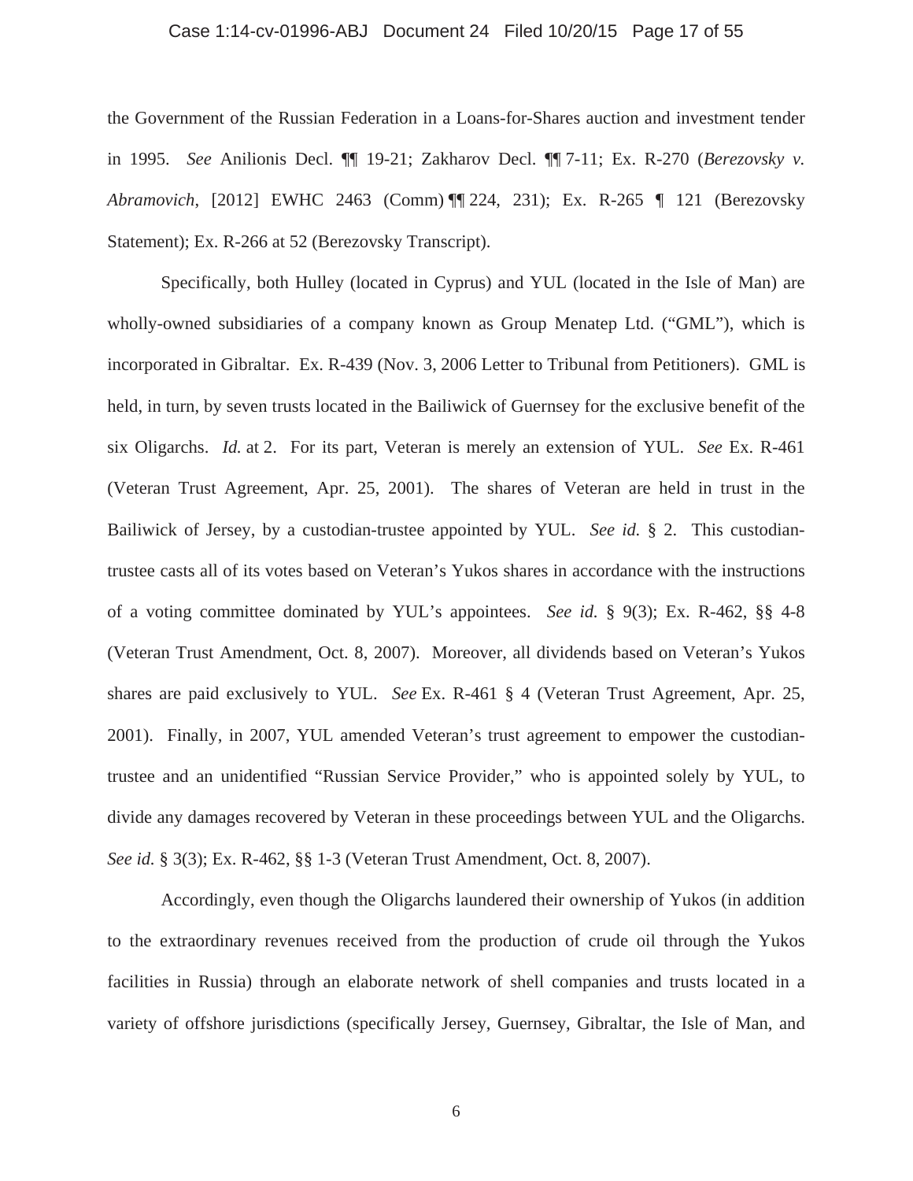the Government of the Russian Federation in a Loans-for-Shares auction and investment tender in 1995. *See* Anilionis Decl. ¶¶ 19-21; Zakharov Decl. ¶¶ 7-11; Ex. R-270 (*Berezovsky v. Abramovich*, [2012] EWHC 2463 (Comm) ¶¶ 224, 231); Ex. R-265 ¶ 121 (Berezovsky Statement); Ex. R-266 at 52 (Berezovsky Transcript).

Specifically, both Hulley (located in Cyprus) and YUL (located in the Isle of Man) are wholly-owned subsidiaries of a company known as Group Menatep Ltd. ("GML"), which is incorporated in Gibraltar. Ex. R-439 (Nov. 3, 2006 Letter to Tribunal from Petitioners). GML is held, in turn, by seven trusts located in the Bailiwick of Guernsey for the exclusive benefit of the six Oligarchs. *Id.* at 2. For its part, Veteran is merely an extension of YUL. *See* Ex. R-461 (Veteran Trust Agreement, Apr. 25, 2001). The shares of Veteran are held in trust in the Bailiwick of Jersey, by a custodian-trustee appointed by YUL. *See id.* § 2. This custodian-trustee casts all of its votes based on Veteran's Yukos shares in accordance with the instructions of a voting committee dominated by YUL's appointees. *See id.* § 9(3); Ex. R-462, §§ 4-8 (Veteran Trust Amendment, Oct. 8, 2007). Moreover, all dividends based on Veteran's Yukos shares are paid exclusively to YUL. *See* Ex. R-461 § 4 (Veteran Trust Agreement, Apr. 25, 2001). Finally, in 2007, YUL amended Veteran's trust agreement to empower the custodian-trustee and an unidentified "Russian Service Provider," who is appointed solely by YUL, to divide any damages recovered by Veteran in these proceedings between YUL and the Oligarchs. *See id.* § 3(3); Ex. R-462, §§ 1-3 (Veteran Trust Amendment, Oct. 8, 2007).

Accordingly, even though the Oligarchs laundered their ownership of Yukos (in addition to the extraordinary revenues received from the production of crude oil through the Yukos facilities in Russia) through an elaborate network of shell companies and trusts located in a variety of offshore jurisdictions (specifically Jersey, Guernsey, Gibraltar, the Isle of Man, and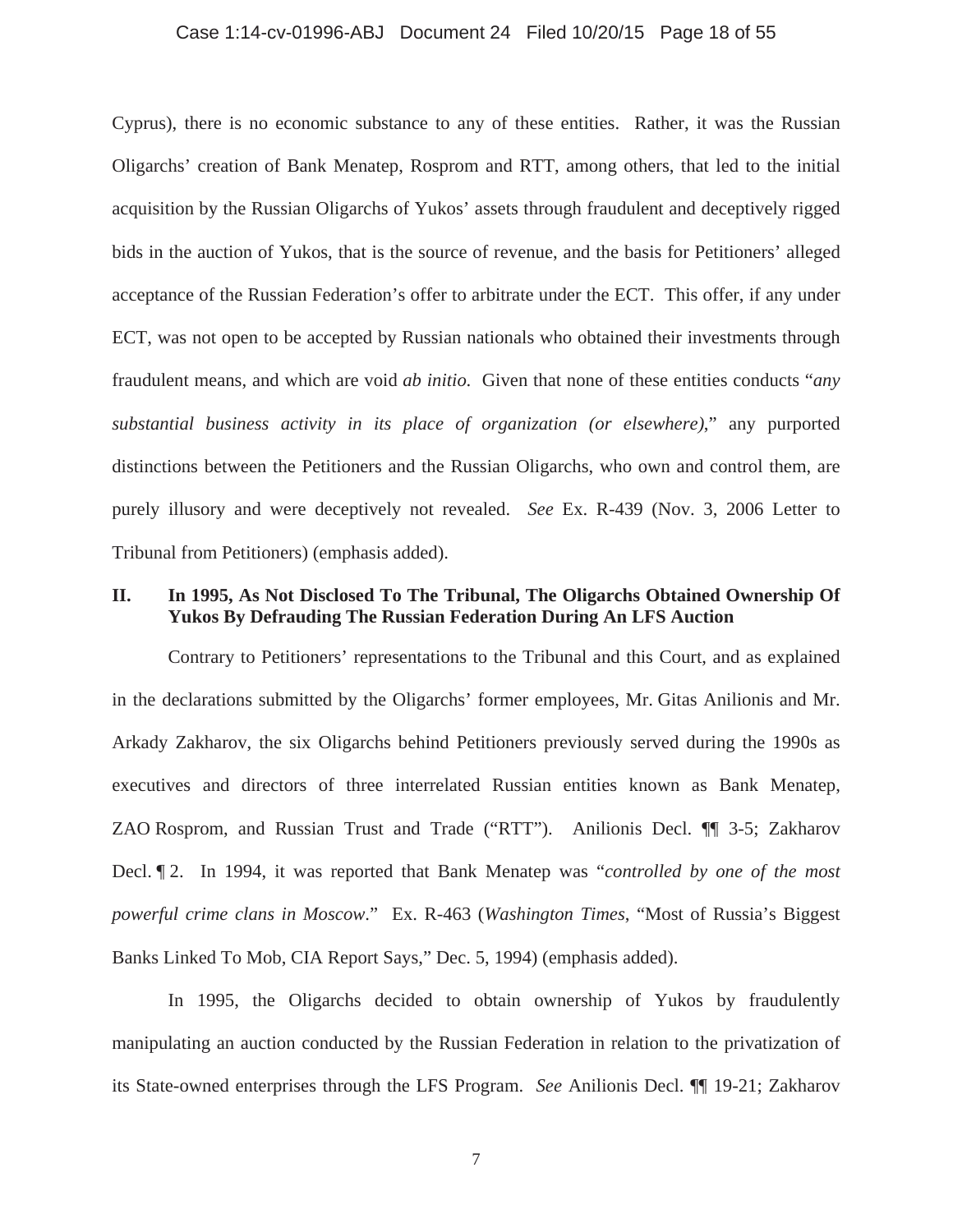Cyprus), there is no economic substance to any of these entities. Rather, it was the Russian Oligarchs' creation of Bank Menatep, Rosprom and RTT, among others, that led to the initial acquisition by the Russian Oligarchs of Yukos' assets through fraudulent and deceptively rigged bids in the auction of Yukos, that is the source of revenue, and the basis for Petitioners' alleged acceptance of the Russian Federation's offer to arbitrate under the ECT. This offer, if any under ECT, was not open to be accepted by Russian nationals who obtained their investments through fraudulent means, and which are void *ab initio.* Given that none of these entities conducts "*any substantial business activity in its place of organization (or elsewhere)*," any purported distinctions between the Petitioners and the Russian Oligarchs, who own and control them, are purely illusory and were deceptively not revealed. *See* Ex. R-439 (Nov. 3, 2006 Letter to Tribunal from Petitioners) (emphasis added).

## II. In 1995, As Not Disclosed To The Tribunal, The Oligarchs Obtained Ownership Of Yukos By Defrauding The Russian Federation During An LFS Auction

Contrary to Petitioners' representations to the Tribunal and this Court, and as explained in the declarations submitted by the Oligarchs' former employees, Mr. Gitas Anilionis and Mr. Arkady Zakharov, the six Oligarchs behind Petitioners previously served during the 1990s as executives and directors of three interrelated Russian entities known as Bank Menatep, ZAO Rosprom, and Russian Trust and Trade ("RTT"). Anilionis Decl. ¶¶ 3-5; Zakharov Decl. ¶ 2. In 1994, it was reported that Bank Menatep was "*controlled by one of the most powerful crime clans in Moscow*." Ex. R-463 (*Washington Times*, "Most of Russia's Biggest Banks Linked To Mob, CIA Report Says," Dec. 5, 1994) (emphasis added).

In 1995, the Oligarchs decided to obtain ownership of Yukos by fraudulently manipulating an auction conducted by the Russian Federation in relation to the privatization of its State-owned enterprises through the LFS Program. *See* Anilionis Decl. ¶¶ 19-21; Zakharov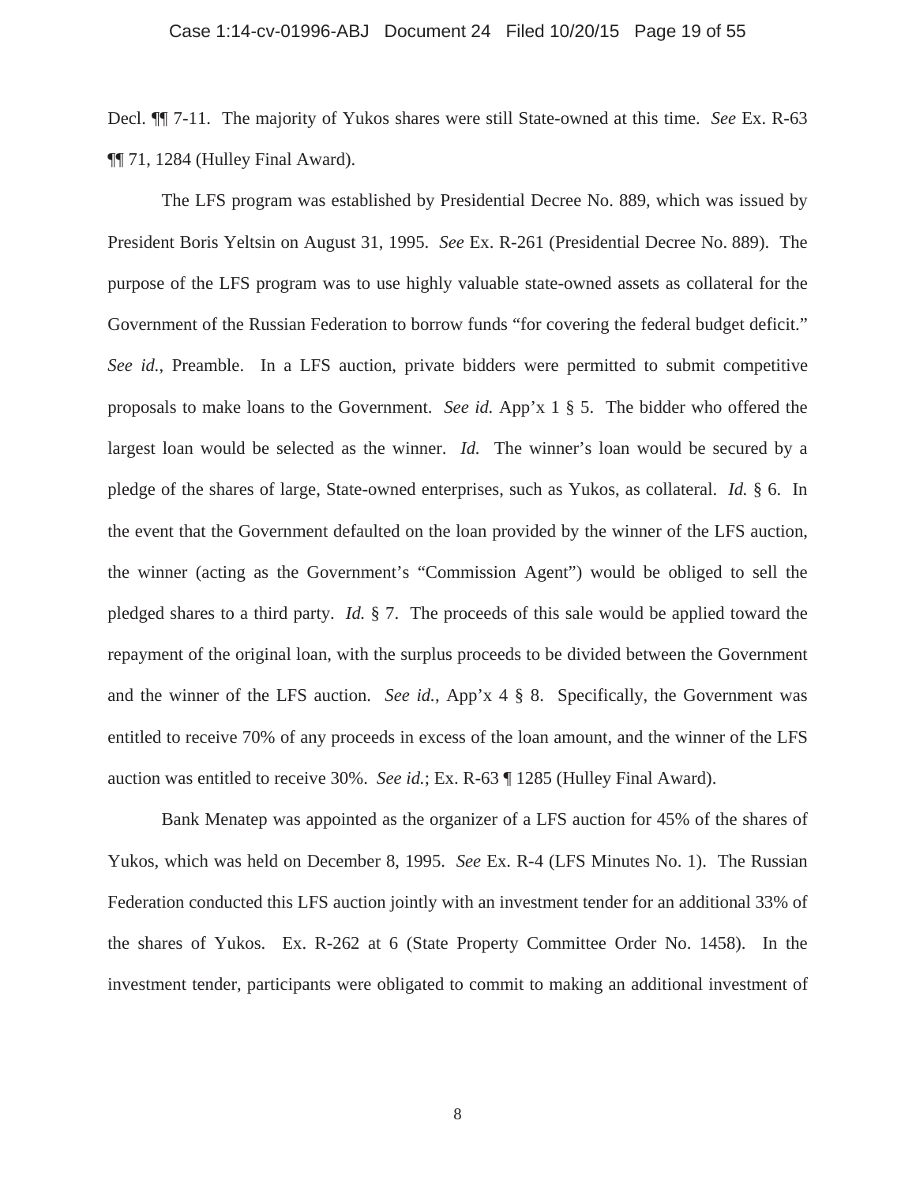Decl. ¶¶ 7-11. The majority of Yukos shares were still State-owned at this time. *See* Ex. R-63 ¶¶ 71, 1284 (Hulley Final Award).

The LFS program was established by Presidential Decree No. 889, which was issued by President Boris Yeltsin on August 31, 1995. *See* Ex. R-261 (Presidential Decree No. 889). The purpose of the LFS program was to use highly valuable state-owned assets as collateral for the Government of the Russian Federation to borrow funds "for covering the federal budget deficit." *See id.*, Preamble. In a LFS auction, private bidders were permitted to submit competitive proposals to make loans to the Government. *See id.* App'x 1 § 5. The bidder who offered the largest loan would be selected as the winner. *Id.* The winner's loan would be secured by a pledge of the shares of large, State-owned enterprises, such as Yukos, as collateral. *Id.* § 6. In the event that the Government defaulted on the loan provided by the winner of the LFS auction, the winner (acting as the Government's "Commission Agent") would be obliged to sell the pledged shares to a third party. *Id.* § 7. The proceeds of this sale would be applied toward the repayment of the original loan, with the surplus proceeds to be divided between the Government and the winner of the LFS auction. *See id.*, App'x 4 § 8. Specifically, the Government was entitled to receive 70% of any proceeds in excess of the loan amount, and the winner of the LFS auction was entitled to receive 30%. *See id.*; Ex. R-63 ¶ 1285 (Hulley Final Award).

Bank Menatep was appointed as the organizer of a LFS auction for 45% of the shares of Yukos, which was held on December 8, 1995. *See* Ex. R-4 (LFS Minutes No. 1). The Russian Federation conducted this LFS auction jointly with an investment tender for an additional 33% of the shares of Yukos. Ex. R-262 at 6 (State Property Committee Order No. 1458). In the investment tender, participants were obligated to commit to making an additional investment of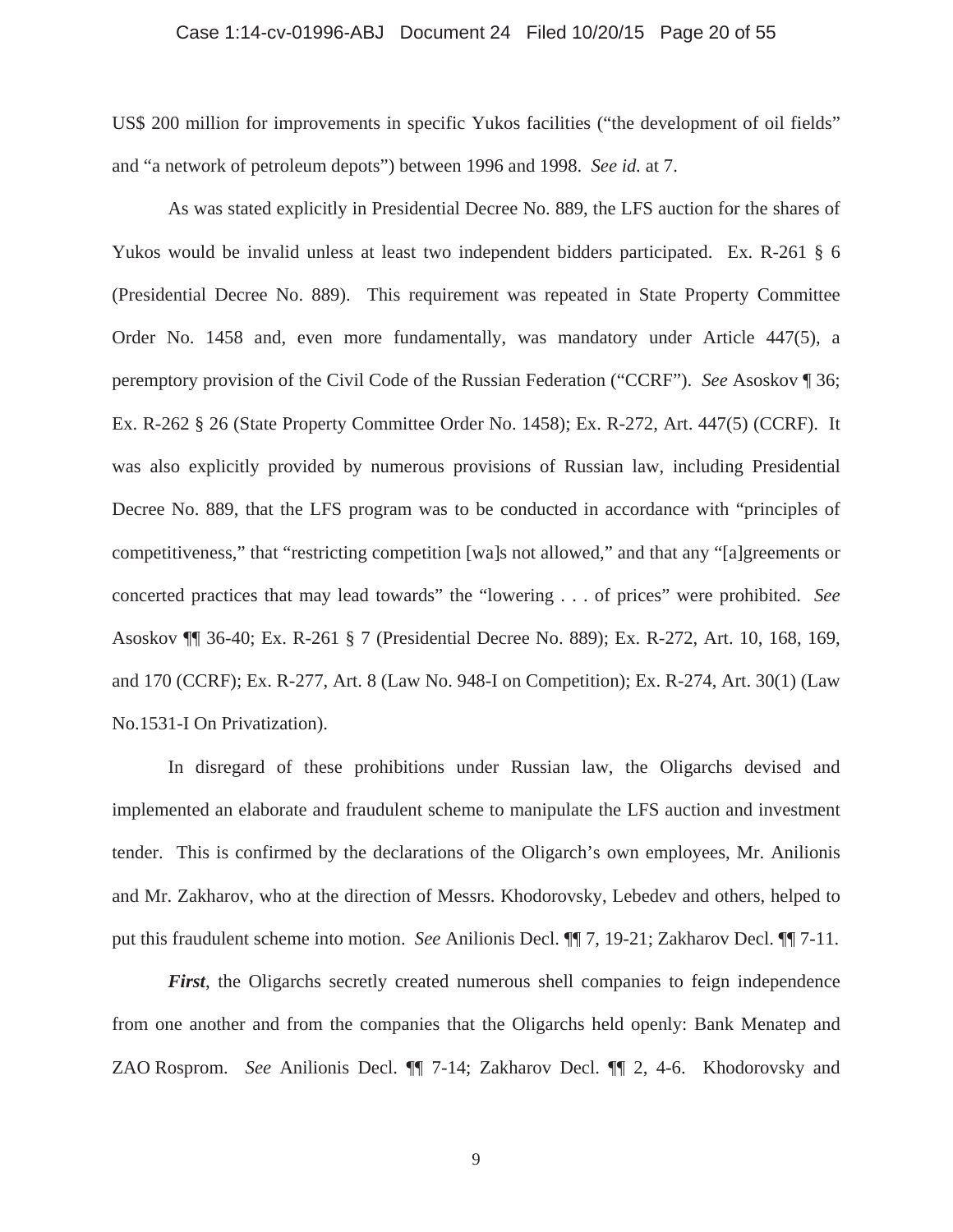US$ 200 million for improvements in specific Yukos facilities ("the development of oil fields" and "a network of petroleum depots") between 1996 and 1998. *See id.* at 7.

As was stated explicitly in Presidential Decree No. 889, the LFS auction for the shares of Yukos would be invalid unless at least two independent bidders participated. Ex. R-261 § 6 (Presidential Decree No. 889). This requirement was repeated in State Property Committee Order No. 1458 and, even more fundamentally, was mandatory under Article 447(5), a peremptory provision of the Civil Code of the Russian Federation ("CCRF"). *See* Asoskov ¶ 36; Ex. R-262 § 26 (State Property Committee Order No. 1458); Ex. R-272, Art. 447(5) (CCRF). It was also explicitly provided by numerous provisions of Russian law, including Presidential Decree No. 889, that the LFS program was to be conducted in accordance with "principles of competitiveness," that "restricting competition [wa]s not allowed," and that any "[a]greements or concerted practices that may lead towards" the "lowering . . . of prices" were prohibited. *See* Asoskov ¶¶ 36-40; Ex. R-261 § 7 (Presidential Decree No. 889); Ex. R-272, Art. 10, 168, 169, and 170 (CCRF); Ex. R-277, Art. 8 (Law No. 948-I on Competition); Ex. R-274, Art. 30(1) (Law No.1531-I On Privatization).

In disregard of these prohibitions under Russian law, the Oligarchs devised and implemented an elaborate and fraudulent scheme to manipulate the LFS auction and investment tender. This is confirmed by the declarations of the Oligarch's own employees, Mr. Anilionis and Mr. Zakharov, who at the direction of Messrs. Khodorovsky, Lebedev and others, helped to put this fraudulent scheme into motion. *See* Anilionis Decl. ¶¶ 7, 19-21; Zakharov Decl. ¶¶ 7-11.

***First***, the Oligarchs secretly created numerous shell companies to feign independence from one another and from the companies that the Oligarchs held openly: Bank Menatep and ZAO Rosprom. *See* Anilionis Decl. ¶¶ 7-14; Zakharov Decl. ¶¶ 2, 4-6. Khodorovsky and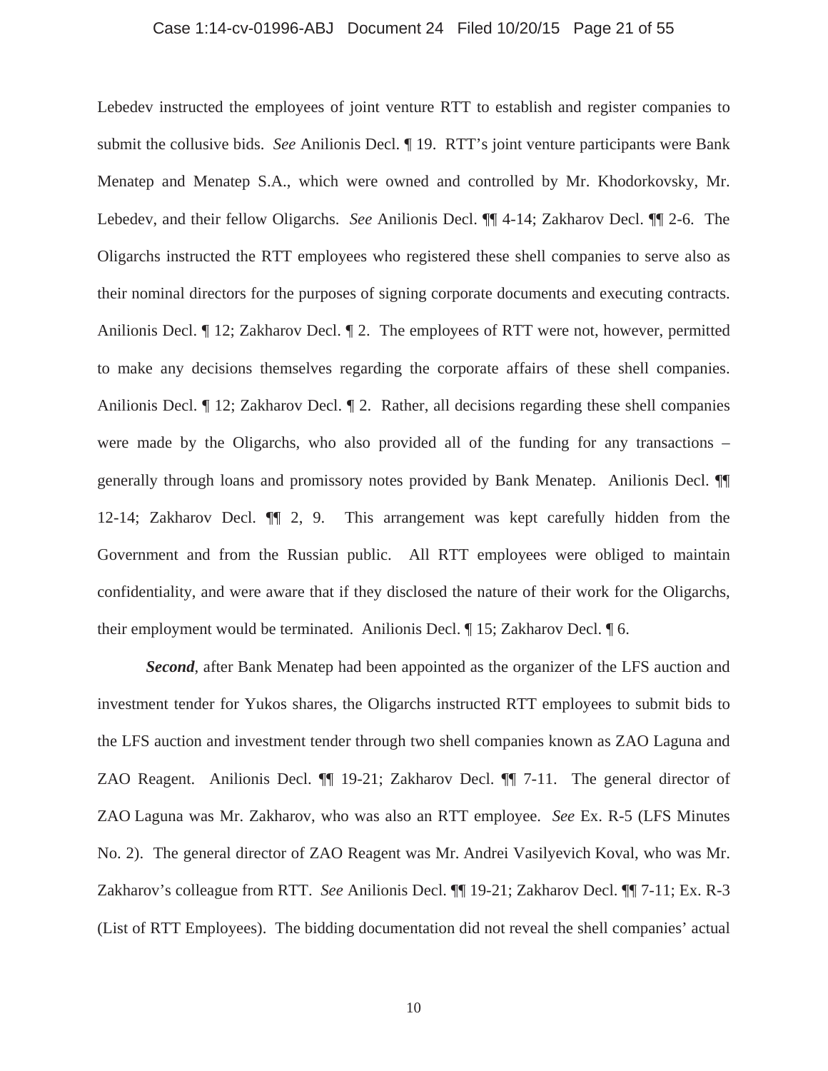Lebedev instructed the employees of joint venture RTT to establish and register companies to submit the collusive bids. *See* Anilionis Decl. ¶ 19. RTT's joint venture participants were Bank Menatep and Menatep S.A., which were owned and controlled by Mr. Khodorkovsky, Mr. Lebedev, and their fellow Oligarchs. *See* Anilionis Decl. ¶¶ 4-14; Zakharov Decl. ¶¶ 2-6. The Oligarchs instructed the RTT employees who registered these shell companies to serve also as their nominal directors for the purposes of signing corporate documents and executing contracts. Anilionis Decl. ¶ 12; Zakharov Decl. ¶ 2. The employees of RTT were not, however, permitted to make any decisions themselves regarding the corporate affairs of these shell companies. Anilionis Decl. ¶ 12; Zakharov Decl. ¶ 2. Rather, all decisions regarding these shell companies were made by the Oligarchs, who also provided all of the funding for any transactions – generally through loans and promissory notes provided by Bank Menatep. Anilionis Decl. ¶¶ 12-14; Zakharov Decl. ¶¶ 2, 9. This arrangement was kept carefully hidden from the Government and from the Russian public. All RTT employees were obliged to maintain confidentiality, and were aware that if they disclosed the nature of their work for the Oligarchs, their employment would be terminated. Anilionis Decl. ¶ 15; Zakharov Decl. ¶ 6.

***Second***, after Bank Menatep had been appointed as the organizer of the LFS auction and investment tender for Yukos shares, the Oligarchs instructed RTT employees to submit bids to the LFS auction and investment tender through two shell companies known as ZAO Laguna and ZAO Reagent. Anilionis Decl. ¶¶ 19-21; Zakharov Decl. ¶¶ 7-11. The general director of ZAO Laguna was Mr. Zakharov, who was also an RTT employee. *See* Ex. R-5 (LFS Minutes No. 2). The general director of ZAO Reagent was Mr. Andrei Vasilyevich Koval, who was Mr. Zakharov's colleague from RTT. *See* Anilionis Decl. ¶¶ 19-21; Zakharov Decl. ¶¶ 7-11; Ex. R-3 (List of RTT Employees). The bidding documentation did not reveal the shell companies' actual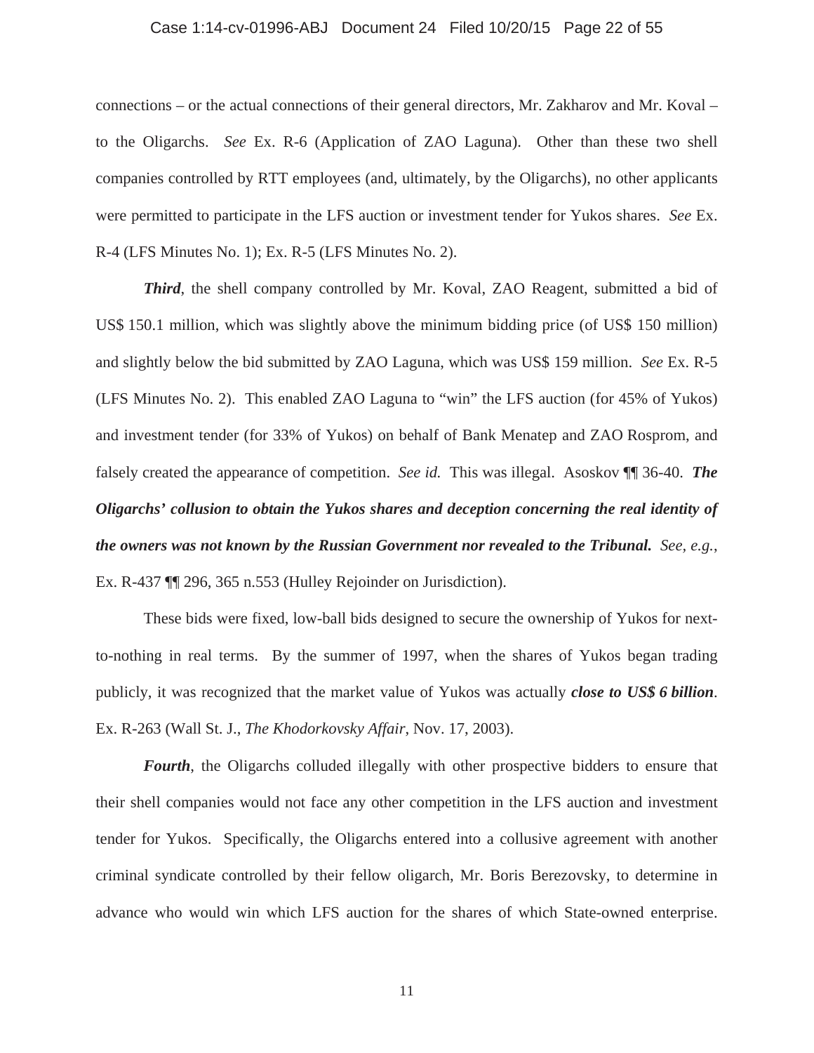connections – or the actual connections of their general directors, Mr. Zakharov and Mr. Koval – to the Oligarchs. *See* Ex. R-6 (Application of ZAO Laguna). Other than these two shell companies controlled by RTT employees (and, ultimately, by the Oligarchs), no other applicants were permitted to participate in the LFS auction or investment tender for Yukos shares. *See* Ex. R-4 (LFS Minutes No. 1); Ex. R-5 (LFS Minutes No. 2).

***Third***, the shell company controlled by Mr. Koval, ZAO Reagent, submitted a bid of US$ 150.1 million, which was slightly above the minimum bidding price (of US$ 150 million) and slightly below the bid submitted by ZAO Laguna, which was US$ 159 million. *See* Ex. R-5 (LFS Minutes No. 2). This enabled ZAO Laguna to "win" the LFS auction (for 45% of Yukos) and investment tender (for 33% of Yukos) on behalf of Bank Menatep and ZAO Rosprom, and falsely created the appearance of competition. *See id.* This was illegal. Asoskov ¶¶ 36-40. ***The Oligarchs' collusion to obtain the Yukos shares and deception concerning the real identity of the owners was not known by the Russian Government nor revealed to the Tribunal.*** *See, e.g.*, Ex. R-437 ¶¶ 296, 365 n.553 (Hulley Rejoinder on Jurisdiction).

These bids were fixed, low-ball bids designed to secure the ownership of Yukos for next-to-nothing in real terms. By the summer of 1997, when the shares of Yukos began trading publicly, it was recognized that the market value of Yukos was actually ***close to US$ 6 billion***. Ex. R-263 (Wall St. J., *The Khodorkovsky Affair*, Nov. 17, 2003).

***Fourth***, the Oligarchs colluded illegally with other prospective bidders to ensure that their shell companies would not face any other competition in the LFS auction and investment tender for Yukos. Specifically, the Oligarchs entered into a collusive agreement with another criminal syndicate controlled by their fellow oligarch, Mr. Boris Berezovsky, to determine in advance who would win which LFS auction for the shares of which State-owned enterprise.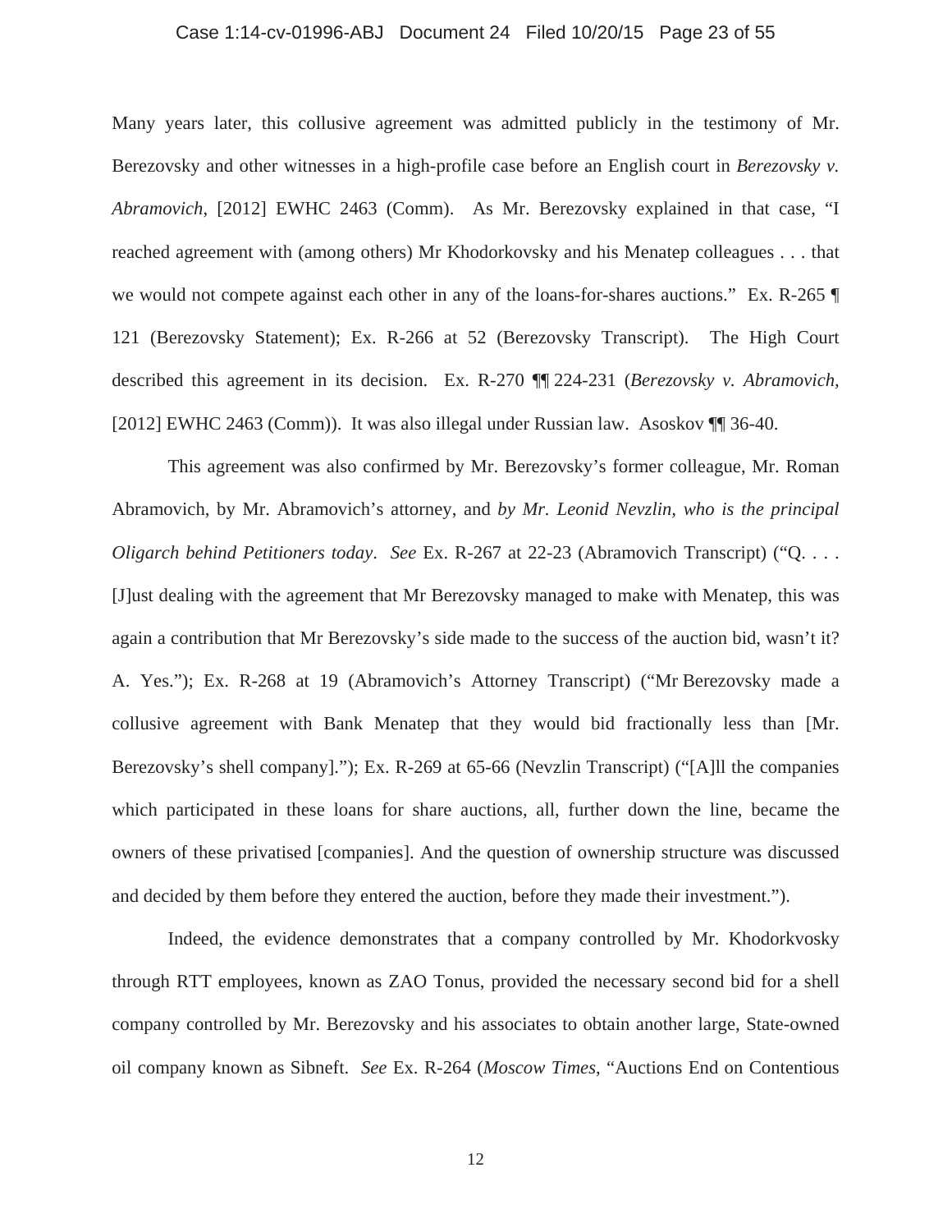Many years later, this collusive agreement was admitted publicly in the testimony of Mr. Berezovsky and other witnesses in a high-profile case before an English court in *Berezovsky v. Abramovich*, [2012] EWHC 2463 (Comm). As Mr. Berezovsky explained in that case, "I reached agreement with (among others) Mr Khodorkovsky and his Menatep colleagues . . . that we would not compete against each other in any of the loans-for-shares auctions." Ex. R-265 ¶ 121 (Berezovsky Statement); Ex. R-266 at 52 (Berezovsky Transcript). The High Court described this agreement in its decision. Ex. R-270 ¶¶ 224-231 (*Berezovsky v. Abramovich*, [2012] EWHC 2463 (Comm)). It was also illegal under Russian law. Asoskov ¶¶ 36-40.

This agreement was also confirmed by Mr. Berezovsky's former colleague, Mr. Roman Abramovich, by Mr. Abramovich's attorney, and *by Mr. Leonid Nevzlin, who is the principal Oligarch behind Petitioners today*. *See* Ex. R-267 at 22-23 (Abramovich Transcript) ("Q. . . . [J]ust dealing with the agreement that Mr Berezovsky managed to make with Menatep, this was again a contribution that Mr Berezovsky's side made to the success of the auction bid, wasn't it? A. Yes."); Ex. R-268 at 19 (Abramovich's Attorney Transcript) ("Mr Berezovsky made a collusive agreement with Bank Menatep that they would bid fractionally less than [Mr. Berezovsky's shell company]."); Ex. R-269 at 65-66 (Nevzlin Transcript) ("[A]ll the companies which participated in these loans for share auctions, all, further down the line, became the owners of these privatised [companies]. And the question of ownership structure was discussed and decided by them before they entered the auction, before they made their investment.").

Indeed, the evidence demonstrates that a company controlled by Mr. Khodorkvosky through RTT employees, known as ZAO Tonus, provided the necessary second bid for a shell company controlled by Mr. Berezovsky and his associates to obtain another large, State-owned oil company known as Sibneft. *See* Ex. R-264 (*Moscow Times*, "Auctions End on Contentious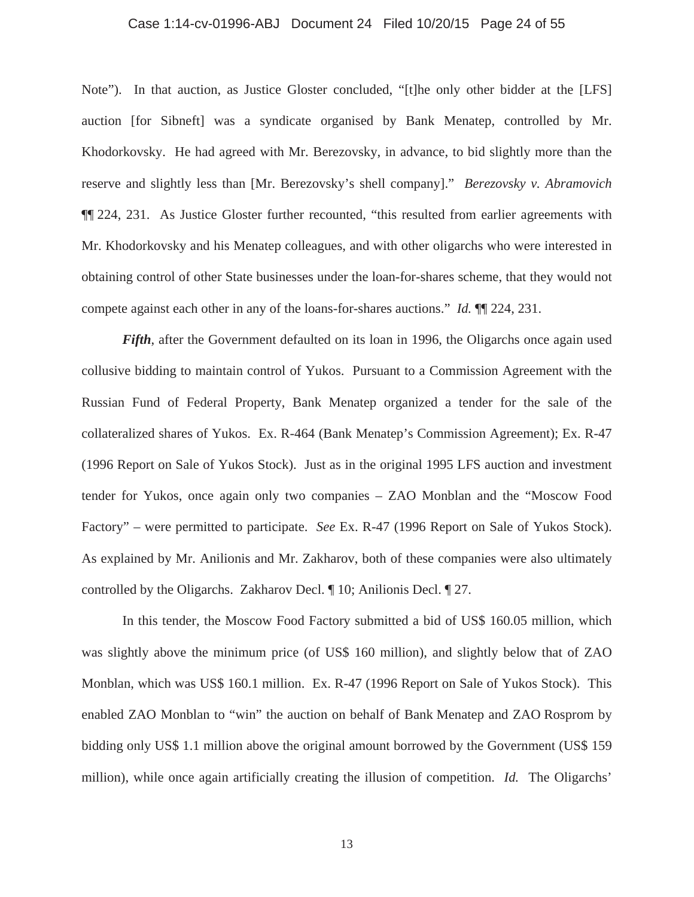Note"). In that auction, as Justice Gloster concluded, "[t]he only other bidder at the [LFS] auction [for Sibneft] was a syndicate organised by Bank Menatep, controlled by Mr. Khodorkovsky. He had agreed with Mr. Berezovsky, in advance, to bid slightly more than the reserve and slightly less than [Mr. Berezovsky's shell company]." *Berezovsky v. Abramovich* ¶¶ 224, 231. As Justice Gloster further recounted, "this resulted from earlier agreements with Mr. Khodorkovsky and his Menatep colleagues, and with other oligarchs who were interested in obtaining control of other State businesses under the loan-for-shares scheme, that they would not compete against each other in any of the loans-for-shares auctions." *Id.* ¶¶ 224, 231.

***Fifth***, after the Government defaulted on its loan in 1996, the Oligarchs once again used collusive bidding to maintain control of Yukos. Pursuant to a Commission Agreement with the Russian Fund of Federal Property, Bank Menatep organized a tender for the sale of the collateralized shares of Yukos. Ex. R-464 (Bank Menatep's Commission Agreement); Ex. R-47 (1996 Report on Sale of Yukos Stock). Just as in the original 1995 LFS auction and investment tender for Yukos, once again only two companies – ZAO Monblan and the "Moscow Food Factory" – were permitted to participate. *See* Ex. R-47 (1996 Report on Sale of Yukos Stock). As explained by Mr. Anilionis and Mr. Zakharov, both of these companies were also ultimately controlled by the Oligarchs. Zakharov Decl. ¶ 10; Anilionis Decl. ¶ 27.

In this tender, the Moscow Food Factory submitted a bid of US$ 160.05 million, which was slightly above the minimum price (of US$ 160 million), and slightly below that of ZAO Monblan, which was US$ 160.1 million. Ex. R-47 (1996 Report on Sale of Yukos Stock). This enabled ZAO Monblan to "win" the auction on behalf of Bank Menatep and ZAO Rosprom by bidding only US$ 1.1 million above the original amount borrowed by the Government (US$ 159 million), while once again artificially creating the illusion of competition. *Id.* The Oligarchs'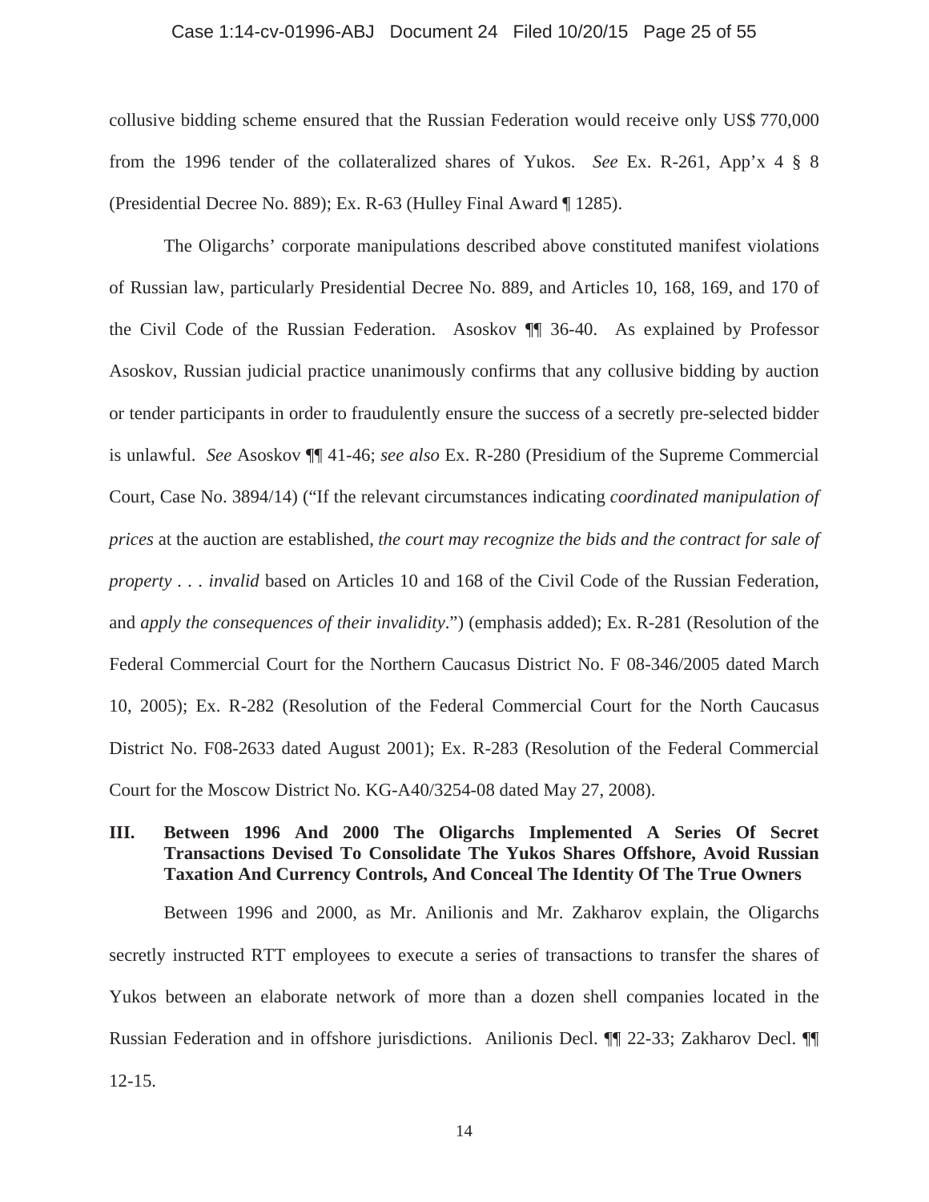collusive bidding scheme ensured that the Russian Federation would receive only US$ 770,000 from the 1996 tender of the collateralized shares of Yukos. *See* Ex. R-261, App'x 4 § 8 (Presidential Decree No. 889); Ex. R-63 (Hulley Final Award ¶ 1285).

The Oligarchs' corporate manipulations described above constituted manifest violations of Russian law, particularly Presidential Decree No. 889, and Articles 10, 168, 169, and 170 of the Civil Code of the Russian Federation. Asoskov ¶¶ 36-40. As explained by Professor Asoskov, Russian judicial practice unanimously confirms that any collusive bidding by auction or tender participants in order to fraudulently ensure the success of a secretly pre-selected bidder is unlawful. *See* Asoskov ¶¶ 41-46; *see also* Ex. R-280 (Presidium of the Supreme Commercial Court, Case No. 3894/14) ("If the relevant circumstances indicating *coordinated manipulation of prices* at the auction are established, *the court may recognize the bids and the contract for sale of property* . . . *invalid* based on Articles 10 and 168 of the Civil Code of the Russian Federation, and *apply the consequences of their invalidity*.") (emphasis added); Ex. R-281 (Resolution of the Federal Commercial Court for the Northern Caucasus District No. F 08-346/2005 dated March 10, 2005); Ex. R-282 (Resolution of the Federal Commercial Court for the North Caucasus District No. F08-2633 dated August 2001); Ex. R-283 (Resolution of the Federal Commercial Court for the Moscow District No. KG-A40/3254-08 dated May 27, 2008).

## III. Between 1996 And 2000 The Oligarchs Implemented A Series Of Secret Transactions Devised To Consolidate The Yukos Shares Offshore, Avoid Russian Taxation And Currency Controls, And Conceal The Identity Of The True Owners

Between 1996 and 2000, as Mr. Anilionis and Mr. Zakharov explain, the Oligarchs secretly instructed RTT employees to execute a series of transactions to transfer the shares of Yukos between an elaborate network of more than a dozen shell companies located in the Russian Federation and in offshore jurisdictions. Anilionis Decl. ¶¶ 22-33; Zakharov Decl. ¶¶ 12-15.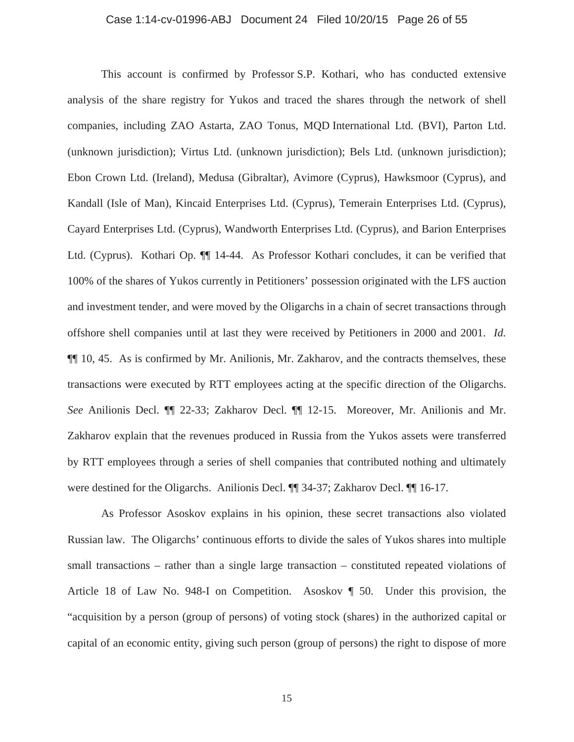This account is confirmed by Professor S.P. Kothari, who has conducted extensive analysis of the share registry for Yukos and traced the shares through the network of shell companies, including ZAO Astarta, ZAO Tonus, MQD International Ltd. (BVI), Parton Ltd. (unknown jurisdiction); Virtus Ltd. (unknown jurisdiction); Bels Ltd. (unknown jurisdiction); Ebon Crown Ltd. (Ireland), Medusa (Gibraltar), Avimore (Cyprus), Hawksmoor (Cyprus), and Kandall (Isle of Man), Kincaid Enterprises Ltd. (Cyprus), Temerain Enterprises Ltd. (Cyprus), Cayard Enterprises Ltd. (Cyprus), Wandworth Enterprises Ltd. (Cyprus), and Barion Enterprises Ltd. (Cyprus). Kothari Op. ¶¶ 14-44. As Professor Kothari concludes, it can be verified that 100% of the shares of Yukos currently in Petitioners' possession originated with the LFS auction and investment tender, and were moved by the Oligarchs in a chain of secret transactions through offshore shell companies until at last they were received by Petitioners in 2000 and 2001. *Id.* ¶¶ 10, 45. As is confirmed by Mr. Anilionis, Mr. Zakharov, and the contracts themselves, these transactions were executed by RTT employees acting at the specific direction of the Oligarchs. *See* Anilionis Decl. ¶¶ 22-33; Zakharov Decl. ¶¶ 12-15. Moreover, Mr. Anilionis and Mr. Zakharov explain that the revenues produced in Russia from the Yukos assets were transferred by RTT employees through a series of shell companies that contributed nothing and ultimately were destined for the Oligarchs. Anilionis Decl. ¶¶ 34-37; Zakharov Decl. ¶¶ 16-17.

As Professor Asoskov explains in his opinion, these secret transactions also violated Russian law. The Oligarchs' continuous efforts to divide the sales of Yukos shares into multiple small transactions – rather than a single large transaction – constituted repeated violations of Article 18 of Law No. 948-I on Competition. Asoskov ¶ 50. Under this provision, the "acquisition by a person (group of persons) of voting stock (shares) in the authorized capital or capital of an economic entity, giving such person (group of persons) the right to dispose of more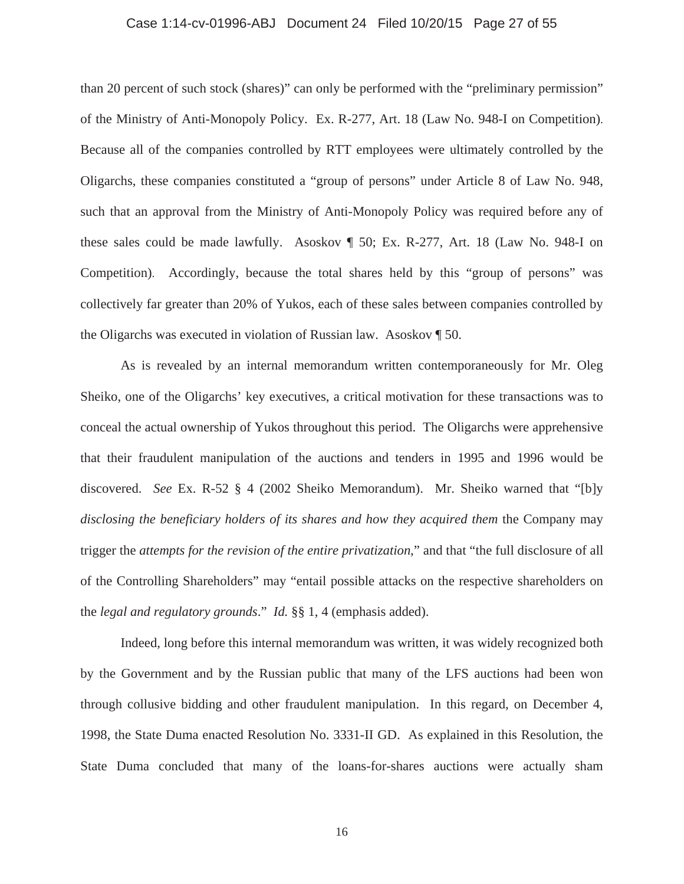than 20 percent of such stock (shares)" can only be performed with the "preliminary permission" of the Ministry of Anti-Monopoly Policy. Ex. R-277, Art. 18 (Law No. 948-I on Competition). Because all of the companies controlled by RTT employees were ultimately controlled by the Oligarchs, these companies constituted a "group of persons" under Article 8 of Law No. 948, such that an approval from the Ministry of Anti-Monopoly Policy was required before any of these sales could be made lawfully. Asoskov ¶ 50; Ex. R-277, Art. 18 (Law No. 948-I on Competition). Accordingly, because the total shares held by this "group of persons" was collectively far greater than 20% of Yukos, each of these sales between companies controlled by the Oligarchs was executed in violation of Russian law. Asoskov ¶ 50.

As is revealed by an internal memorandum written contemporaneously for Mr. Oleg Sheiko, one of the Oligarchs' key executives, a critical motivation for these transactions was to conceal the actual ownership of Yukos throughout this period. The Oligarchs were apprehensive that their fraudulent manipulation of the auctions and tenders in 1995 and 1996 would be discovered. *See* Ex. R-52 § 4 (2002 Sheiko Memorandum). Mr. Sheiko warned that "[b]y *disclosing the beneficiary holders of its shares and how they acquired them* the Company may trigger the *attempts for the revision of the entire privatization*," and that "the full disclosure of all of the Controlling Shareholders" may "entail possible attacks on the respective shareholders on the *legal and regulatory grounds*." *Id.* §§ 1, 4 (emphasis added).

Indeed, long before this internal memorandum was written, it was widely recognized both by the Government and by the Russian public that many of the LFS auctions had been won through collusive bidding and other fraudulent manipulation. In this regard, on December 4, 1998, the State Duma enacted Resolution No. 3331-II GD. As explained in this Resolution, the State Duma concluded that many of the loans-for-shares auctions were actually sham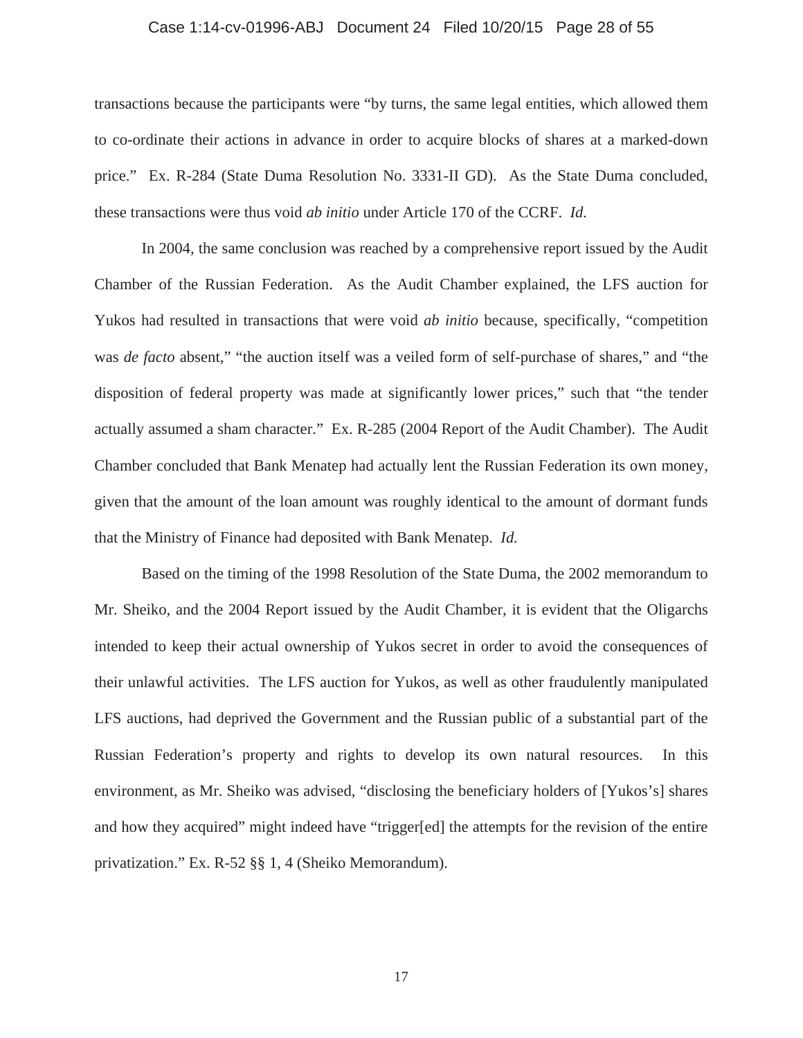transactions because the participants were "by turns, the same legal entities, which allowed them to co-ordinate their actions in advance in order to acquire blocks of shares at a marked-down price." Ex. R-284 (State Duma Resolution No. 3331-II GD). As the State Duma concluded, these transactions were thus void *ab initio* under Article 170 of the CCRF. *Id.*

In 2004, the same conclusion was reached by a comprehensive report issued by the Audit Chamber of the Russian Federation. As the Audit Chamber explained, the LFS auction for Yukos had resulted in transactions that were void *ab initio* because, specifically, "competition was *de facto* absent," "the auction itself was a veiled form of self-purchase of shares," and "the disposition of federal property was made at significantly lower prices," such that "the tender actually assumed a sham character." Ex. R-285 (2004 Report of the Audit Chamber). The Audit Chamber concluded that Bank Menatep had actually lent the Russian Federation its own money, given that the amount of the loan amount was roughly identical to the amount of dormant funds that the Ministry of Finance had deposited with Bank Menatep. *Id.*

Based on the timing of the 1998 Resolution of the State Duma, the 2002 memorandum to Mr. Sheiko, and the 2004 Report issued by the Audit Chamber, it is evident that the Oligarchs intended to keep their actual ownership of Yukos secret in order to avoid the consequences of their unlawful activities. The LFS auction for Yukos, as well as other fraudulently manipulated LFS auctions, had deprived the Government and the Russian public of a substantial part of the Russian Federation's property and rights to develop its own natural resources. In this environment, as Mr. Sheiko was advised, "disclosing the beneficiary holders of [Yukos's] shares and how they acquired" might indeed have "trigger[ed] the attempts for the revision of the entire privatization." Ex. R-52 §§ 1, 4 (Sheiko Memorandum).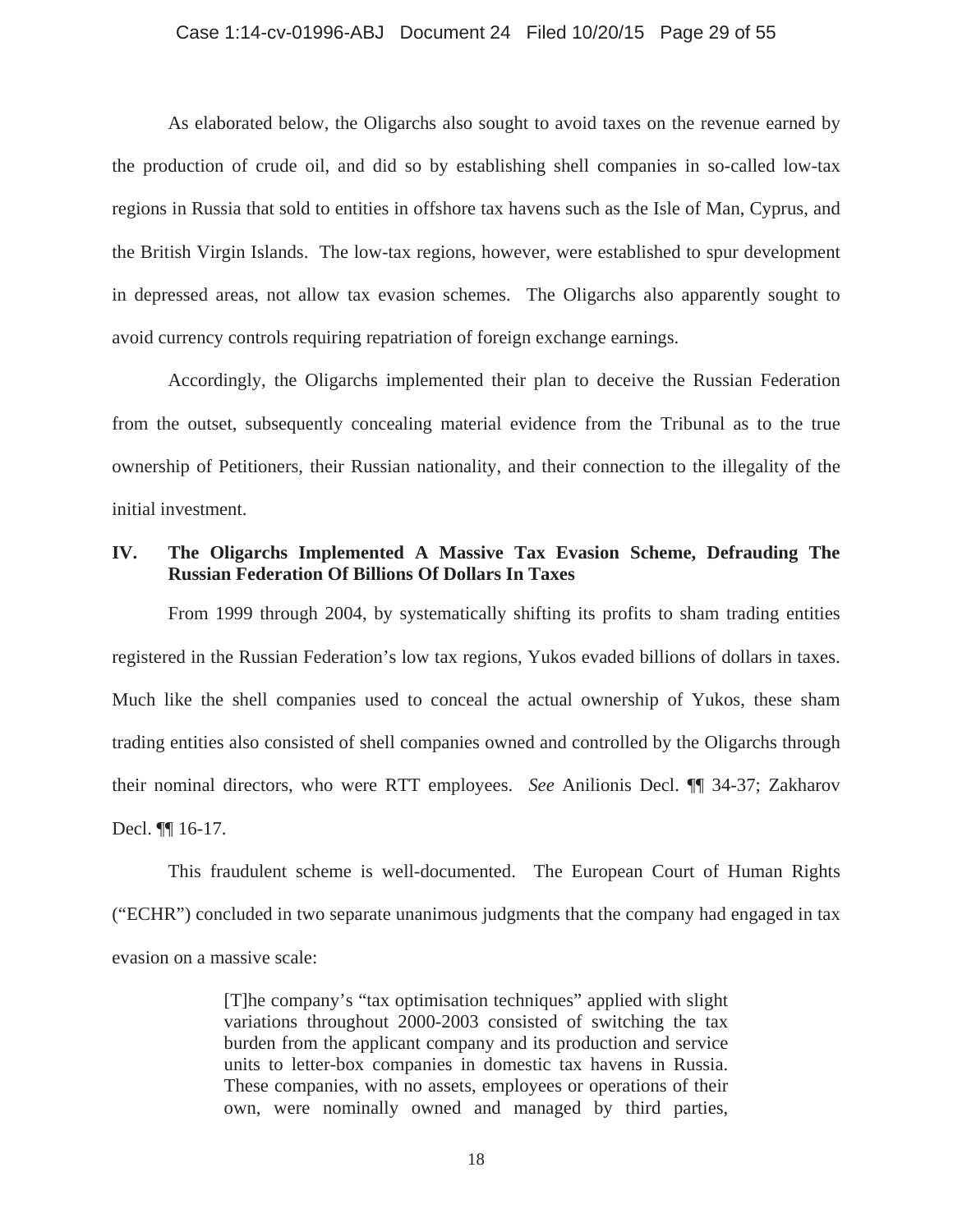As elaborated below, the Oligarchs also sought to avoid taxes on the revenue earned by the production of crude oil, and did so by establishing shell companies in so-called low-tax regions in Russia that sold to entities in offshore tax havens such as the Isle of Man, Cyprus, and the British Virgin Islands. The low-tax regions, however, were established to spur development in depressed areas, not allow tax evasion schemes. The Oligarchs also apparently sought to avoid currency controls requiring repatriation of foreign exchange earnings.

Accordingly, the Oligarchs implemented their plan to deceive the Russian Federation from the outset, subsequently concealing material evidence from the Tribunal as to the true ownership of Petitioners, their Russian nationality, and their connection to the illegality of the initial investment.

## IV. The Oligarchs Implemented A Massive Tax Evasion Scheme, Defrauding The Russian Federation Of Billions Of Dollars In Taxes

From 1999 through 2004, by systematically shifting its profits to sham trading entities registered in the Russian Federation's low tax regions, Yukos evaded billions of dollars in taxes. Much like the shell companies used to conceal the actual ownership of Yukos, these sham trading entities also consisted of shell companies owned and controlled by the Oligarchs through their nominal directors, who were RTT employees. *See* Anilionis Decl. ¶¶ 34-37; Zakharov Decl. ¶¶ 16-17.

This fraudulent scheme is well-documented. The European Court of Human Rights ("ECHR") concluded in two separate unanimous judgments that the company had engaged in tax evasion on a massive scale:

> [T]he company's "tax optimisation techniques" applied with slight variations throughout 2000-2003 consisted of switching the tax burden from the applicant company and its production and service units to letter-box companies in domestic tax havens in Russia. These companies, with no assets, employees or operations of their own, were nominally owned and managed by third parties,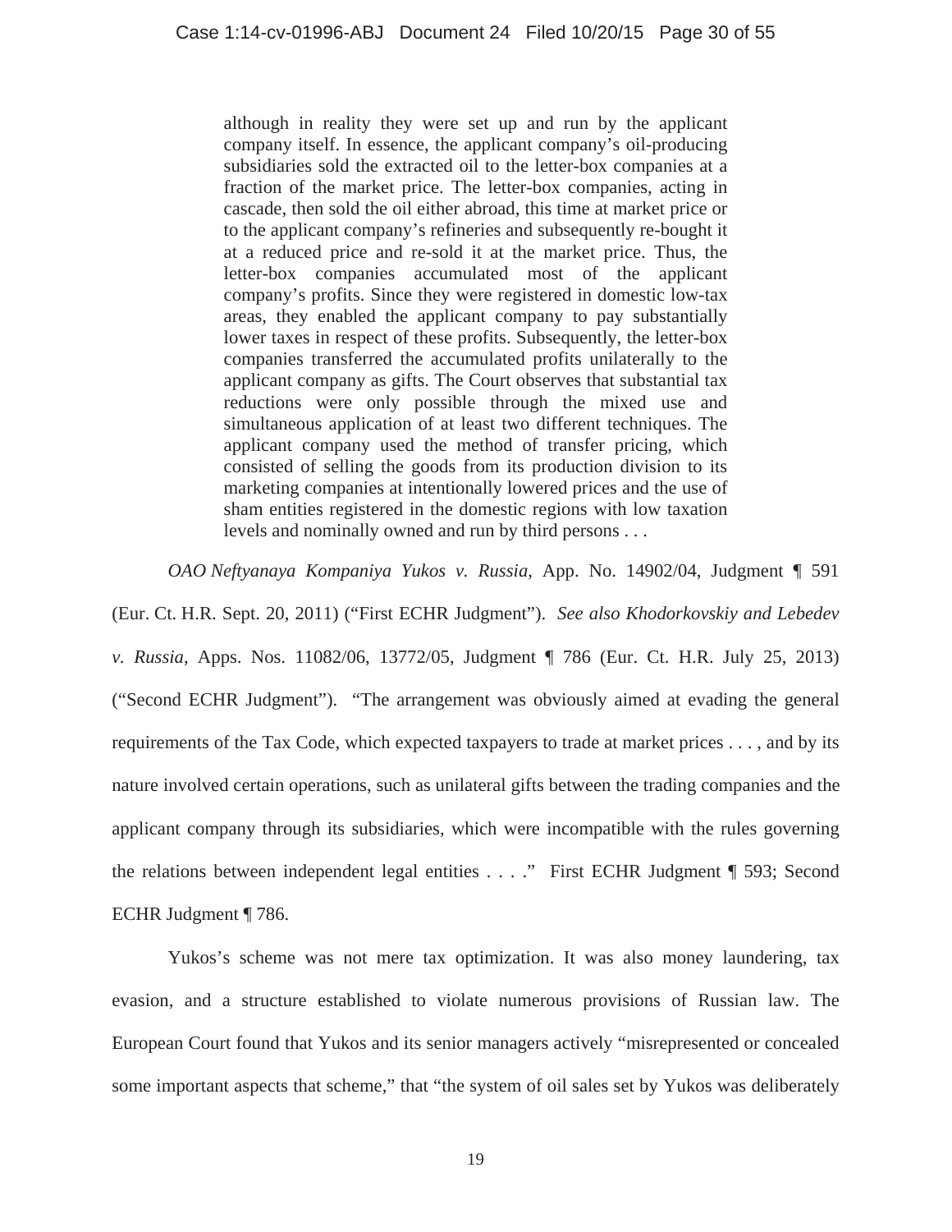> although in reality they were set up and run by the applicant company itself. In essence, the applicant company's oil-producing subsidiaries sold the extracted oil to the letter-box companies at a fraction of the market price. The letter-box companies, acting in cascade, then sold the oil either abroad, this time at market price or to the applicant company's refineries and subsequently re-bought it at a reduced price and re-sold it at the market price. Thus, the letter-box companies accumulated most of the applicant company's profits. Since they were registered in domestic low-tax areas, they enabled the applicant company to pay substantially lower taxes in respect of these profits. Subsequently, the letter-box companies transferred the accumulated profits unilaterally to the applicant company as gifts. The Court observes that substantial tax reductions were only possible through the mixed use and simultaneous application of at least two different techniques. The applicant company used the method of transfer pricing, which consisted of selling the goods from its production division to its marketing companies at intentionally lowered prices and the use of sham entities registered in the domestic regions with low taxation levels and nominally owned and run by third persons . . .

*OAO Neftyanaya Kompaniya Yukos v. Russia*, App. No. 14902/04, Judgment ¶ 591 (Eur. Ct. H.R. Sept. 20, 2011) ("First ECHR Judgment"). *See also Khodorkovskiy and Lebedev v. Russia*, Apps. Nos. 11082/06, 13772/05, Judgment ¶ 786 (Eur. Ct. H.R. July 25, 2013) ("Second ECHR Judgment"). "The arrangement was obviously aimed at evading the general requirements of the Tax Code, which expected taxpayers to trade at market prices . . . , and by its nature involved certain operations, such as unilateral gifts between the trading companies and the applicant company through its subsidiaries, which were incompatible with the rules governing the relations between independent legal entities . . . ." First ECHR Judgment ¶ 593; Second ECHR Judgment ¶ 786.

Yukos's scheme was not mere tax optimization. It was also money laundering, tax evasion, and a structure established to violate numerous provisions of Russian law. The European Court found that Yukos and its senior managers actively "misrepresented or concealed some important aspects that scheme," that "the system of oil sales set by Yukos was deliberately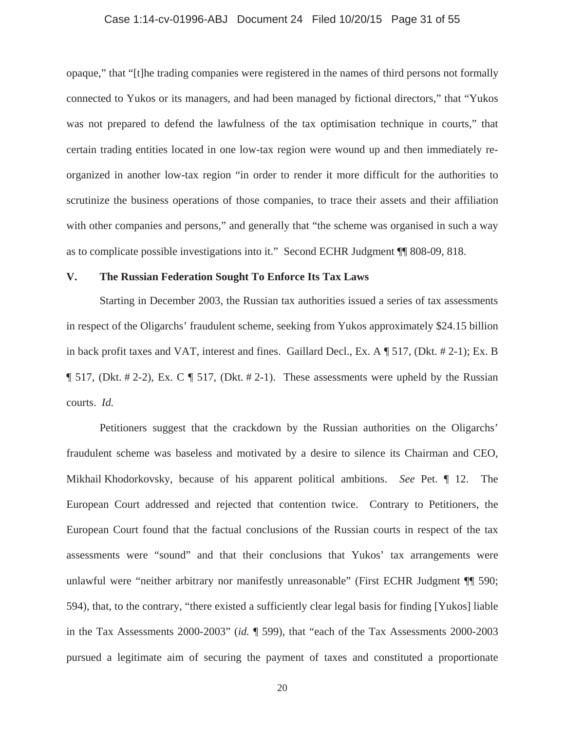opaque," that "[t]he trading companies were registered in the names of third persons not formally connected to Yukos or its managers, and had been managed by fictional directors," that "Yukos was not prepared to defend the lawfulness of the tax optimisation technique in courts," that certain trading entities located in one low-tax region were wound up and then immediately re-organized in another low-tax region "in order to render it more difficult for the authorities to scrutinize the business operations of those companies, to trace their assets and their affiliation with other companies and persons," and generally that "the scheme was organised in such a way as to complicate possible investigations into it." Second ECHR Judgment ¶¶ 808-09, 818.

## V. The Russian Federation Sought To Enforce Its Tax Laws

Starting in December 2003, the Russian tax authorities issued a series of tax assessments in respect of the Oligarchs' fraudulent scheme, seeking from Yukos approximately $24.15 billion in back profit taxes and VAT, interest and fines. Gaillard Decl., Ex. A ¶ 517, (Dkt. # 2-1); Ex. B ¶ 517, (Dkt. # 2-2), Ex. C ¶ 517, (Dkt. # 2-1). These assessments were upheld by the Russian courts. *Id.*

Petitioners suggest that the crackdown by the Russian authorities on the Oligarchs' fraudulent scheme was baseless and motivated by a desire to silence its Chairman and CEO, Mikhail Khodorkovsky, because of his apparent political ambitions. *See* Pet. ¶ 12. The European Court addressed and rejected that contention twice. Contrary to Petitioners, the European Court found that the factual conclusions of the Russian courts in respect of the tax assessments were "sound" and that their conclusions that Yukos' tax arrangements were unlawful were "neither arbitrary nor manifestly unreasonable" (First ECHR Judgment ¶¶ 590; 594), that, to the contrary, "there existed a sufficiently clear legal basis for finding [Yukos] liable in the Tax Assessments 2000-2003" (*id.* ¶ 599), that "each of the Tax Assessments 2000-2003 pursued a legitimate aim of securing the payment of taxes and constituted a proportionate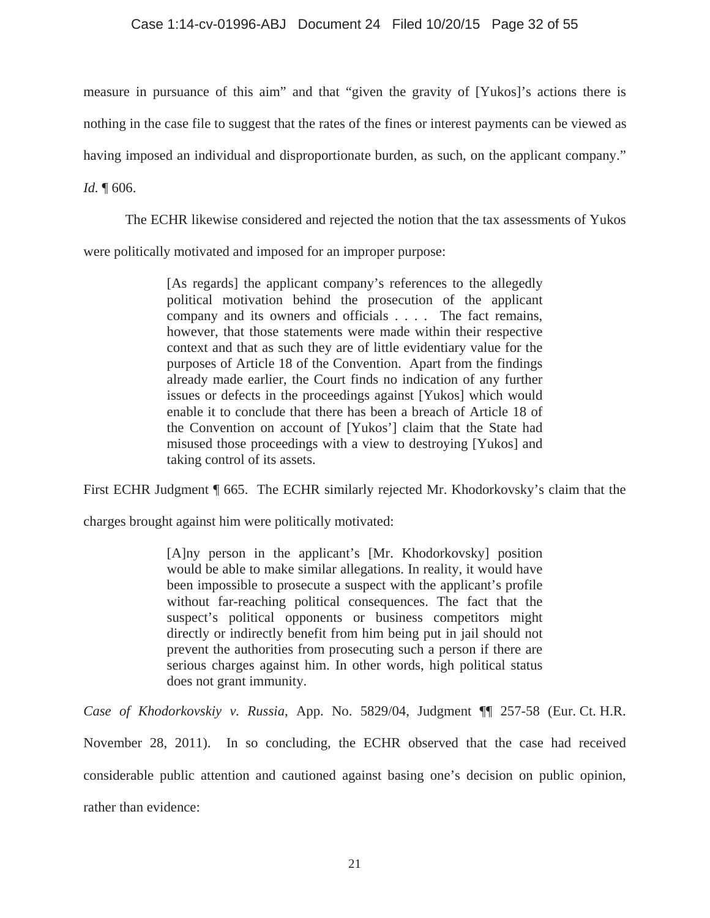measure in pursuance of this aim" and that "given the gravity of [Yukos]'s actions there is nothing in the case file to suggest that the rates of the fines or interest payments can be viewed as having imposed an individual and disproportionate burden, as such, on the applicant company." *Id.* ¶ 606.

The ECHR likewise considered and rejected the notion that the tax assessments of Yukos were politically motivated and imposed for an improper purpose:

> [As regards] the applicant company's references to the allegedly political motivation behind the prosecution of the applicant company and its owners and officials . . . . The fact remains, however, that those statements were made within their respective context and that as such they are of little evidentiary value for the purposes of Article 18 of the Convention. Apart from the findings already made earlier, the Court finds no indication of any further issues or defects in the proceedings against [Yukos] which would enable it to conclude that there has been a breach of Article 18 of the Convention on account of [Yukos'] claim that the State had misused those proceedings with a view to destroying [Yukos] and taking control of its assets.

First ECHR Judgment ¶ 665. The ECHR similarly rejected Mr. Khodorkovsky's claim that the charges brought against him were politically motivated:

> [A]ny person in the applicant's [Mr. Khodorkovsky] position would be able to make similar allegations. In reality, it would have been impossible to prosecute a suspect with the applicant's profile without far-reaching political consequences. The fact that the suspect's political opponents or business competitors might directly or indirectly benefit from him being put in jail should not prevent the authorities from prosecuting such a person if there are serious charges against him. In other words, high political status does not grant immunity.

*Case of Khodorkovskiy v. Russia*, App. No. 5829/04, Judgment ¶¶ 257-58 (Eur. Ct. H.R. November 28, 2011). In so concluding, the ECHR observed that the case had received considerable public attention and cautioned against basing one's decision on public opinion, rather than evidence: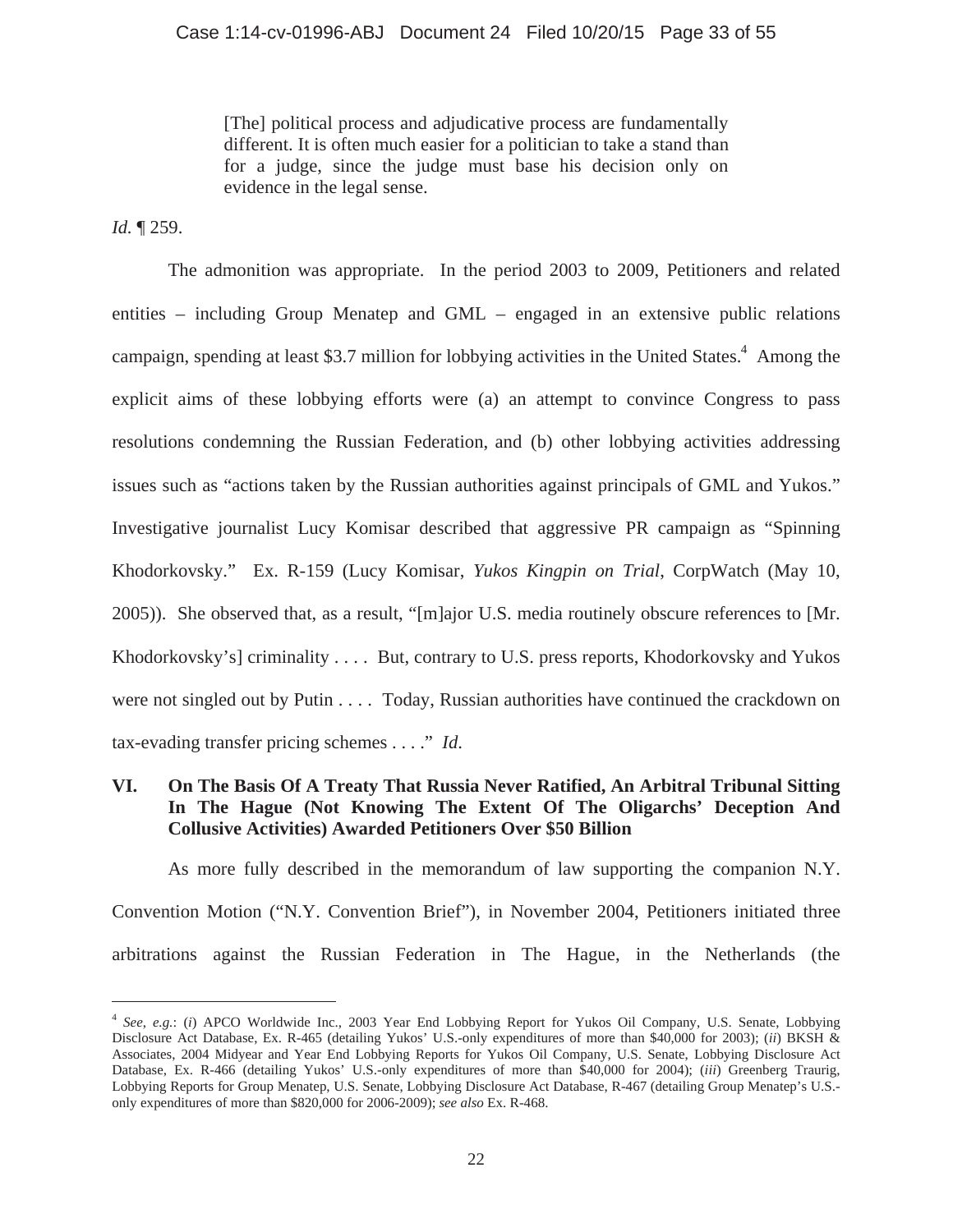> [The] political process and adjudicative process are fundamentally different. It is often much easier for a politician to take a stand than for a judge, since the judge must base his decision only on evidence in the legal sense.

*Id.* ¶ 259.

The admonition was appropriate. In the period 2003 to 2009, Petitioners and related entities – including Group Menatep and GML – engaged in an extensive public relations campaign, spending at least $3.7 million for lobbying activities in the United States.[4] Among the explicit aims of these lobbying efforts were (a) an attempt to convince Congress to pass resolutions condemning the Russian Federation, and (b) other lobbying activities addressing issues such as "actions taken by the Russian authorities against principals of GML and Yukos." Investigative journalist Lucy Komisar described that aggressive PR campaign as "Spinning Khodorkovsky." Ex. R-159 (Lucy Komisar, *Yukos Kingpin on Trial*, CorpWatch (May 10, 2005)). She observed that, as a result, "[m]ajor U.S. media routinely obscure references to [Mr. Khodorkovsky's] criminality . . . . But, contrary to U.S. press reports, Khodorkovsky and Yukos were not singled out by Putin . . . . Today, Russian authorities have continued the crackdown on tax-evading transfer pricing schemes . . . ." *Id.*

## VI. On The Basis Of A Treaty That Russia Never Ratified, An Arbitral Tribunal Sitting In The Hague (Not Knowing The Extent Of The Oligarchs' Deception And Collusive Activities) Awarded Petitioners Over $50 Billion

As more fully described in the memorandum of law supporting the companion N.Y. Convention Motion ("N.Y. Convention Brief"), in November 2004, Petitioners initiated three arbitrations against the Russian Federation in The Hague, in the Netherlands (the

---

[4] *See, e.g.*: (*i*) APCO Worldwide Inc., 2003 Year End Lobbying Report for Yukos Oil Company, U.S. Senate, Lobbying Disclosure Act Database, Ex. R-465 (detailing Yukos' U.S.-only expenditures of more than $40,000 for 2003); (*ii*) BKSH & Associates, 2004 Midyear and Year End Lobbying Reports for Yukos Oil Company, U.S. Senate, Lobbying Disclosure Act Database, Ex. R-466 (detailing Yukos' U.S.-only expenditures of more than $40,000 for 2004); (*iii*) Greenberg Traurig, Lobbying Reports for Group Menatep, U.S. Senate, Lobbying Disclosure Act Database, R-467 (detailing Group Menatep's U.S.-only expenditures of more than $820,000 for 2006-2009); *see also* Ex. R-468.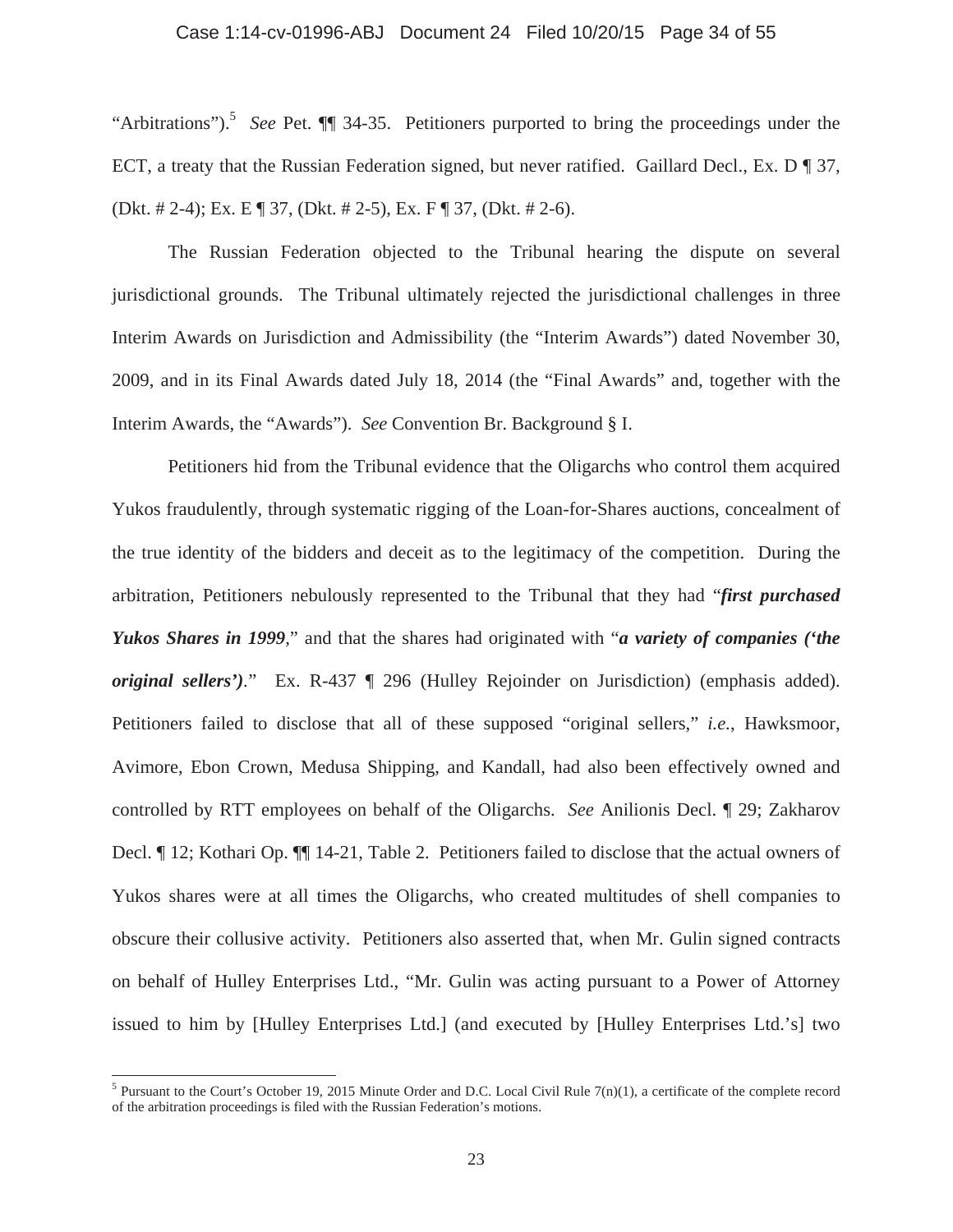"Arbitrations").[5] *See* Pet. ¶¶ 34-35. Petitioners purported to bring the proceedings under the ECT, a treaty that the Russian Federation signed, but never ratified. Gaillard Decl., Ex. D ¶ 37, (Dkt. # 2-4); Ex. E ¶ 37, (Dkt. # 2-5), Ex. F ¶ 37, (Dkt. # 2-6).

The Russian Federation objected to the Tribunal hearing the dispute on several jurisdictional grounds. The Tribunal ultimately rejected the jurisdictional challenges in three Interim Awards on Jurisdiction and Admissibility (the "Interim Awards") dated November 30, 2009, and in its Final Awards dated July 18, 2014 (the "Final Awards" and, together with the Interim Awards, the "Awards"). *See* Convention Br. Background § I.

Petitioners hid from the Tribunal evidence that the Oligarchs who control them acquired Yukos fraudulently, through systematic rigging of the Loan-for-Shares auctions, concealment of the true identity of the bidders and deceit as to the legitimacy of the competition. During the arbitration, Petitioners nebulously represented to the Tribunal that they had "***first purchased Yukos Shares in 1999***," and that the shares had originated with "***a variety of companies ('the original sellers')***." Ex. R-437 ¶ 296 (Hulley Rejoinder on Jurisdiction) (emphasis added). Petitioners failed to disclose that all of these supposed "original sellers," *i.e.*, Hawksmoor, Avimore, Ebon Crown, Medusa Shipping, and Kandall, had also been effectively owned and controlled by RTT employees on behalf of the Oligarchs. *See* Anilionis Decl. ¶ 29; Zakharov Decl. ¶ 12; Kothari Op. ¶¶ 14-21, Table 2. Petitioners failed to disclose that the actual owners of Yukos shares were at all times the Oligarchs, who created multitudes of shell companies to obscure their collusive activity. Petitioners also asserted that, when Mr. Gulin signed contracts on behalf of Hulley Enterprises Ltd., "Mr. Gulin was acting pursuant to a Power of Attorney issued to him by [Hulley Enterprises Ltd.] (and executed by [Hulley Enterprises Ltd.'s] two

[5] Pursuant to the Court's October 19, 2015 Minute Order and D.C. Local Civil Rule 7(n)(1), a certificate of the complete record of the arbitration proceedings is filed with the Russian Federation's motions.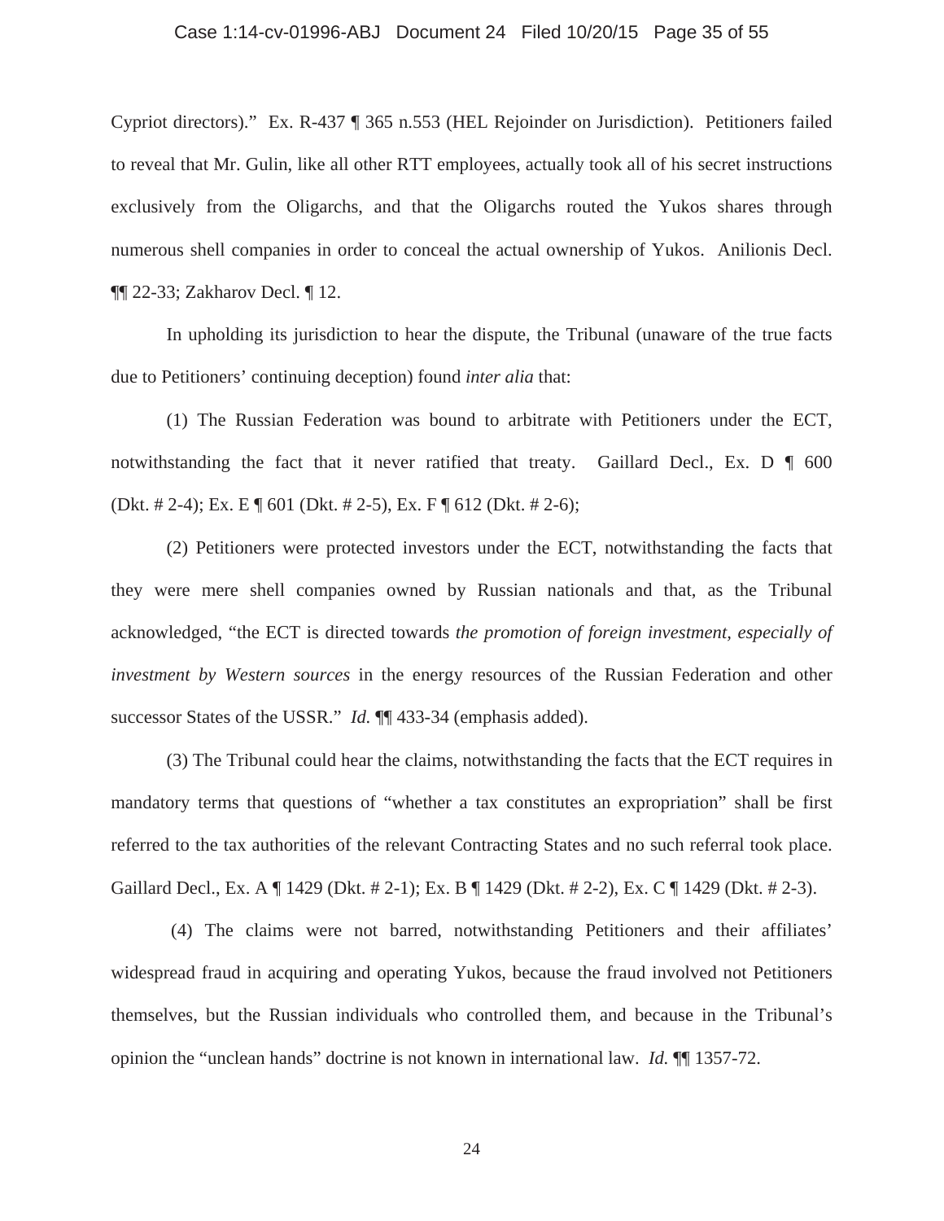Cypriot directors)." Ex. R-437 ¶ 365 n.553 (HEL Rejoinder on Jurisdiction). Petitioners failed to reveal that Mr. Gulin, like all other RTT employees, actually took all of his secret instructions exclusively from the Oligarchs, and that the Oligarchs routed the Yukos shares through numerous shell companies in order to conceal the actual ownership of Yukos. Anilionis Decl. ¶¶ 22-33; Zakharov Decl. ¶ 12.

In upholding its jurisdiction to hear the dispute, the Tribunal (unaware of the true facts due to Petitioners' continuing deception) found *inter alia* that:

(1) The Russian Federation was bound to arbitrate with Petitioners under the ECT, notwithstanding the fact that it never ratified that treaty. Gaillard Decl., Ex. D ¶ 600 (Dkt. # 2-4); Ex. E ¶ 601 (Dkt. # 2-5), Ex. F ¶ 612 (Dkt. # 2-6);

(2) Petitioners were protected investors under the ECT, notwithstanding the facts that they were mere shell companies owned by Russian nationals and that, as the Tribunal acknowledged, "the ECT is directed towards *the promotion of foreign investment, especially of investment by Western sources* in the energy resources of the Russian Federation and other successor States of the USSR." *Id.* ¶¶ 433-34 (emphasis added).

(3) The Tribunal could hear the claims, notwithstanding the facts that the ECT requires in mandatory terms that questions of "whether a tax constitutes an expropriation" shall be first referred to the tax authorities of the relevant Contracting States and no such referral took place. Gaillard Decl., Ex. A ¶ 1429 (Dkt. # 2-1); Ex. B ¶ 1429 (Dkt. # 2-2), Ex. C ¶ 1429 (Dkt. # 2-3).

(4) The claims were not barred, notwithstanding Petitioners and their affiliates' widespread fraud in acquiring and operating Yukos, because the fraud involved not Petitioners themselves, but the Russian individuals who controlled them, and because in the Tribunal's opinion the "unclean hands" doctrine is not known in international law. *Id.* ¶¶ 1357-72.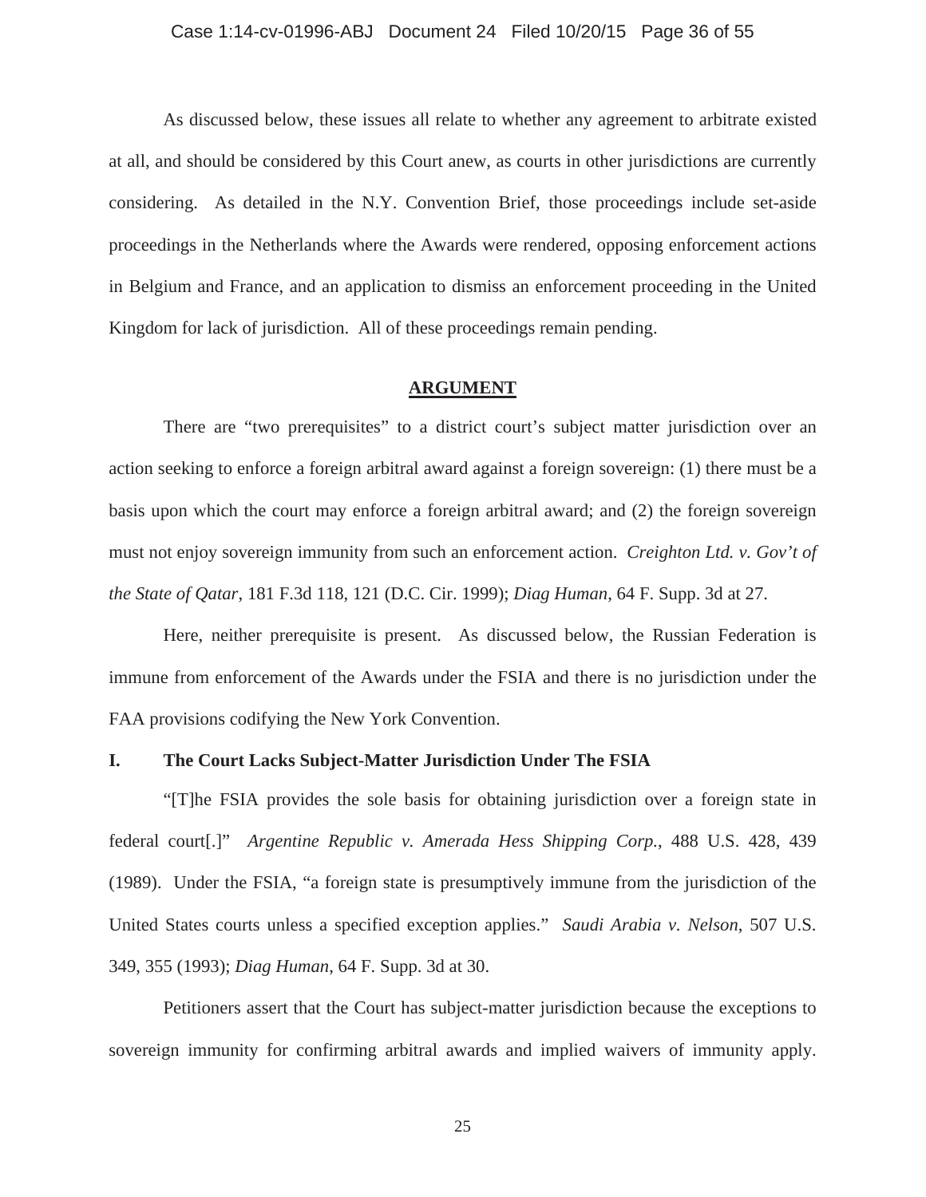As discussed below, these issues all relate to whether any agreement to arbitrate existed at all, and should be considered by this Court anew, as courts in other jurisdictions are currently considering. As detailed in the N.Y. Convention Brief, those proceedings include set-aside proceedings in the Netherlands where the Awards were rendered, opposing enforcement actions in Belgium and France, and an application to dismiss an enforcement proceeding in the United Kingdom for lack of jurisdiction. All of these proceedings remain pending.

## ARGUMENT

There are "two prerequisites" to a district court's subject matter jurisdiction over an action seeking to enforce a foreign arbitral award against a foreign sovereign: (1) there must be a basis upon which the court may enforce a foreign arbitral award; and (2) the foreign sovereign must not enjoy sovereign immunity from such an enforcement action. *Creighton Ltd. v. Gov't of the State of Qatar*, 181 F.3d 118, 121 (D.C. Cir. 1999); *Diag Human*, 64 F. Supp. 3d at 27.

Here, neither prerequisite is present. As discussed below, the Russian Federation is immune from enforcement of the Awards under the FSIA and there is no jurisdiction under the FAA provisions codifying the New York Convention.

### I. The Court Lacks Subject-Matter Jurisdiction Under The FSIA

"[T]he FSIA provides the sole basis for obtaining jurisdiction over a foreign state in federal court[.]" *Argentine Republic v. Amerada Hess Shipping Corp.*, 488 U.S. 428, 439 (1989). Under the FSIA, "a foreign state is presumptively immune from the jurisdiction of the United States courts unless a specified exception applies." *Saudi Arabia v. Nelson*, 507 U.S. 349, 355 (1993); *Diag Human*, 64 F. Supp. 3d at 30.

Petitioners assert that the Court has subject-matter jurisdiction because the exceptions to sovereign immunity for confirming arbitral awards and implied waivers of immunity apply.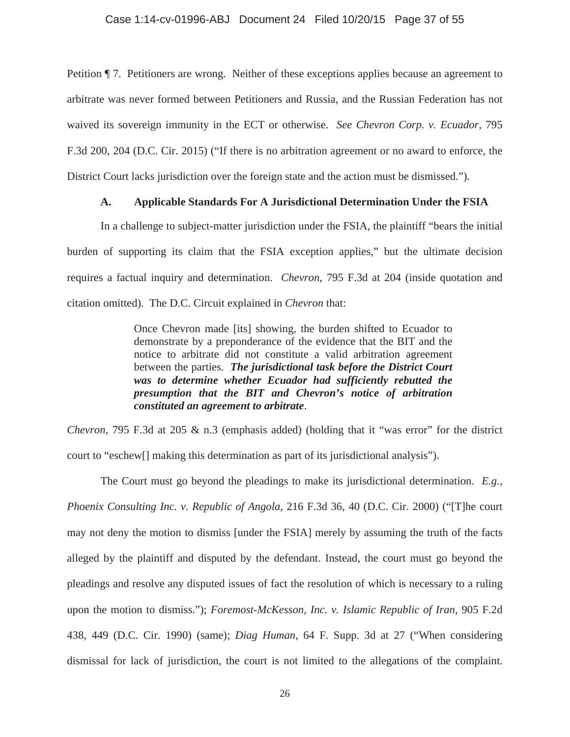Petition ¶ 7. Petitioners are wrong. Neither of these exceptions applies because an agreement to arbitrate was never formed between Petitioners and Russia, and the Russian Federation has not waived its sovereign immunity in the ECT or otherwise. *See Chevron Corp. v. Ecuador*, 795 F.3d 200, 204 (D.C. Cir. 2015) ("If there is no arbitration agreement or no award to enforce, the District Court lacks jurisdiction over the foreign state and the action must be dismissed.").

### A. Applicable Standards For A Jurisdictional Determination Under the FSIA

In a challenge to subject-matter jurisdiction under the FSIA, the plaintiff "bears the initial burden of supporting its claim that the FSIA exception applies," but the ultimate decision requires a factual inquiry and determination. *Chevron*, 795 F.3d at 204 (inside quotation and citation omitted). The D.C. Circuit explained in *Chevron* that:

> Once Chevron made [its] showing, the burden shifted to Ecuador to demonstrate by a preponderance of the evidence that the BIT and the notice to arbitrate did not constitute a valid arbitration agreement between the parties. ***The jurisdictional task before the District Court was to determine whether Ecuador had sufficiently rebutted the presumption that the BIT and Chevron's notice of arbitration constituted an agreement to arbitrate***.

*Chevron*, 795 F.3d at 205 & n.3 (emphasis added) (holding that it "was error" for the district court to "eschew[] making this determination as part of its jurisdictional analysis").

The Court must go beyond the pleadings to make its jurisdictional determination. *E.g.*, *Phoenix Consulting Inc. v. Republic of Angola*, 216 F.3d 36, 40 (D.C. Cir. 2000) ("[T]he court may not deny the motion to dismiss [under the FSIA] merely by assuming the truth of the facts alleged by the plaintiff and disputed by the defendant. Instead, the court must go beyond the pleadings and resolve any disputed issues of fact the resolution of which is necessary to a ruling upon the motion to dismiss."); *Foremost-McKesson, Inc. v. Islamic Republic of Iran*, 905 F.2d 438, 449 (D.C. Cir. 1990) (same); *Diag Human*, 64 F. Supp. 3d at 27 ("When considering dismissal for lack of jurisdiction, the court is not limited to the allegations of the complaint.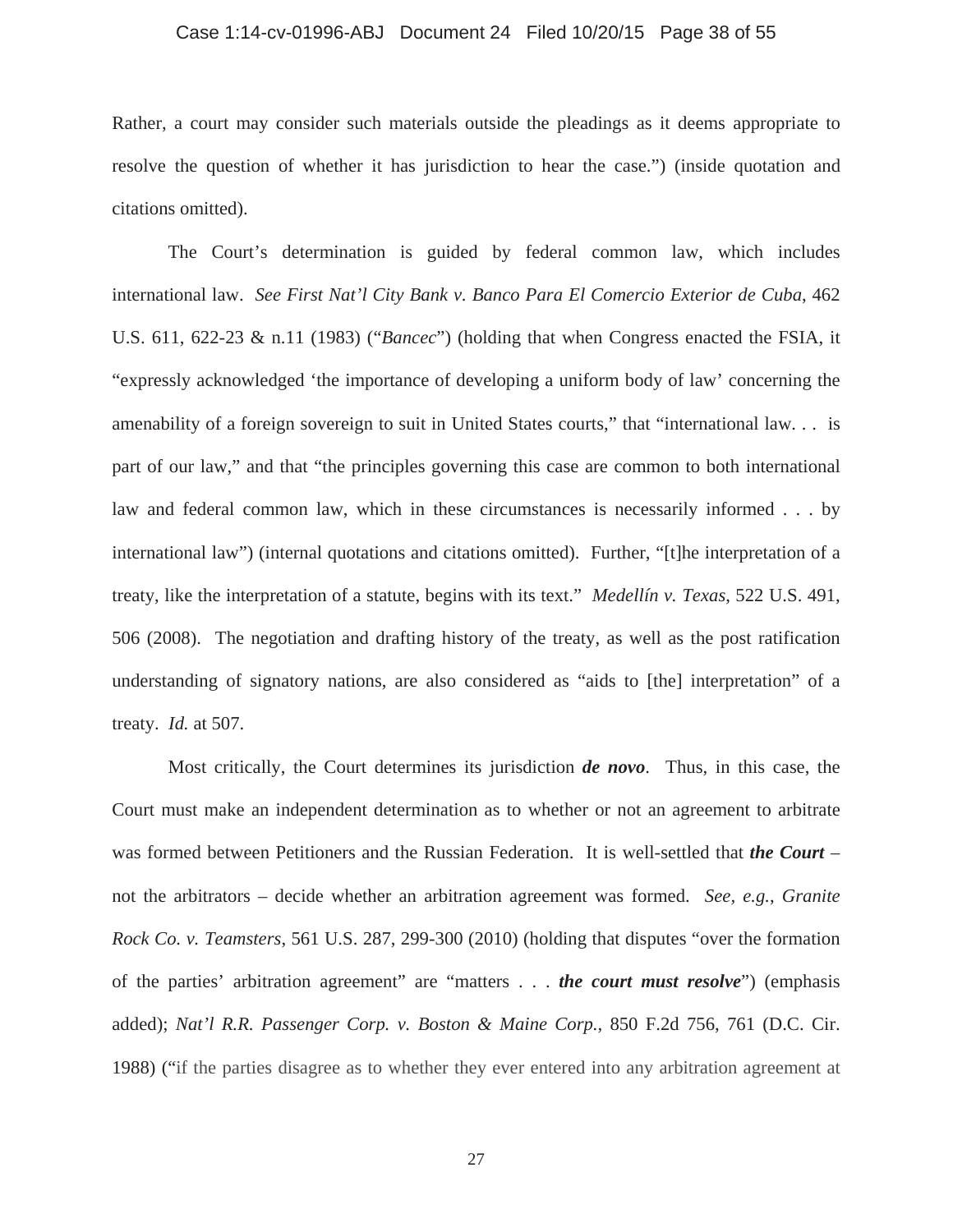Rather, a court may consider such materials outside the pleadings as it deems appropriate to resolve the question of whether it has jurisdiction to hear the case.") (inside quotation and citations omitted).

The Court's determination is guided by federal common law, which includes international law. *See First Nat'l City Bank v. Banco Para El Comercio Exterior de Cuba*, 462 U.S. 611, 622-23 & n.11 (1983) ("*Bancec*") (holding that when Congress enacted the FSIA, it "expressly acknowledged 'the importance of developing a uniform body of law' concerning the amenability of a foreign sovereign to suit in United States courts," that "international law. . . is part of our law," and that "the principles governing this case are common to both international law and federal common law, which in these circumstances is necessarily informed . . . by international law") (internal quotations and citations omitted). Further, "[t]he interpretation of a treaty, like the interpretation of a statute, begins with its text." *Medellín v. Texas*, 522 U.S. 491, 506 (2008). The negotiation and drafting history of the treaty, as well as the post ratification understanding of signatory nations, are also considered as "aids to [the] interpretation" of a treaty. *Id.* at 507.

Most critically, the Court determines its jurisdiction ***de novo***. Thus, in this case, the Court must make an independent determination as to whether or not an agreement to arbitrate was formed between Petitioners and the Russian Federation. It is well-settled that ***the Court*** – not the arbitrators – decide whether an arbitration agreement was formed. *See, e.g., Granite Rock Co. v. Teamsters*, 561 U.S. 287, 299-300 (2010) (holding that disputes "over the formation of the parties' arbitration agreement" are "matters . . . ***the court must resolve***") (emphasis added); *Nat'l R.R. Passenger Corp. v. Boston & Maine Corp.*, 850 F.2d 756, 761 (D.C. Cir. 1988) ("if the parties disagree as to whether they ever entered into any arbitration agreement at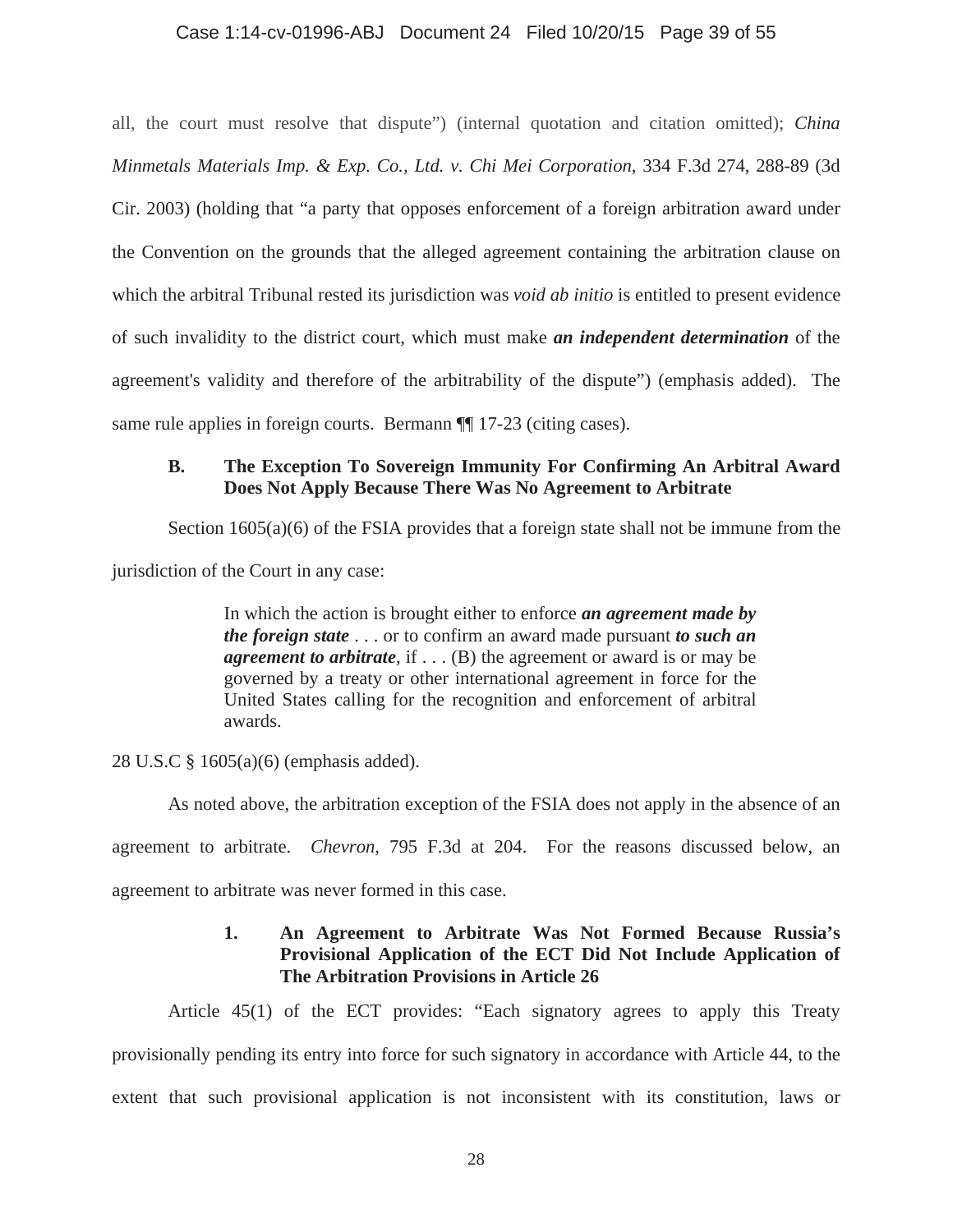all, the court must resolve that dispute") (internal quotation and citation omitted); *China Minmetals Materials Imp. & Exp. Co., Ltd. v. Chi Mei Corporation*, 334 F.3d 274, 288-89 (3d Cir. 2003) (holding that "a party that opposes enforcement of a foreign arbitration award under the Convention on the grounds that the alleged agreement containing the arbitration clause on which the arbitral Tribunal rested its jurisdiction was *void ab initio* is entitled to present evidence of such invalidity to the district court, which must make ***an independent determination*** of the agreement's validity and therefore of the arbitrability of the dispute") (emphasis added). The same rule applies in foreign courts. Bermann ¶¶ 17-23 (citing cases).

### B. The Exception To Sovereign Immunity For Confirming An Arbitral Award Does Not Apply Because There Was No Agreement to Arbitrate

Section 1605(a)(6) of the FSIA provides that a foreign state shall not be immune from the jurisdiction of the Court in any case:

> In which the action is brought either to enforce ***an agreement made by the foreign state*** . . . or to confirm an award made pursuant ***to such an agreement to arbitrate***, if . . . (B) the agreement or award is or may be governed by a treaty or other international agreement in force for the United States calling for the recognition and enforcement of arbitral awards.

28 U.S.C § 1605(a)(6) (emphasis added).

As noted above, the arbitration exception of the FSIA does not apply in the absence of an agreement to arbitrate. *Chevron*, 795 F.3d at 204. For the reasons discussed below, an agreement to arbitrate was never formed in this case.

#### 1. An Agreement to Arbitrate Was Not Formed Because Russia's Provisional Application of the ECT Did Not Include Application of The Arbitration Provisions in Article 26

Article 45(1) of the ECT provides: "Each signatory agrees to apply this Treaty provisionally pending its entry into force for such signatory in accordance with Article 44, to the extent that such provisional application is not inconsistent with its constitution, laws or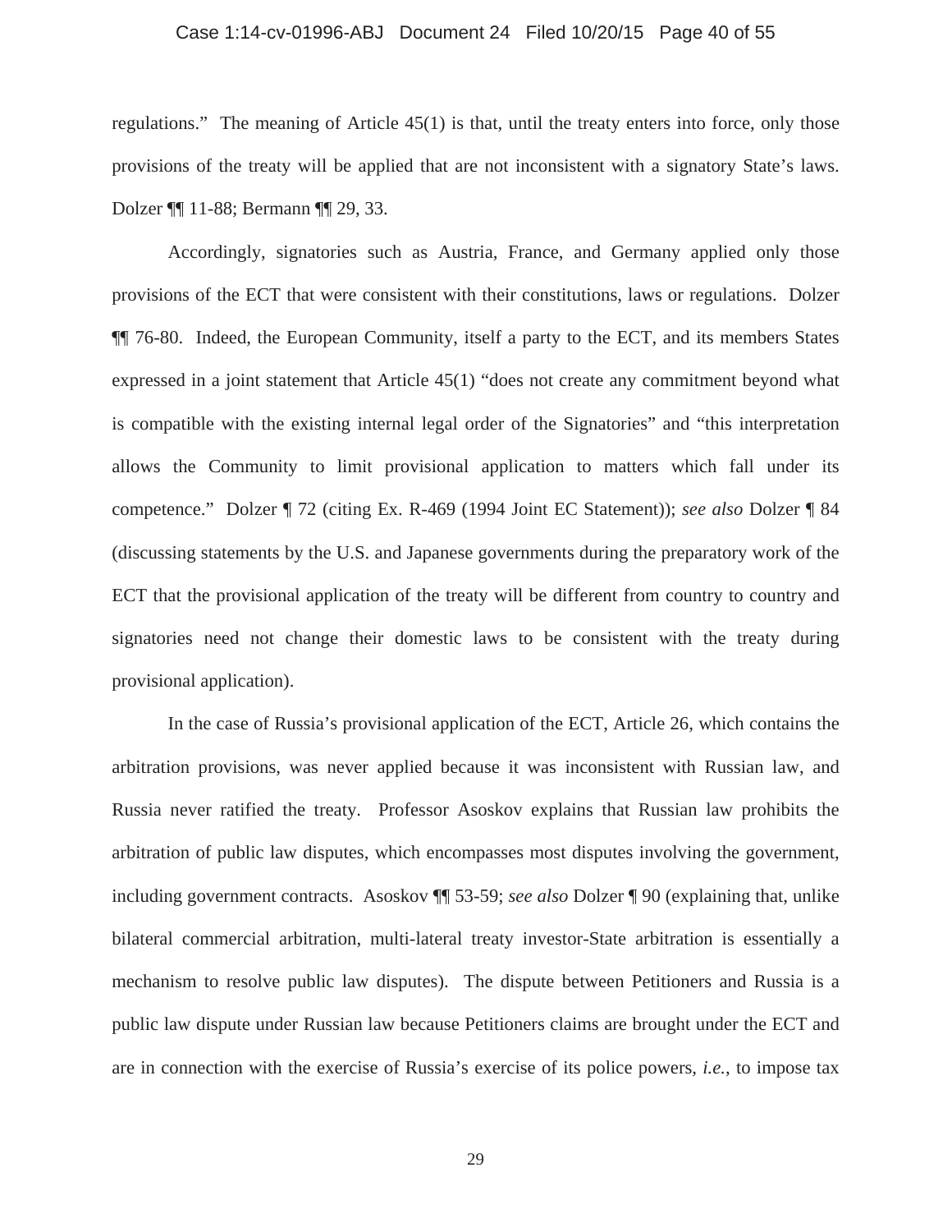regulations." The meaning of Article 45(1) is that, until the treaty enters into force, only those provisions of the treaty will be applied that are not inconsistent with a signatory State's laws. Dolzer ¶¶ 11-88; Bermann ¶¶ 29, 33.

Accordingly, signatories such as Austria, France, and Germany applied only those provisions of the ECT that were consistent with their constitutions, laws or regulations. Dolzer ¶¶ 76-80. Indeed, the European Community, itself a party to the ECT, and its members States expressed in a joint statement that Article 45(1) "does not create any commitment beyond what is compatible with the existing internal legal order of the Signatories" and "this interpretation allows the Community to limit provisional application to matters which fall under its competence." Dolzer ¶ 72 (citing Ex. R-469 (1994 Joint EC Statement)); *see also* Dolzer ¶ 84 (discussing statements by the U.S. and Japanese governments during the preparatory work of the ECT that the provisional application of the treaty will be different from country to country and signatories need not change their domestic laws to be consistent with the treaty during provisional application).

In the case of Russia's provisional application of the ECT, Article 26, which contains the arbitration provisions, was never applied because it was inconsistent with Russian law, and Russia never ratified the treaty. Professor Asoskov explains that Russian law prohibits the arbitration of public law disputes, which encompasses most disputes involving the government, including government contracts. Asoskov ¶¶ 53-59; *see also* Dolzer ¶ 90 (explaining that, unlike bilateral commercial arbitration, multi-lateral treaty investor-State arbitration is essentially a mechanism to resolve public law disputes). The dispute between Petitioners and Russia is a public law dispute under Russian law because Petitioners claims are brought under the ECT and are in connection with the exercise of Russia's exercise of its police powers, *i.e.*, to impose tax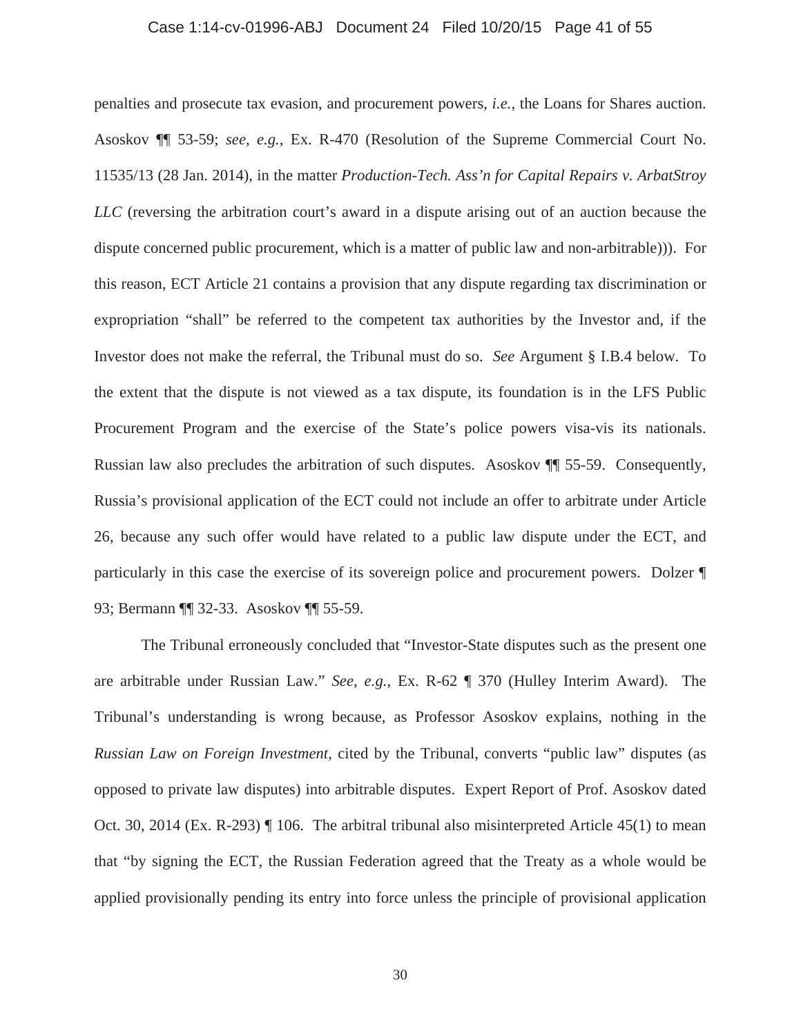penalties and prosecute tax evasion, and procurement powers, *i.e.*, the Loans for Shares auction. Asoskov ¶¶ 53-59; *see, e.g.*, Ex. R-470 (Resolution of the Supreme Commercial Court No. 11535/13 (28 Jan. 2014), in the matter *Production-Tech. Ass'n for Capital Repairs v. ArbatStroy LLC* (reversing the arbitration court's award in a dispute arising out of an auction because the dispute concerned public procurement, which is a matter of public law and non-arbitrable))). For this reason, ECT Article 21 contains a provision that any dispute regarding tax discrimination or expropriation "shall" be referred to the competent tax authorities by the Investor and, if the Investor does not make the referral, the Tribunal must do so. *See* Argument § I.B.4 below. To the extent that the dispute is not viewed as a tax dispute, its foundation is in the LFS Public Procurement Program and the exercise of the State's police powers visa-vis its nationals. Russian law also precludes the arbitration of such disputes. Asoskov ¶¶ 55-59. Consequently, Russia's provisional application of the ECT could not include an offer to arbitrate under Article 26, because any such offer would have related to a public law dispute under the ECT, and particularly in this case the exercise of its sovereign police and procurement powers. Dolzer ¶ 93; Bermann ¶¶ 32-33. Asoskov ¶¶ 55-59.

The Tribunal erroneously concluded that "Investor-State disputes such as the present one are arbitrable under Russian Law." *See, e.g.*, Ex. R-62 ¶ 370 (Hulley Interim Award). The Tribunal's understanding is wrong because, as Professor Asoskov explains, nothing in the *Russian Law on Foreign Investment*, cited by the Tribunal, converts "public law" disputes (as opposed to private law disputes) into arbitrable disputes. Expert Report of Prof. Asoskov dated Oct. 30, 2014 (Ex. R-293) ¶ 106. The arbitral tribunal also misinterpreted Article 45(1) to mean that "by signing the ECT, the Russian Federation agreed that the Treaty as a whole would be applied provisionally pending its entry into force unless the principle of provisional application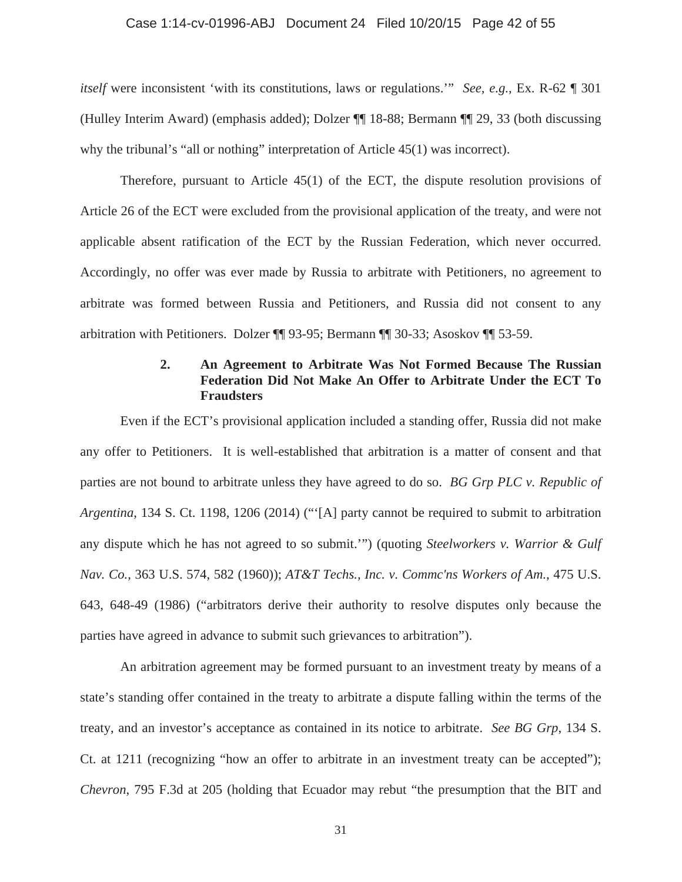*itself* were inconsistent 'with its constitutions, laws or regulations.'" *See, e.g.*, Ex. R-62 ¶ 301 (Hulley Interim Award) (emphasis added); Dolzer ¶¶ 18-88; Bermann ¶¶ 29, 33 (both discussing why the tribunal's "all or nothing" interpretation of Article 45(1) was incorrect).

Therefore, pursuant to Article 45(1) of the ECT, the dispute resolution provisions of Article 26 of the ECT were excluded from the provisional application of the treaty, and were not applicable absent ratification of the ECT by the Russian Federation, which never occurred. Accordingly, no offer was ever made by Russia to arbitrate with Petitioners, no agreement to arbitrate was formed between Russia and Petitioners, and Russia did not consent to any arbitration with Petitioners. Dolzer ¶¶ 93-95; Bermann ¶¶ 30-33; Asoskov ¶¶ 53-59.

### 2. An Agreement to Arbitrate Was Not Formed Because The Russian Federation Did Not Make An Offer to Arbitrate Under the ECT To Fraudsters

Even if the ECT's provisional application included a standing offer, Russia did not make any offer to Petitioners. It is well-established that arbitration is a matter of consent and that parties are not bound to arbitrate unless they have agreed to do so. *BG Grp PLC v. Republic of Argentina*, 134 S. Ct. 1198, 1206 (2014) ("'[A] party cannot be required to submit to arbitration any dispute which he has not agreed to so submit.'") (quoting *Steelworkers v. Warrior & Gulf Nav. Co.*, 363 U.S. 574, 582 (1960)); *AT&T Techs., Inc. v. Commc'ns Workers of Am.*, 475 U.S. 643, 648-49 (1986) ("arbitrators derive their authority to resolve disputes only because the parties have agreed in advance to submit such grievances to arbitration").

An arbitration agreement may be formed pursuant to an investment treaty by means of a state's standing offer contained in the treaty to arbitrate a dispute falling within the terms of the treaty, and an investor's acceptance as contained in its notice to arbitrate. *See BG Grp*, 134 S. Ct. at 1211 (recognizing "how an offer to arbitrate in an investment treaty can be accepted"); *Chevron*, 795 F.3d at 205 (holding that Ecuador may rebut "the presumption that the BIT and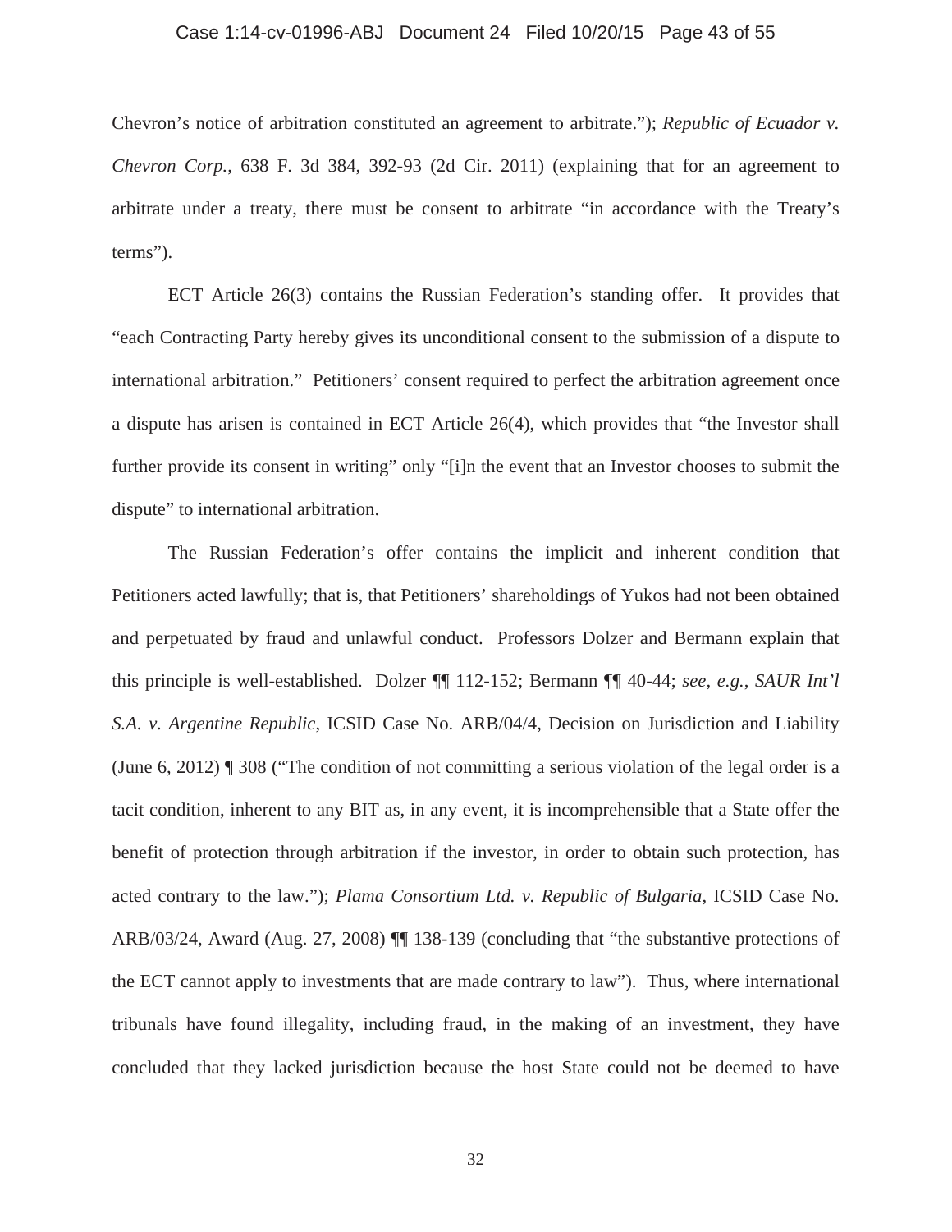Chevron's notice of arbitration constituted an agreement to arbitrate."); *Republic of Ecuador v. Chevron Corp.*, 638 F. 3d 384, 392-93 (2d Cir. 2011) (explaining that for an agreement to arbitrate under a treaty, there must be consent to arbitrate "in accordance with the Treaty's terms").

ECT Article 26(3) contains the Russian Federation's standing offer. It provides that "each Contracting Party hereby gives its unconditional consent to the submission of a dispute to international arbitration." Petitioners' consent required to perfect the arbitration agreement once a dispute has arisen is contained in ECT Article 26(4), which provides that "the Investor shall further provide its consent in writing" only "[i]n the event that an Investor chooses to submit the dispute" to international arbitration.

The Russian Federation's offer contains the implicit and inherent condition that Petitioners acted lawfully; that is, that Petitioners' shareholdings of Yukos had not been obtained and perpetuated by fraud and unlawful conduct. Professors Dolzer and Bermann explain that this principle is well-established. Dolzer ¶¶ 112-152; Bermann ¶¶ 40-44; *see, e.g.*, *SAUR Int'l S.A. v. Argentine Republic*, ICSID Case No. ARB/04/4, Decision on Jurisdiction and Liability (June 6, 2012) ¶ 308 ("The condition of not committing a serious violation of the legal order is a tacit condition, inherent to any BIT as, in any event, it is incomprehensible that a State offer the benefit of protection through arbitration if the investor, in order to obtain such protection, has acted contrary to the law."); *Plama Consortium Ltd. v. Republic of Bulgaria*, ICSID Case No. ARB/03/24, Award (Aug. 27, 2008) ¶¶ 138-139 (concluding that "the substantive protections of the ECT cannot apply to investments that are made contrary to law"). Thus, where international tribunals have found illegality, including fraud, in the making of an investment, they have concluded that they lacked jurisdiction because the host State could not be deemed to have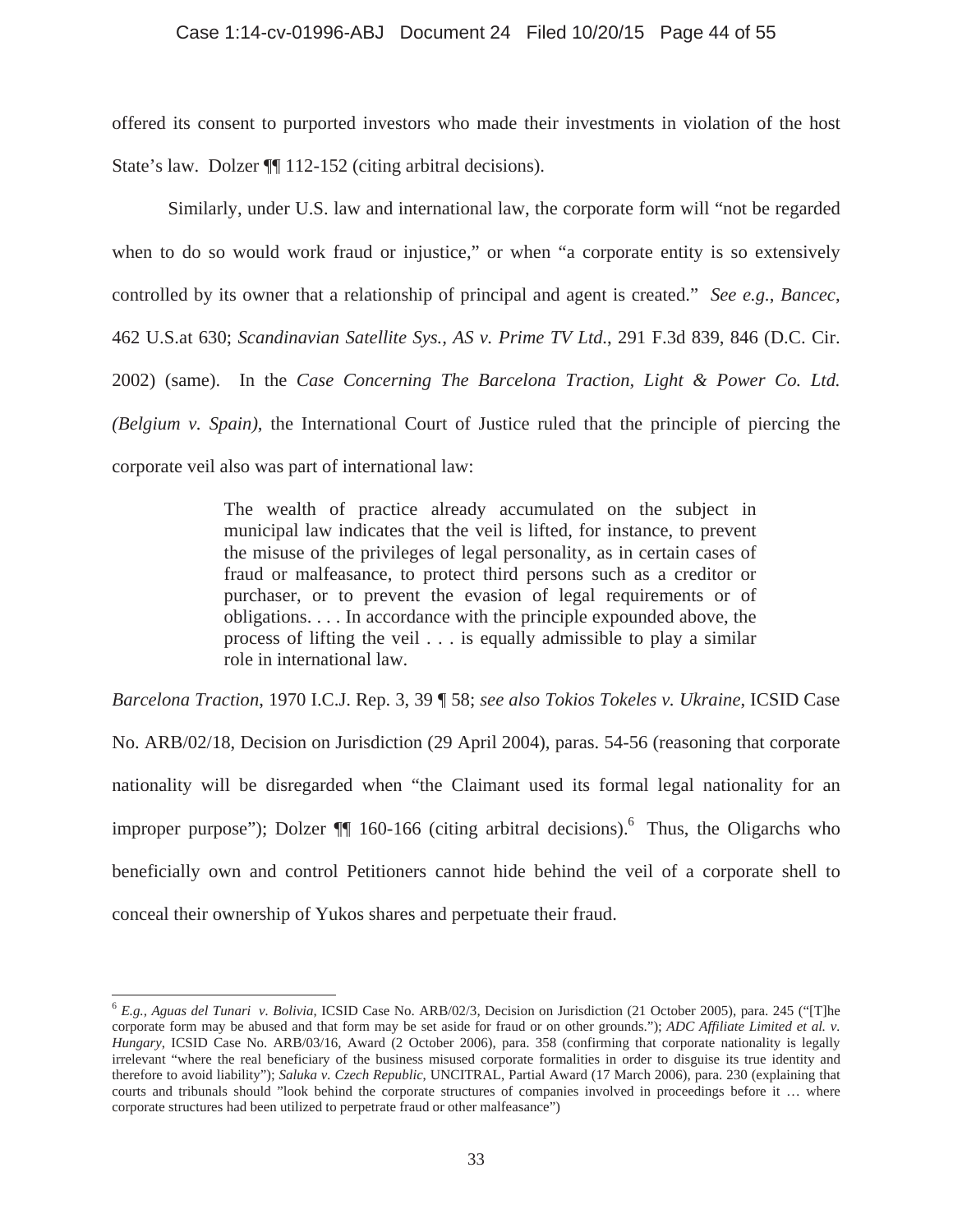offered its consent to purported investors who made their investments in violation of the host State's law. Dolzer ¶¶ 112-152 (citing arbitral decisions).

Similarly, under U.S. law and international law, the corporate form will "not be regarded when to do so would work fraud or injustice," or when "a corporate entity is so extensively controlled by its owner that a relationship of principal and agent is created." *See e.g.*, *Bancec*, 462 U.S.at 630; *Scandinavian Satellite Sys., AS v. Prime TV Ltd.*, 291 F.3d 839, 846 (D.C. Cir. 2002) (same). In the *Case Concerning The Barcelona Traction, Light & Power Co. Ltd. (Belgium v. Spain)*, the International Court of Justice ruled that the principle of piercing the corporate veil also was part of international law:

> The wealth of practice already accumulated on the subject in municipal law indicates that the veil is lifted, for instance, to prevent the misuse of the privileges of legal personality, as in certain cases of fraud or malfeasance, to protect third persons such as a creditor or purchaser, or to prevent the evasion of legal requirements or of obligations. . . . In accordance with the principle expounded above, the process of lifting the veil . . . is equally admissible to play a similar role in international law.

*Barcelona Traction*, 1970 I.C.J. Rep. 3, 39 ¶ 58; *see also Tokios Tokeles v. Ukraine*, ICSID Case No. ARB/02/18, Decision on Jurisdiction (29 April 2004), paras. 54-56 (reasoning that corporate nationality will be disregarded when "the Claimant used its formal legal nationality for an improper purpose"); Dolzer ¶¶ 160-166 (citing arbitral decisions).[6] Thus, the Oligarchs who beneficially own and control Petitioners cannot hide behind the veil of a corporate shell to conceal their ownership of Yukos shares and perpetuate their fraud.

---

[6] *E.g., Aguas del Tunari v. Bolivia*, ICSID Case No. ARB/02/3, Decision on Jurisdiction (21 October 2005), para. 245 ("[T]he corporate form may be abused and that form may be set aside for fraud or on other grounds."); *ADC Affiliate Limited et al. v. Hungary*, ICSID Case No. ARB/03/16, Award (2 October 2006), para. 358 (confirming that corporate nationality is legally irrelevant "where the real beneficiary of the business misused corporate formalities in order to disguise its true identity and therefore to avoid liability"); *Saluka v. Czech Republic*, UNCITRAL, Partial Award (17 March 2006), para. 230 (explaining that courts and tribunals should "look behind the corporate structures of companies involved in proceedings before it … where corporate structures had been utilized to perpetrate fraud or other malfeasance")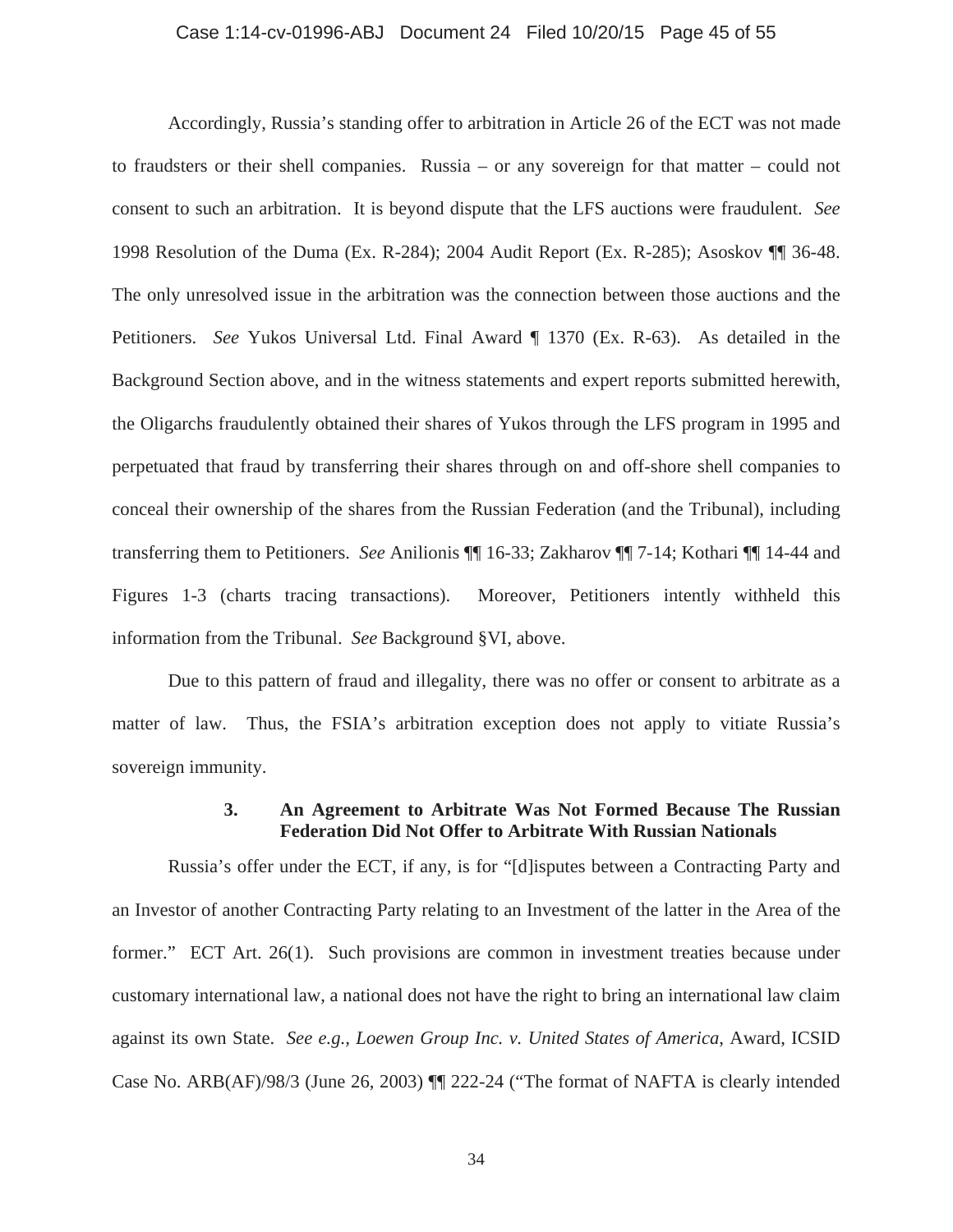Accordingly, Russia's standing offer to arbitration in Article 26 of the ECT was not made to fraudsters or their shell companies. Russia – or any sovereign for that matter – could not consent to such an arbitration. It is beyond dispute that the LFS auctions were fraudulent. *See* 1998 Resolution of the Duma (Ex. R-284); 2004 Audit Report (Ex. R-285); Asoskov ¶¶ 36-48. The only unresolved issue in the arbitration was the connection between those auctions and the Petitioners. *See* Yukos Universal Ltd. Final Award ¶ 1370 (Ex. R-63). As detailed in the Background Section above, and in the witness statements and expert reports submitted herewith, the Oligarchs fraudulently obtained their shares of Yukos through the LFS program in 1995 and perpetuated that fraud by transferring their shares through on and off-shore shell companies to conceal their ownership of the shares from the Russian Federation (and the Tribunal), including transferring them to Petitioners. *See* Anilionis ¶¶ 16-33; Zakharov ¶¶ 7-14; Kothari ¶¶ 14-44 and Figures 1-3 (charts tracing transactions). Moreover, Petitioners intently withheld this information from the Tribunal. *See* Background §VI, above.

Due to this pattern of fraud and illegality, there was no offer or consent to arbitrate as a matter of law. Thus, the FSIA's arbitration exception does not apply to vitiate Russia's sovereign immunity.

### 3. An Agreement to Arbitrate Was Not Formed Because The Russian Federation Did Not Offer to Arbitrate With Russian Nationals

Russia's offer under the ECT, if any, is for "[d]isputes between a Contracting Party and an Investor of another Contracting Party relating to an Investment of the latter in the Area of the former." ECT Art. 26(1). Such provisions are common in investment treaties because under customary international law, a national does not have the right to bring an international law claim against its own State. *See e.g., Loewen Group Inc. v. United States of America*, Award, ICSID Case No. ARB(AF)/98/3 (June 26, 2003) ¶¶ 222-24 ("The format of NAFTA is clearly intended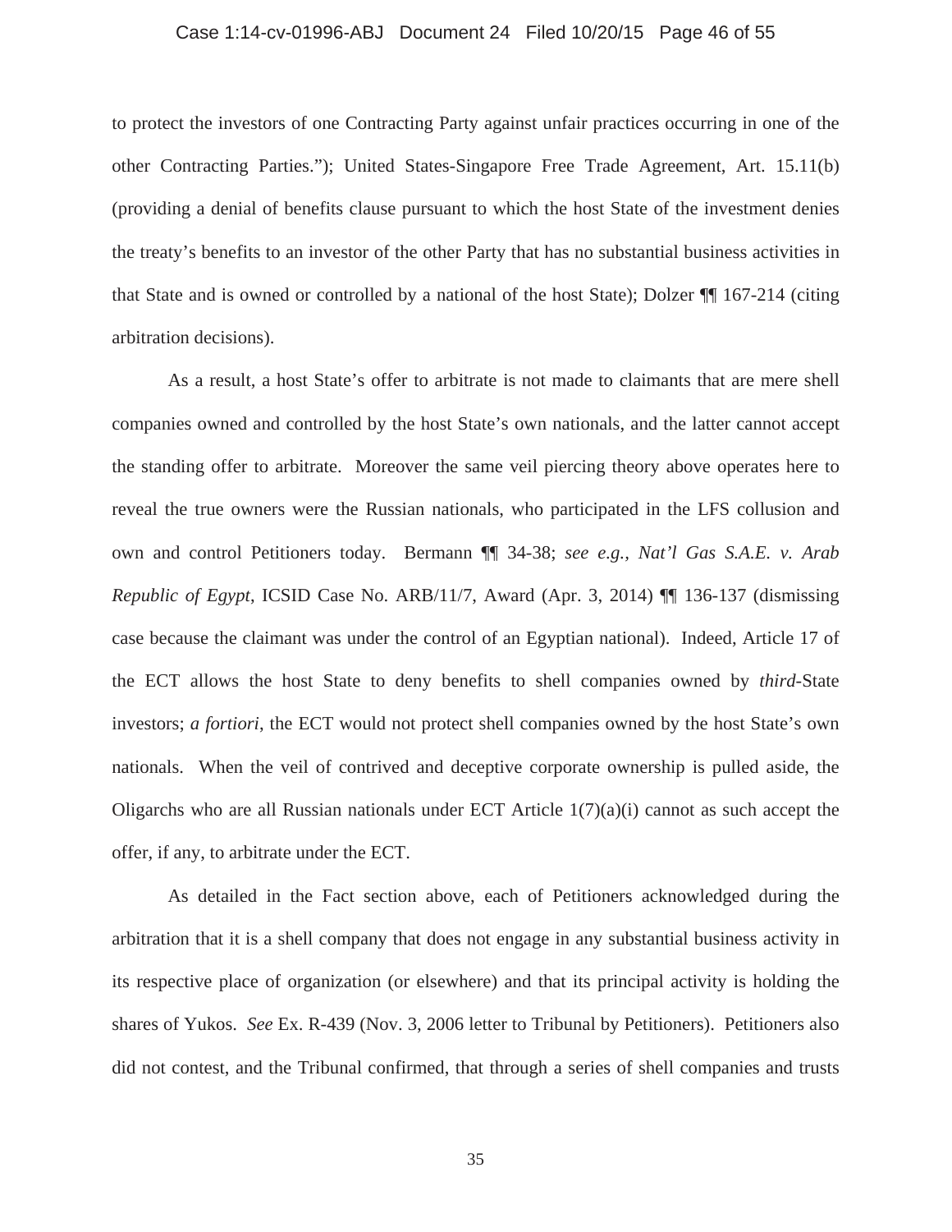to protect the investors of one Contracting Party against unfair practices occurring in one of the other Contracting Parties."); United States-Singapore Free Trade Agreement, Art. 15.11(b) (providing a denial of benefits clause pursuant to which the host State of the investment denies the treaty's benefits to an investor of the other Party that has no substantial business activities in that State and is owned or controlled by a national of the host State); Dolzer ¶¶ 167-214 (citing arbitration decisions).

As a result, a host State's offer to arbitrate is not made to claimants that are mere shell companies owned and controlled by the host State's own nationals, and the latter cannot accept the standing offer to arbitrate. Moreover the same veil piercing theory above operates here to reveal the true owners were the Russian nationals, who participated in the LFS collusion and own and control Petitioners today. Bermann ¶¶ 34-38; *see e.g., Nat'l Gas S.A.E. v. Arab Republic of Egypt*, ICSID Case No. ARB/11/7, Award (Apr. 3, 2014) ¶¶ 136-137 (dismissing case because the claimant was under the control of an Egyptian national). Indeed, Article 17 of the ECT allows the host State to deny benefits to shell companies owned by *third*-State investors; *a fortiori*, the ECT would not protect shell companies owned by the host State's own nationals. When the veil of contrived and deceptive corporate ownership is pulled aside, the Oligarchs who are all Russian nationals under ECT Article 1(7)(a)(i) cannot as such accept the offer, if any, to arbitrate under the ECT.

As detailed in the Fact section above, each of Petitioners acknowledged during the arbitration that it is a shell company that does not engage in any substantial business activity in its respective place of organization (or elsewhere) and that its principal activity is holding the shares of Yukos. *See* Ex. R-439 (Nov. 3, 2006 letter to Tribunal by Petitioners). Petitioners also did not contest, and the Tribunal confirmed, that through a series of shell companies and trusts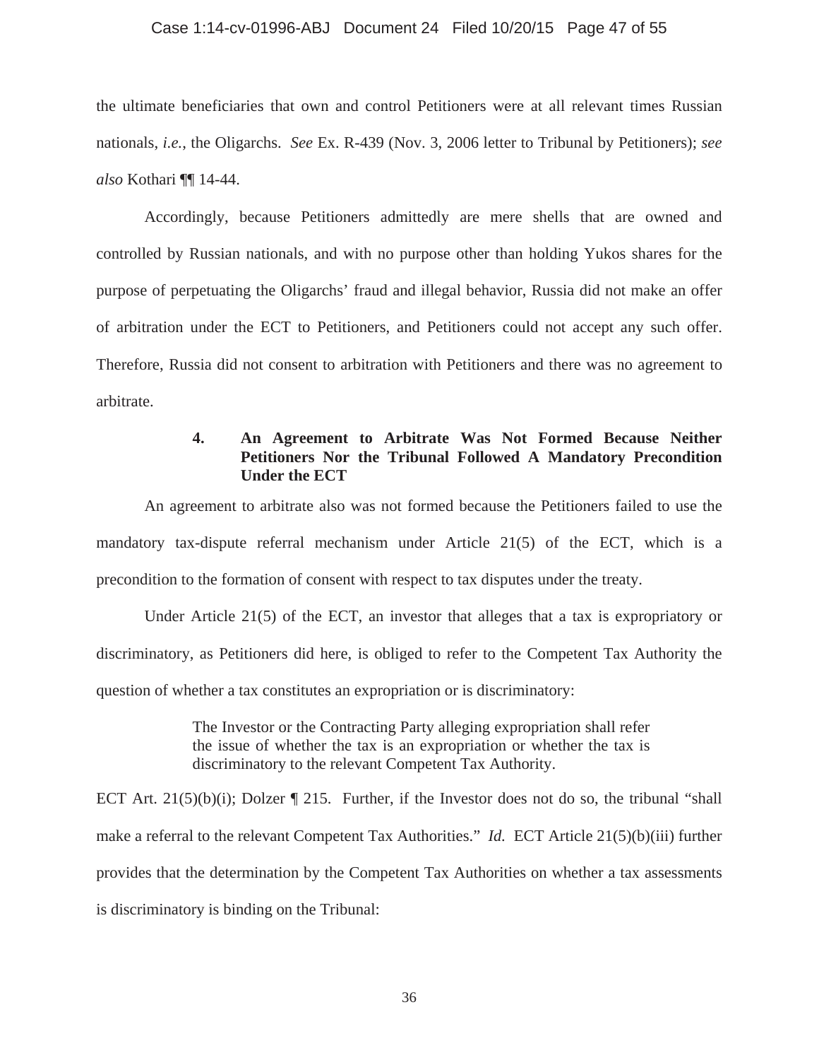the ultimate beneficiaries that own and control Petitioners were at all relevant times Russian nationals, *i.e.*, the Oligarchs. *See* Ex. R-439 (Nov. 3, 2006 letter to Tribunal by Petitioners); *see also* Kothari ¶¶ 14-44.

Accordingly, because Petitioners admittedly are mere shells that are owned and controlled by Russian nationals, and with no purpose other than holding Yukos shares for the purpose of perpetuating the Oligarchs' fraud and illegal behavior, Russia did not make an offer of arbitration under the ECT to Petitioners, and Petitioners could not accept any such offer. Therefore, Russia did not consent to arbitration with Petitioners and there was no agreement to arbitrate.

#### 4. An Agreement to Arbitrate Was Not Formed Because Neither Petitioners Nor the Tribunal Followed A Mandatory Precondition Under the ECT

An agreement to arbitrate also was not formed because the Petitioners failed to use the mandatory tax-dispute referral mechanism under Article 21(5) of the ECT, which is a precondition to the formation of consent with respect to tax disputes under the treaty.

Under Article 21(5) of the ECT, an investor that alleges that a tax is expropriatory or discriminatory, as Petitioners did here, is obliged to refer to the Competent Tax Authority the question of whether a tax constitutes an expropriation or is discriminatory:

> The Investor or the Contracting Party alleging expropriation shall refer the issue of whether the tax is an expropriation or whether the tax is discriminatory to the relevant Competent Tax Authority.

ECT Art. 21(5)(b)(i); Dolzer ¶ 215. Further, if the Investor does not do so, the tribunal "shall make a referral to the relevant Competent Tax Authorities." *Id.* ECT Article 21(5)(b)(iii) further provides that the determination by the Competent Tax Authorities on whether a tax assessments is discriminatory is binding on the Tribunal: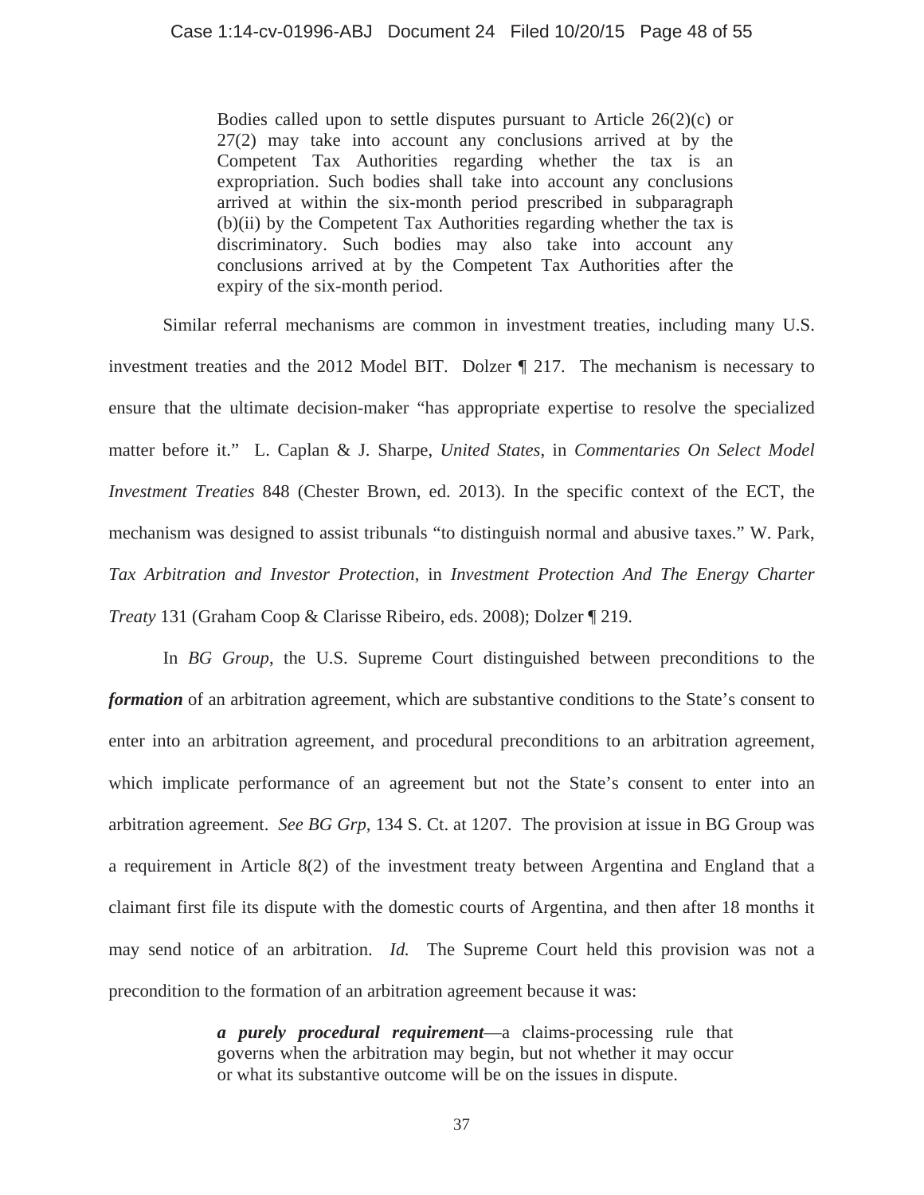> Bodies called upon to settle disputes pursuant to Article 26(2)(c) or 27(2) may take into account any conclusions arrived at by the Competent Tax Authorities regarding whether the tax is an expropriation. Such bodies shall take into account any conclusions arrived at within the six-month period prescribed in subparagraph (b)(ii) by the Competent Tax Authorities regarding whether the tax is discriminatory. Such bodies may also take into account any conclusions arrived at by the Competent Tax Authorities after the expiry of the six-month period.

Similar referral mechanisms are common in investment treaties, including many U.S. investment treaties and the 2012 Model BIT. Dolzer ¶ 217. The mechanism is necessary to ensure that the ultimate decision-maker "has appropriate expertise to resolve the specialized matter before it." L. Caplan & J. Sharpe, *United States*, in *Commentaries On Select Model Investment Treaties* 848 (Chester Brown, ed. 2013). In the specific context of the ECT, the mechanism was designed to assist tribunals "to distinguish normal and abusive taxes." W. Park, *Tax Arbitration and Investor Protection*, in *Investment Protection And The Energy Charter Treaty* 131 (Graham Coop & Clarisse Ribeiro, eds. 2008); Dolzer ¶ 219.

In *BG Group*, the U.S. Supreme Court distinguished between preconditions to the ***formation*** of an arbitration agreement, which are substantive conditions to the State's consent to enter into an arbitration agreement, and procedural preconditions to an arbitration agreement, which implicate performance of an agreement but not the State's consent to enter into an arbitration agreement. *See BG Grp*, 134 S. Ct. at 1207. The provision at issue in BG Group was a requirement in Article 8(2) of the investment treaty between Argentina and England that a claimant first file its dispute with the domestic courts of Argentina, and then after 18 months it may send notice of an arbitration. *Id.* The Supreme Court held this provision was not a precondition to the formation of an arbitration agreement because it was:

> ***a purely procedural requirement***—a claims-processing rule that governs when the arbitration may begin, but not whether it may occur or what its substantive outcome will be on the issues in dispute.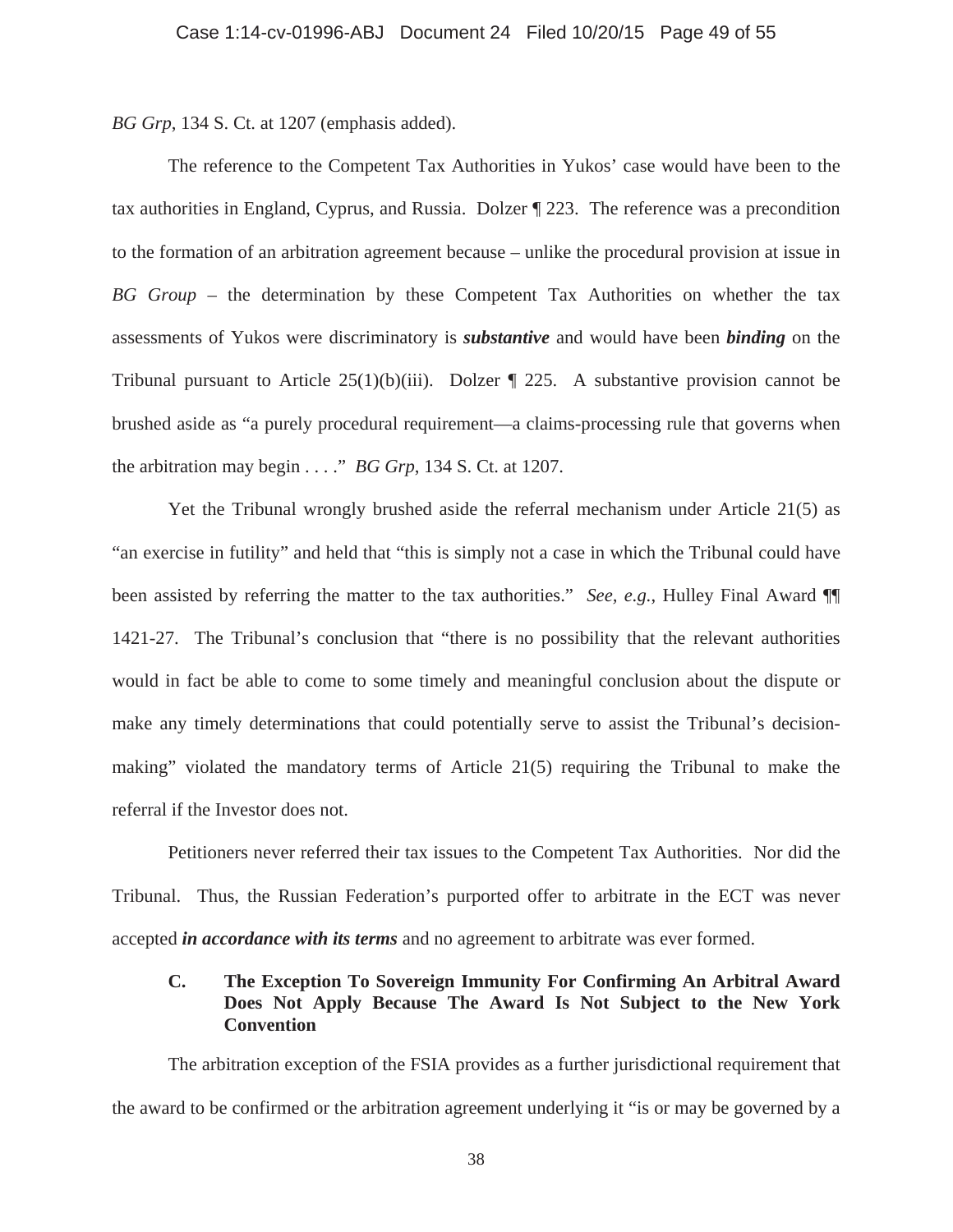*BG Grp*, 134 S. Ct. at 1207 (emphasis added).

The reference to the Competent Tax Authorities in Yukos' case would have been to the tax authorities in England, Cyprus, and Russia. Dolzer ¶ 223. The reference was a precondition to the formation of an arbitration agreement because – unlike the procedural provision at issue in *BG Group* – the determination by these Competent Tax Authorities on whether the tax assessments of Yukos were discriminatory is ***substantive*** and would have been ***binding*** on the Tribunal pursuant to Article 25(1)(b)(iii). Dolzer ¶ 225. A substantive provision cannot be brushed aside as "a purely procedural requirement—a claims-processing rule that governs when the arbitration may begin . . . ." *BG Grp*, 134 S. Ct. at 1207.

Yet the Tribunal wrongly brushed aside the referral mechanism under Article 21(5) as "an exercise in futility" and held that "this is simply not a case in which the Tribunal could have been assisted by referring the matter to the tax authorities." *See, e.g.*, Hulley Final Award ¶¶ 1421-27. The Tribunal's conclusion that "there is no possibility that the relevant authorities would in fact be able to come to some timely and meaningful conclusion about the dispute or make any timely determinations that could potentially serve to assist the Tribunal's decision-making" violated the mandatory terms of Article 21(5) requiring the Tribunal to make the referral if the Investor does not.

Petitioners never referred their tax issues to the Competent Tax Authorities. Nor did the Tribunal. Thus, the Russian Federation's purported offer to arbitrate in the ECT was never accepted ***in accordance with its terms*** and no agreement to arbitrate was ever formed.

### C. The Exception To Sovereign Immunity For Confirming An Arbitral Award Does Not Apply Because The Award Is Not Subject to the New York Convention

The arbitration exception of the FSIA provides as a further jurisdictional requirement that the award to be confirmed or the arbitration agreement underlying it "is or may be governed by a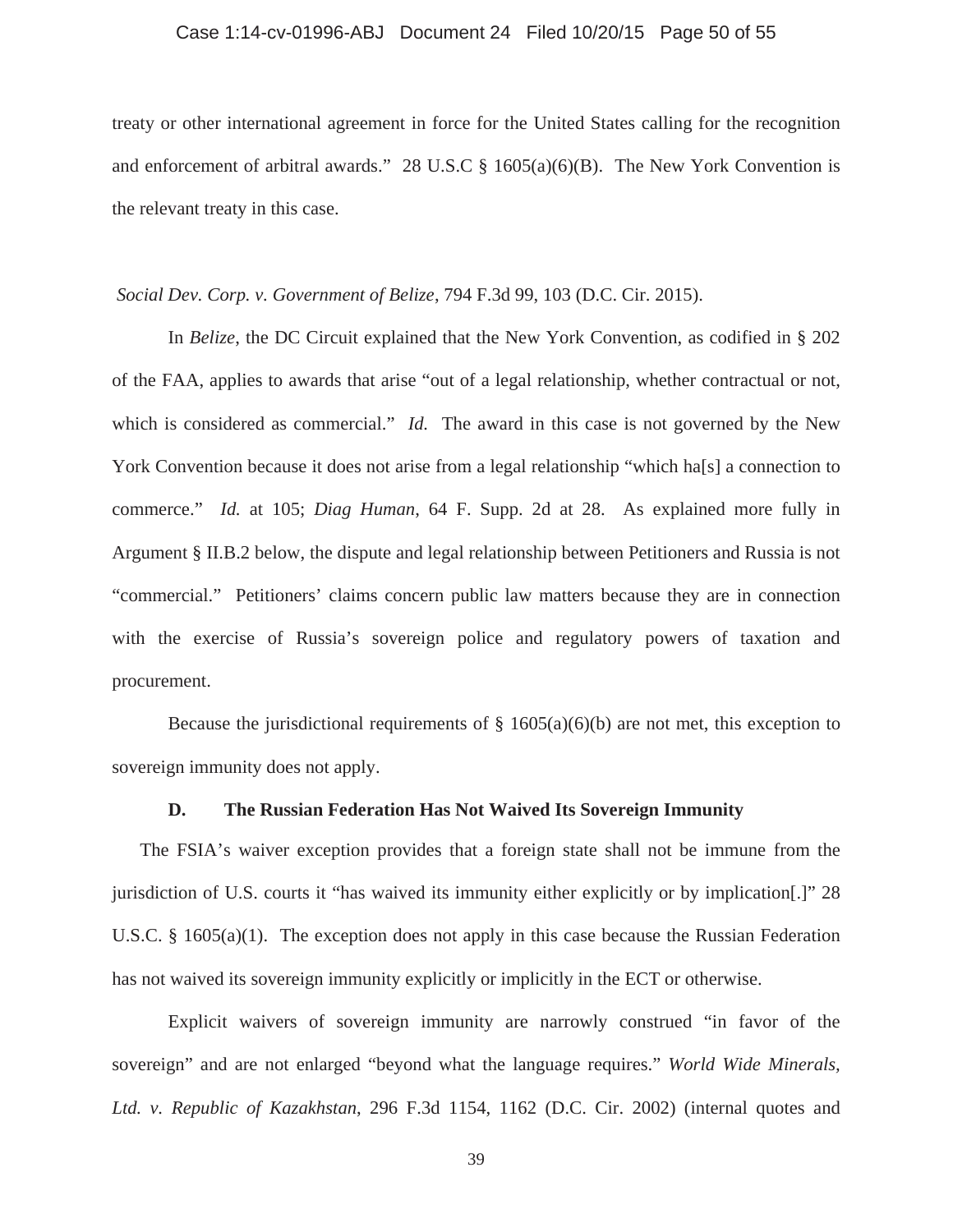treaty or other international agreement in force for the United States calling for the recognition and enforcement of arbitral awards." 28 U.S.C § 1605(a)(6)(B). The New York Convention is the relevant treaty in this case.

*Social Dev. Corp. v. Government of Belize*, 794 F.3d 99, 103 (D.C. Cir. 2015).

In *Belize*, the DC Circuit explained that the New York Convention, as codified in § 202 of the FAA, applies to awards that arise "out of a legal relationship, whether contractual or not, which is considered as commercial." *Id.* The award in this case is not governed by the New York Convention because it does not arise from a legal relationship "which ha[s] a connection to commerce." *Id.* at 105; *Diag Human*, 64 F. Supp. 2d at 28. As explained more fully in Argument § II.B.2 below, the dispute and legal relationship between Petitioners and Russia is not "commercial." Petitioners' claims concern public law matters because they are in connection with the exercise of Russia's sovereign police and regulatory powers of taxation and procurement.

Because the jurisdictional requirements of § 1605(a)(6)(b) are not met, this exception to sovereign immunity does not apply.

### D. The Russian Federation Has Not Waived Its Sovereign Immunity

The FSIA's waiver exception provides that a foreign state shall not be immune from the jurisdiction of U.S. courts it "has waived its immunity either explicitly or by implication[.]" 28 U.S.C. § 1605(a)(1). The exception does not apply in this case because the Russian Federation has not waived its sovereign immunity explicitly or implicitly in the ECT or otherwise.

Explicit waivers of sovereign immunity are narrowly construed "in favor of the sovereign" and are not enlarged "beyond what the language requires." *World Wide Minerals, Ltd. v. Republic of Kazakhstan*, 296 F.3d 1154, 1162 (D.C. Cir. 2002) (internal quotes and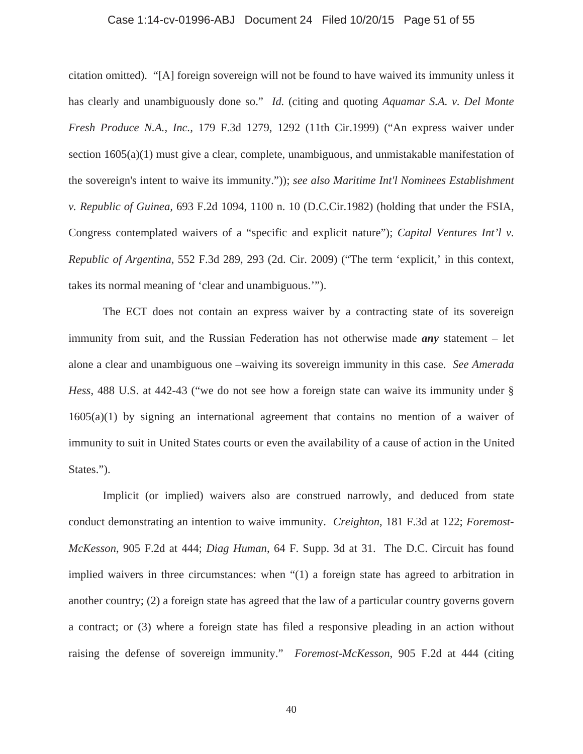citation omitted). "[A] foreign sovereign will not be found to have waived its immunity unless it has clearly and unambiguously done so." *Id.* (citing and quoting *Aquamar S.A. v. Del Monte Fresh Produce N.A., Inc.*, 179 F.3d 1279, 1292 (11th Cir.1999) ("An express waiver under section 1605(a)(1) must give a clear, complete, unambiguous, and unmistakable manifestation of the sovereign's intent to waive its immunity.")); *see also Maritime Int'l Nominees Establishment v. Republic of Guinea*, 693 F.2d 1094, 1100 n. 10 (D.C.Cir.1982) (holding that under the FSIA, Congress contemplated waivers of a "specific and explicit nature"); *Capital Ventures Int'l v. Republic of Argentina*, 552 F.3d 289, 293 (2d. Cir. 2009) ("The term 'explicit,' in this context, takes its normal meaning of 'clear and unambiguous.'").

The ECT does not contain an express waiver by a contracting state of its sovereign immunity from suit, and the Russian Federation has not otherwise made ***any*** statement – let alone a clear and unambiguous one –waiving its sovereign immunity in this case. *See Amerada Hess*, 488 U.S. at 442-43 ("we do not see how a foreign state can waive its immunity under § 1605(a)(1) by signing an international agreement that contains no mention of a waiver of immunity to suit in United States courts or even the availability of a cause of action in the United States.").

Implicit (or implied) waivers also are construed narrowly, and deduced from state conduct demonstrating an intention to waive immunity. *Creighton*, 181 F.3d at 122; *Foremost-McKesson*, 905 F.2d at 444; *Diag Human*, 64 F. Supp. 3d at 31. The D.C. Circuit has found implied waivers in three circumstances: when "(1) a foreign state has agreed to arbitration in another country; (2) a foreign state has agreed that the law of a particular country governs govern a contract; or (3) where a foreign state has filed a responsive pleading in an action without raising the defense of sovereign immunity." *Foremost-McKesson*, 905 F.2d at 444 (citing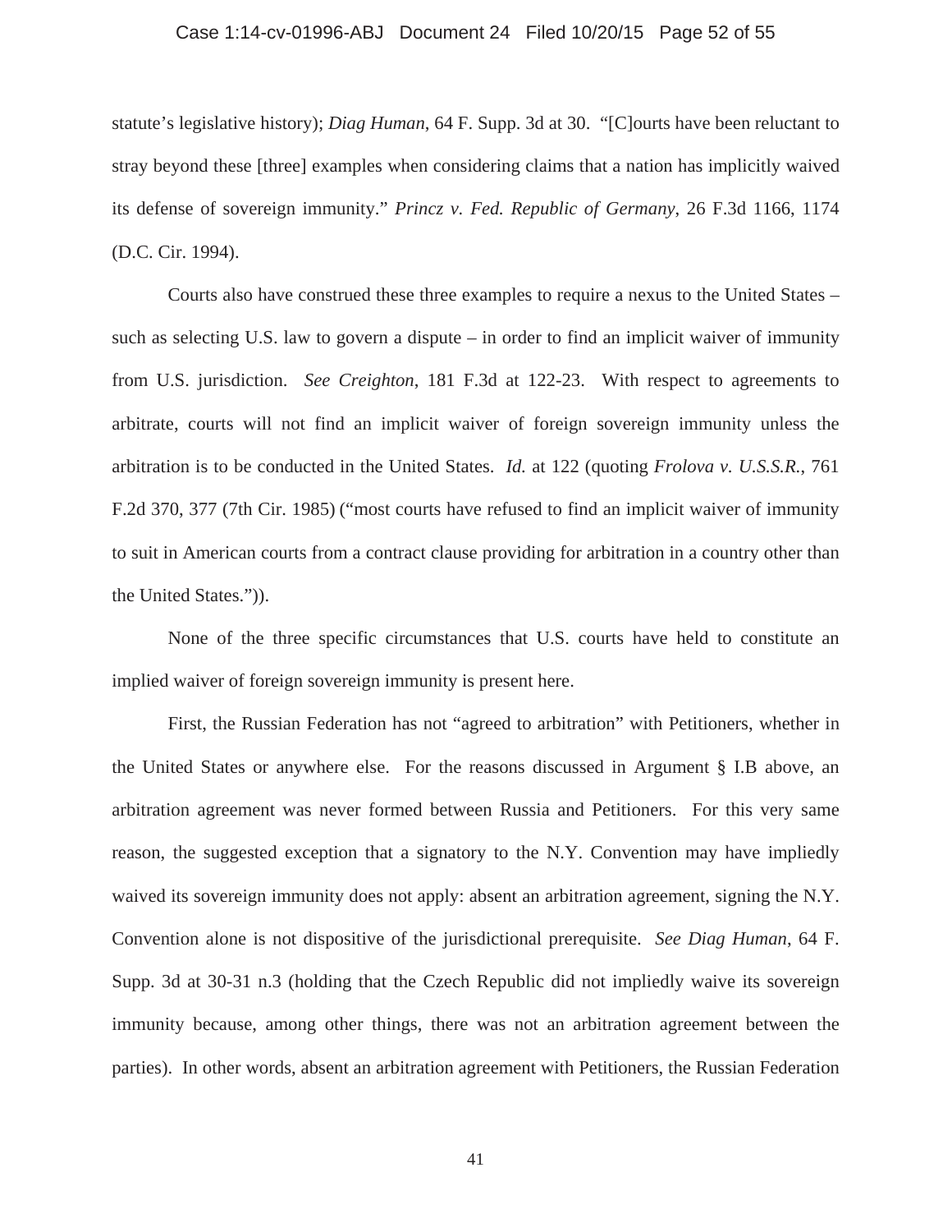statute's legislative history); *Diag Human*, 64 F. Supp. 3d at 30. "[C]ourts have been reluctant to stray beyond these [three] examples when considering claims that a nation has implicitly waived its defense of sovereign immunity." *Princz v. Fed. Republic of Germany*, 26 F.3d 1166, 1174 (D.C. Cir. 1994).

Courts also have construed these three examples to require a nexus to the United States – such as selecting U.S. law to govern a dispute – in order to find an implicit waiver of immunity from U.S. jurisdiction. *See Creighton*, 181 F.3d at 122-23. With respect to agreements to arbitrate, courts will not find an implicit waiver of foreign sovereign immunity unless the arbitration is to be conducted in the United States. *Id.* at 122 (quoting *Frolova v. U.S.S.R.*, 761 F.2d 370, 377 (7th Cir. 1985) ("most courts have refused to find an implicit waiver of immunity to suit in American courts from a contract clause providing for arbitration in a country other than the United States.")).

None of the three specific circumstances that U.S. courts have held to constitute an implied waiver of foreign sovereign immunity is present here.

First, the Russian Federation has not "agreed to arbitration" with Petitioners, whether in the United States or anywhere else. For the reasons discussed in Argument § I.B above, an arbitration agreement was never formed between Russia and Petitioners. For this very same reason, the suggested exception that a signatory to the N.Y. Convention may have impliedly waived its sovereign immunity does not apply: absent an arbitration agreement, signing the N.Y. Convention alone is not dispositive of the jurisdictional prerequisite. *See Diag Human*, 64 F. Supp. 3d at 30-31 n.3 (holding that the Czech Republic did not impliedly waive its sovereign immunity because, among other things, there was not an arbitration agreement between the parties). In other words, absent an arbitration agreement with Petitioners, the Russian Federation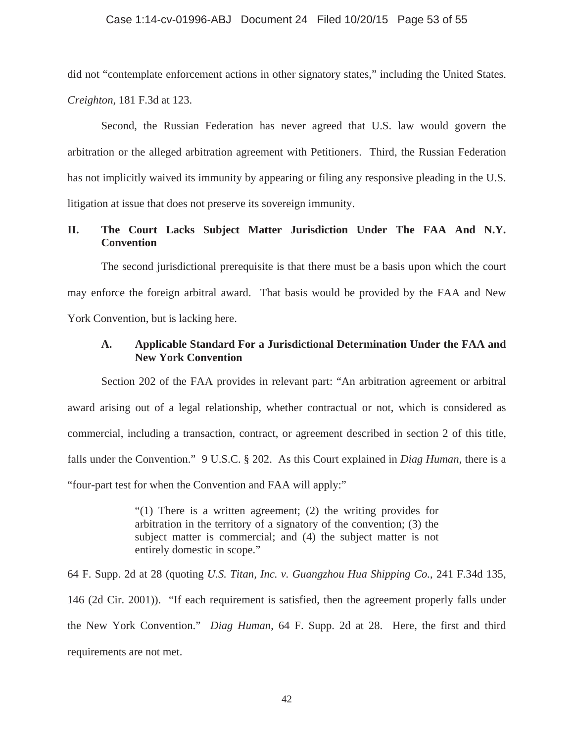did not "contemplate enforcement actions in other signatory states," including the United States. *Creighton*, 181 F.3d at 123.

Second, the Russian Federation has never agreed that U.S. law would govern the arbitration or the alleged arbitration agreement with Petitioners. Third, the Russian Federation has not implicitly waived its immunity by appearing or filing any responsive pleading in the U.S. litigation at issue that does not preserve its sovereign immunity.

## II. The Court Lacks Subject Matter Jurisdiction Under The FAA And N.Y. Convention

The second jurisdictional prerequisite is that there must be a basis upon which the court may enforce the foreign arbitral award. That basis would be provided by the FAA and New York Convention, but is lacking here.

### A. Applicable Standard For a Jurisdictional Determination Under the FAA and New York Convention

Section 202 of the FAA provides in relevant part: "An arbitration agreement or arbitral award arising out of a legal relationship, whether contractual or not, which is considered as commercial, including a transaction, contract, or agreement described in section 2 of this title, falls under the Convention." 9 U.S.C. § 202. As this Court explained in *Diag Human*, there is a "four-part test for when the Convention and FAA will apply:"

> "(1) There is a written agreement; (2) the writing provides for arbitration in the territory of a signatory of the convention; (3) the subject matter is commercial; and (4) the subject matter is not entirely domestic in scope."

64 F. Supp. 2d at 28 (quoting *U.S. Titan, Inc. v. Guangzhou Hua Shipping Co.*, 241 F.34d 135, 146 (2d Cir. 2001)). "If each requirement is satisfied, then the agreement properly falls under the New York Convention." *Diag Human*, 64 F. Supp. 2d at 28. Here, the first and third requirements are not met.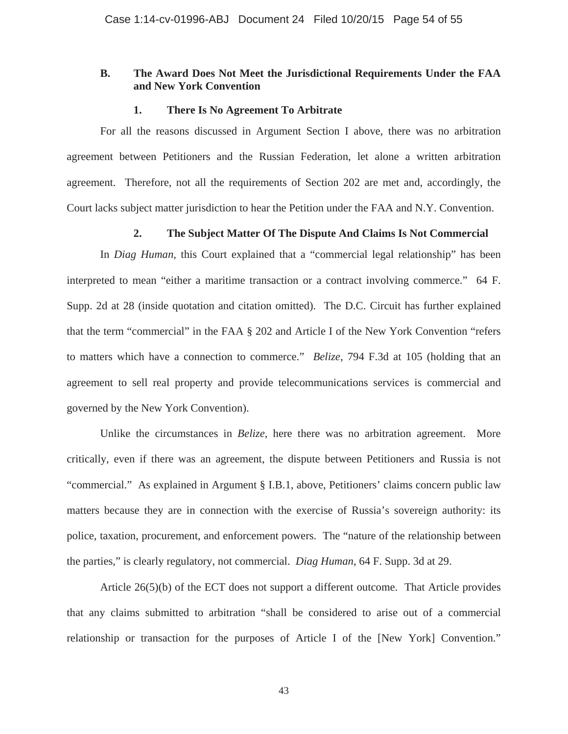### B. The Award Does Not Meet the Jurisdictional Requirements Under the FAA and New York Convention

#### 1. There Is No Agreement To Arbitrate

For all the reasons discussed in Argument Section I above, there was no arbitration agreement between Petitioners and the Russian Federation, let alone a written arbitration agreement. Therefore, not all the requirements of Section 202 are met and, accordingly, the Court lacks subject matter jurisdiction to hear the Petition under the FAA and N.Y. Convention.

#### 2. The Subject Matter Of The Dispute And Claims Is Not Commercial

In *Diag Human*, this Court explained that a "commercial legal relationship" has been interpreted to mean "either a maritime transaction or a contract involving commerce." 64 F. Supp. 2d at 28 (inside quotation and citation omitted). The D.C. Circuit has further explained that the term "commercial" in the FAA § 202 and Article I of the New York Convention "refers to matters which have a connection to commerce." *Belize*, 794 F.3d at 105 (holding that an agreement to sell real property and provide telecommunications services is commercial and governed by the New York Convention).

Unlike the circumstances in *Belize*, here there was no arbitration agreement. More critically, even if there was an agreement, the dispute between Petitioners and Russia is not "commercial." As explained in Argument § I.B.1, above, Petitioners' claims concern public law matters because they are in connection with the exercise of Russia's sovereign authority: its police, taxation, procurement, and enforcement powers. The "nature of the relationship between the parties," is clearly regulatory, not commercial. *Diag Human*, 64 F. Supp. 3d at 29.

Article 26(5)(b) of the ECT does not support a different outcome. That Article provides that any claims submitted to arbitration "shall be considered to arise out of a commercial relationship or transaction for the purposes of Article I of the [New York] Convention."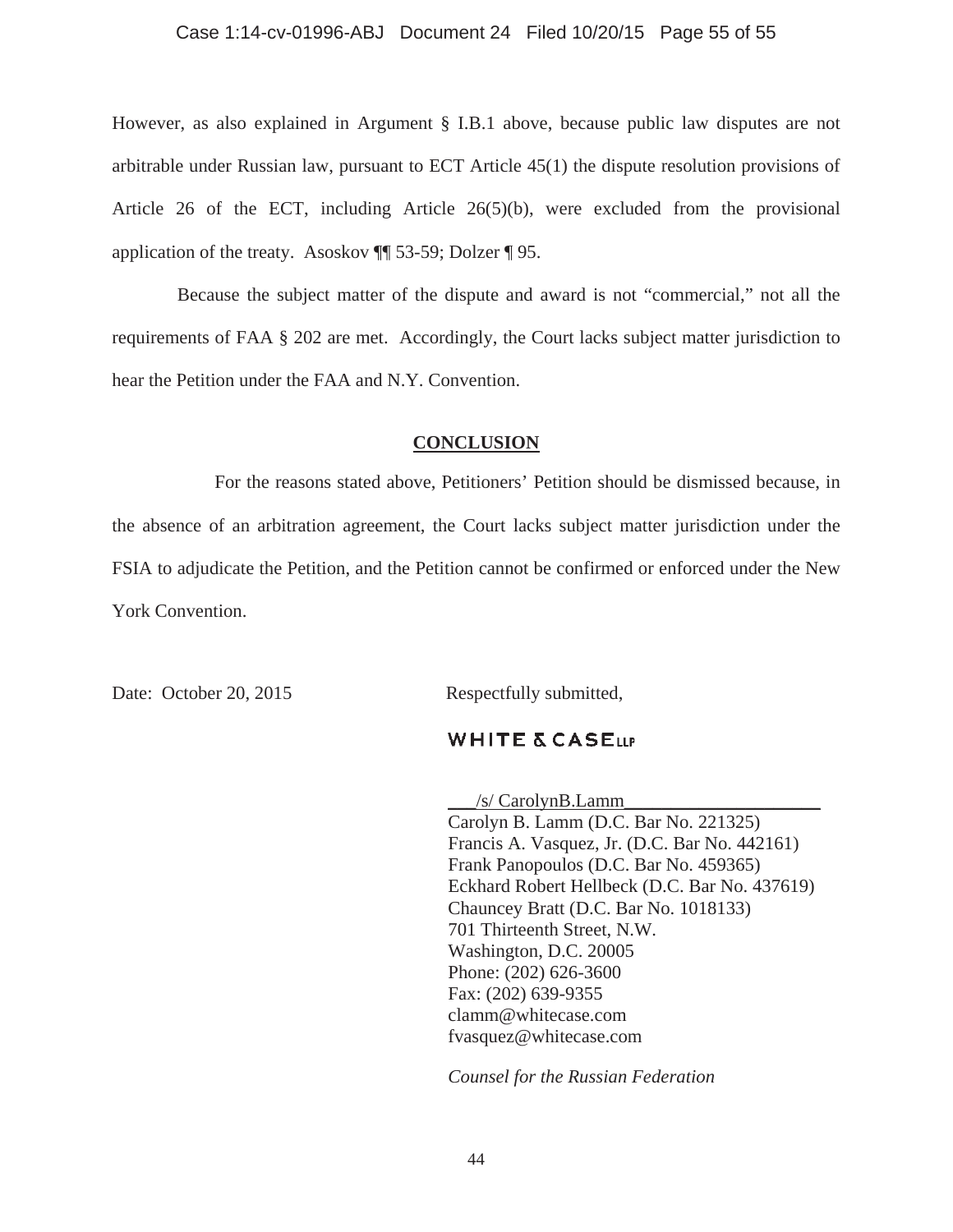However, as also explained in Argument § I.B.1 above, because public law disputes are not arbitrable under Russian law, pursuant to ECT Article 45(1) the dispute resolution provisions of Article 26 of the ECT, including Article 26(5)(b), were excluded from the provisional application of the treaty. Asoskov ¶¶ 53-59; Dolzer ¶ 95.

Because the subject matter of the dispute and award is not "commercial," not all the requirements of FAA § 202 are met. Accordingly, the Court lacks subject matter jurisdiction to hear the Petition under the FAA and N.Y. Convention.

## CONCLUSION

For the reasons stated above, Petitioners' Petition should be dismissed because, in the absence of an arbitration agreement, the Court lacks subject matter jurisdiction under the FSIA to adjudicate the Petition, and the Petition cannot be confirmed or enforced under the New York Convention.

Date: October 20, 2015

Respectfully submitted,

WHITE & CASE LLP

/s/ CarolynB.Lamm
Carolyn B. Lamm (D.C. Bar No. 221325)
Francis A. Vasquez, Jr. (D.C. Bar No. 442161)
Frank Panopoulos (D.C. Bar No. 459365)
Eckhard Robert Hellbeck (D.C. Bar No. 437619)
Chauncey Bratt (D.C. Bar No. 1018133)
701 Thirteenth Street, N.W.
Washington, D.C. 20005
Phone: (202) 626-3600
Fax: (202) 639-9355
clamm@whitecase.com
fvasquez@whitecase.com

*Counsel for the Russian Federation*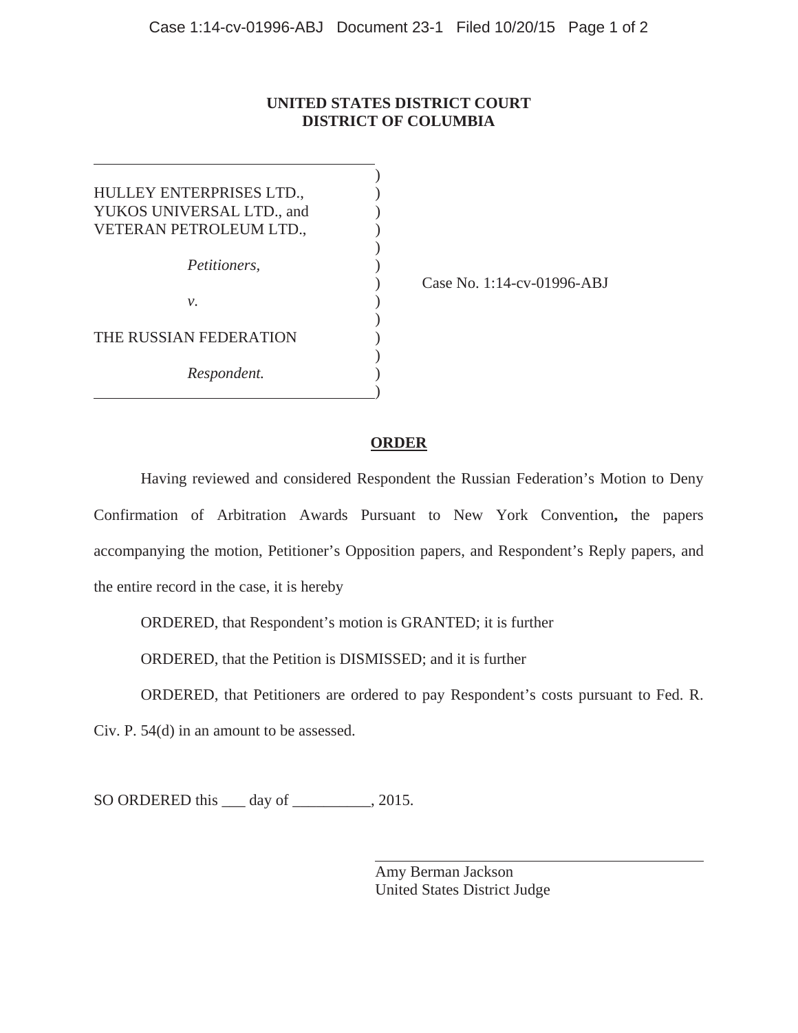**UNITED STATES DISTRICT COURT**
**DISTRICT OF COLUMBIA**

| | |
|---|---|
| HULLEY ENTERPRISES LTD., YUKOS UNIVERSAL LTD., and VETERAN PETROLEUM LTD., | |
| *Petitioners,* | Case No. 1:14-cv-01996-ABJ |
| *v.* | |
| THE RUSSIAN FEDERATION | |
| *Respondent.* | |

## ORDER

Having reviewed and considered Respondent the Russian Federation's Motion to Deny Confirmation of Arbitration Awards Pursuant to New York Convention**,** the papers accompanying the motion, Petitioner's Opposition papers, and Respondent's Reply papers, and the entire record in the case, it is hereby

ORDERED, that Respondent's motion is GRANTED; it is further

ORDERED, that the Petition is DISMISSED; and it is further

ORDERED, that Petitioners are ordered to pay Respondent's costs pursuant to Fed. R. Civ. P. 54(d) in an amount to be assessed.

SO ORDERED this ___ day of __________, 2015.

Amy Berman Jackson
United States District Judge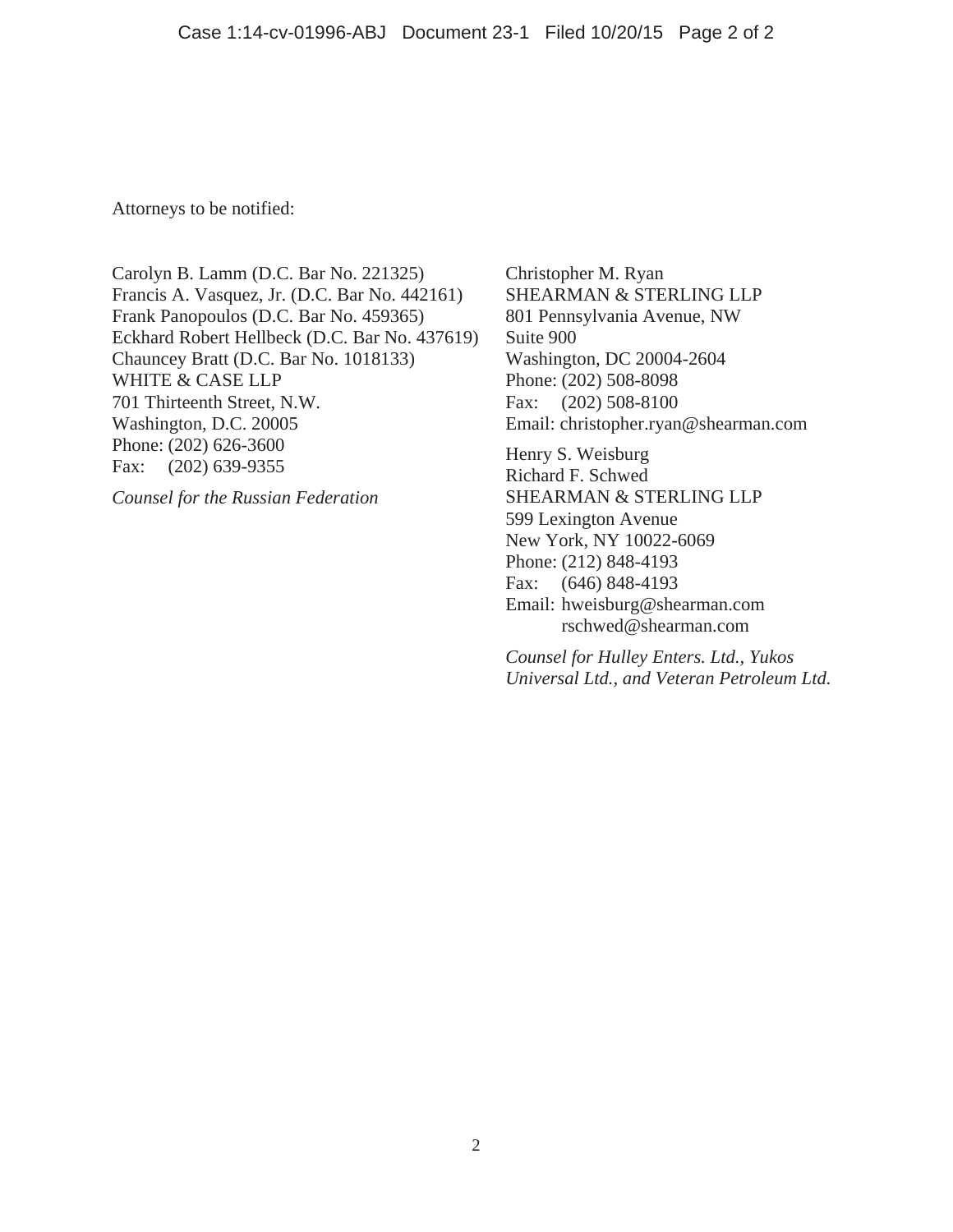Attorneys to be notified:

Carolyn B. Lamm (D.C. Bar No. 221325)
Francis A. Vasquez, Jr. (D.C. Bar No. 442161)
Frank Panopoulos (D.C. Bar No. 459365)
Eckhard Robert Hellbeck (D.C. Bar No. 437619)
Chauncey Bratt (D.C. Bar No. 1018133)
WHITE & CASE LLP
701 Thirteenth Street, N.W.
Washington, D.C. 20005
Phone: (202) 626-3600
Fax: (202) 639-9355

*Counsel for the Russian Federation*

Christopher M. Ryan
SHEARMAN & STERLING LLP
801 Pennsylvania Avenue, NW
Suite 900
Washington, DC 20004-2604
Phone: (202) 508-8098
Fax: (202) 508-8100
Email: christopher.ryan@shearman.com

Henry S. Weisburg
Richard F. Schwed
SHEARMAN & STERLING LLP
599 Lexington Avenue
New York, NY 10022-6069
Phone: (212) 848-4193
Fax: (646) 848-4193
Email: hweisburg@shearman.com
rschwed@shearman.com

*Counsel for Hulley Enters. Ltd., Yukos Universal Ltd., and Veteran Petroleum Ltd.*